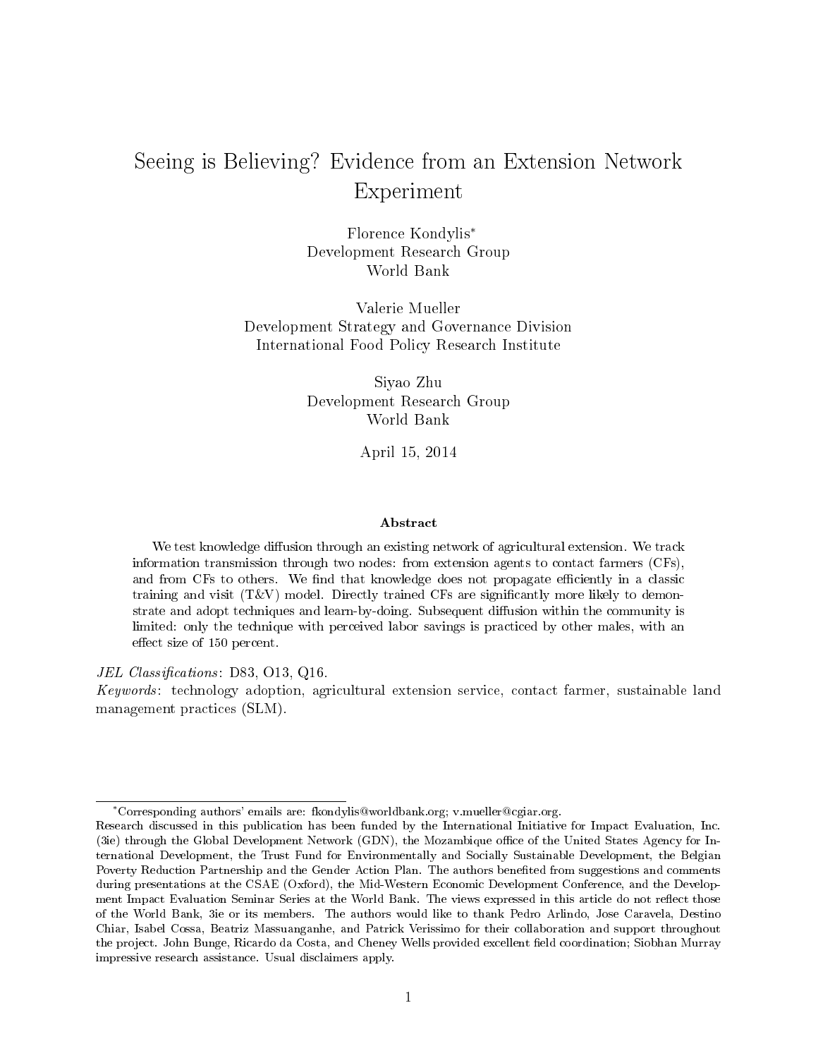# Seeing is Believing? Evidence from an Extension Network Experiment

Florence Kondylis*
Development Research Group
World Bank

Valerie Mueller
Development Strategy and Governance Division
International Food Policy Research Institute

Siyao Zhu
Development Research Group
World Bank

April 15, 2014

## Abstract

We test knowledge diffusion through an existing network of agricultural extension. We track information transmission through two nodes: from extension agents to contact farmers (CFs), and from CFs to others. We find that knowledge does not propagate efficiently in a classic training and visit (T&V) model. Directly trained CFs are significantly more likely to demonstrate and adopt techniques and learn-by-doing. Subsequent diffusion within the community is limited: only the technique with perceived labor savings is practiced by other males, with an effect size of 150 percent.

*JEL Classifications*: D83, O13, Q16.

*Keywords*: technology adoption, agricultural extension service, contact farmer, sustainable land management practices (SLM).

---

*Corresponding authors' emails are: fkondylis@worldbank.org; v.mueller@cgiar.org.

Research discussed in this publication has been funded by the International Initiative for Impact Evaluation, Inc. (3ie) through the Global Development Network (GDN), the Mozambique office of the United States Agency for International Development, the Trust Fund for Environmentally and Socially Sustainable Development, the Belgian Poverty Reduction Partnership and the Gender Action Plan. The authors benefited from suggestions and comments during presentations at the CSAE (Oxford), the Mid-Western Economic Development Conference, and the Development Impact Evaluation Seminar Series at the World Bank. The views expressed in this article do not reflect those of the World Bank, 3ie or its members. The authors would like to thank Pedro Arlindo, Jose Caravela, Destino Chiar, Isabel Cossa, Beatriz Massuanganhe, and Patrick Verissimo for their collaboration and support throughout the project. John Bunge, Ricardo da Costa, and Cheney Wells provided excellent field coordination; Siobhan Murray impressive research assistance. Usual disclaimers apply.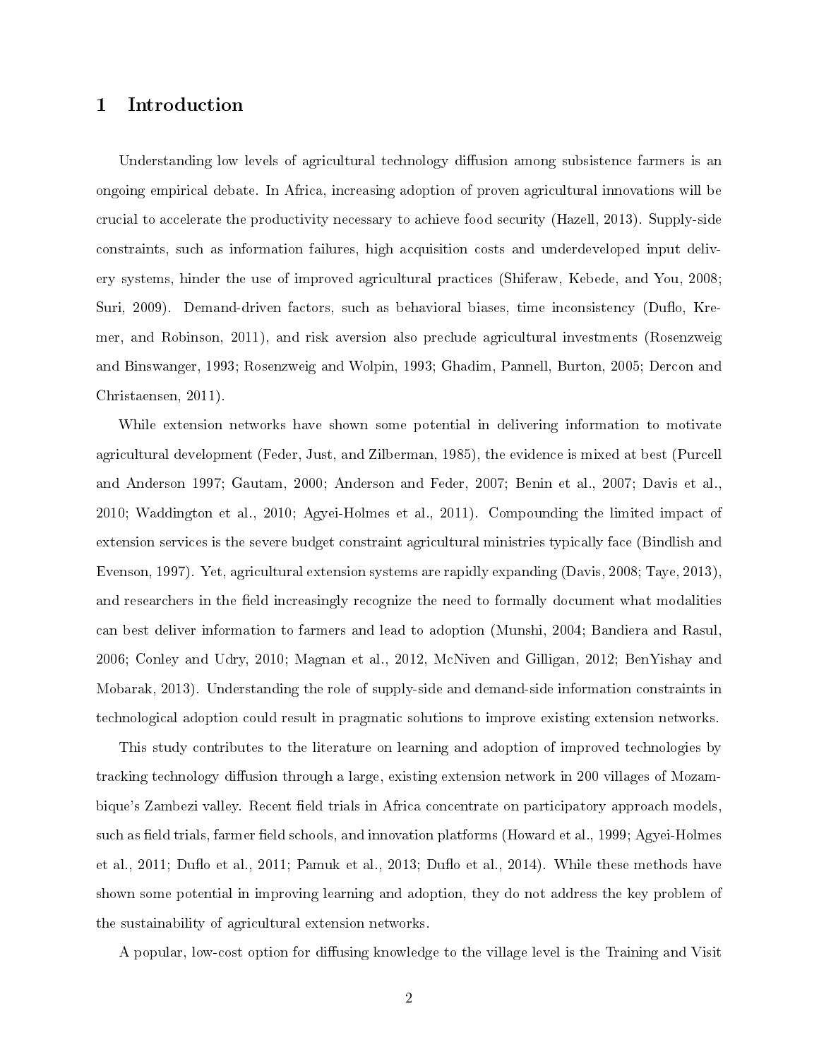# 1 Introduction

Understanding low levels of agricultural technology diffusion among subsistence farmers is an ongoing empirical debate. In Africa, increasing adoption of proven agricultural innovations will be crucial to accelerate the productivity necessary to achieve food security (Hazell, 2013). Supply-side constraints, such as information failures, high acquisition costs and underdeveloped input delivery systems, hinder the use of improved agricultural practices (Shiferaw, Kebede, and You, 2008; Suri, 2009). Demand-driven factors, such as behavioral biases, time inconsistency (Duflo, Kremer, and Robinson, 2011), and risk aversion also preclude agricultural investments (Rosenzweig and Binswanger, 1993; Rosenzweig and Wolpin, 1993; Ghadim, Pannell, Burton, 2005; Dercon and Christaensen, 2011).

While extension networks have shown some potential in delivering information to motivate agricultural development (Feder, Just, and Zilberman, 1985), the evidence is mixed at best (Purcell and Anderson 1997; Gautam, 2000; Anderson and Feder, 2007; Benin et al., 2007; Davis et al., 2010; Waddington et al., 2010; Agyei-Holmes et al., 2011). Compounding the limited impact of extension services is the severe budget constraint agricultural ministries typically face (Bindlish and Evenson, 1997). Yet, agricultural extension systems are rapidly expanding (Davis, 2008; Taye, 2013), and researchers in the field increasingly recognize the need to formally document what modalities can best deliver information to farmers and lead to adoption (Munshi, 2004; Bandiera and Rasul, 2006; Conley and Udry, 2010; Magnan et al., 2012, McNiven and Gilligan, 2012; BenYishay and Mobarak, 2013). Understanding the role of supply-side and demand-side information constraints in technological adoption could result in pragmatic solutions to improve existing extension networks.

This study contributes to the literature on learning and adoption of improved technologies by tracking technology diffusion through a large, existing extension network in 200 villages of Mozambique's Zambezi valley. Recent field trials in Africa concentrate on participatory approach models, such as field trials, farmer field schools, and innovation platforms (Howard et al., 1999; Agyei-Holmes et al., 2011; Duflo et al., 2011; Pamuk et al., 2013; Duflo et al., 2014). While these methods have shown some potential in improving learning and adoption, they do not address the key problem of the sustainability of agricultural extension networks.

A popular, low-cost option for diffusing knowledge to the village level is the Training and Visit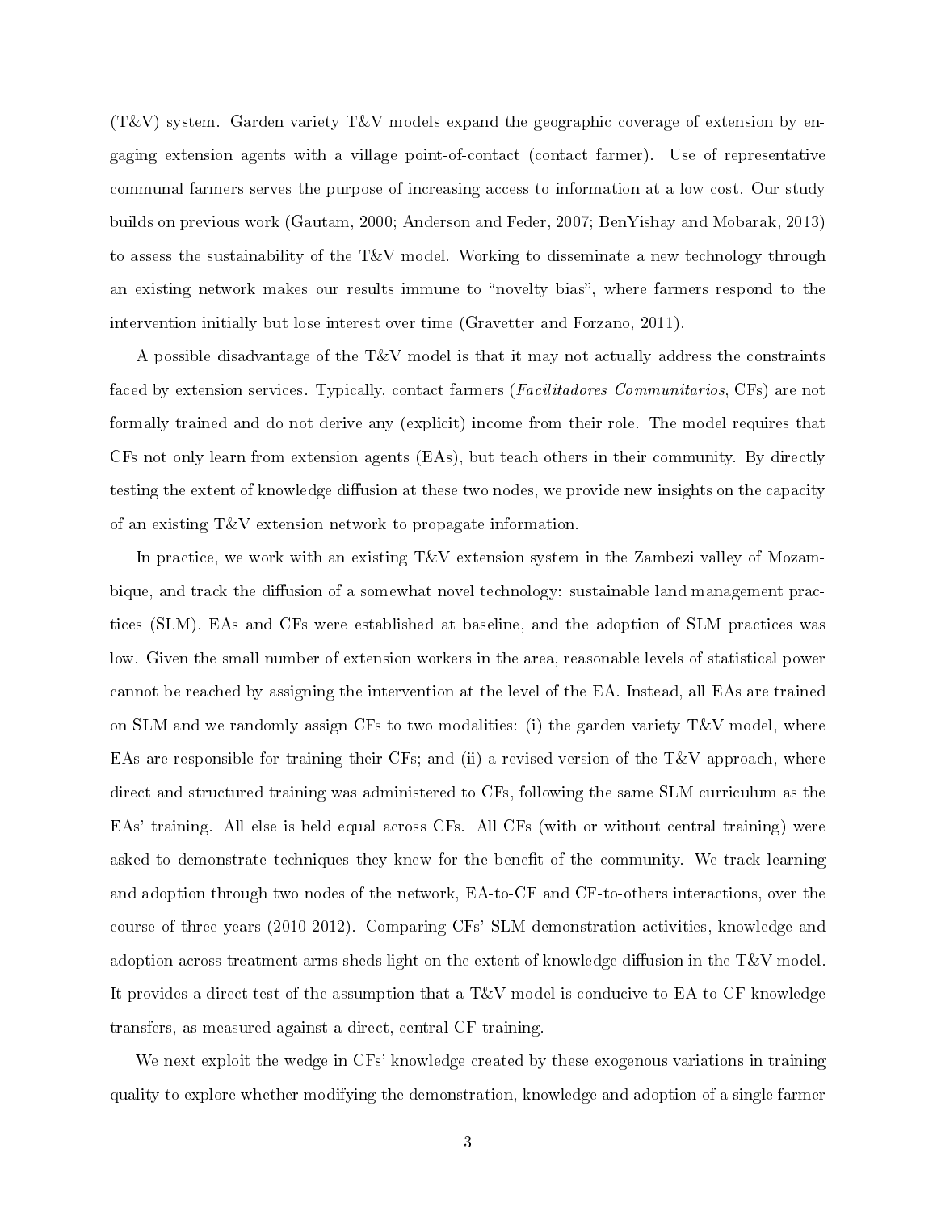(T&V) system. Garden variety T&V models expand the geographic coverage of extension by engaging extension agents with a village point-of-contact (contact farmer). Use of representative communal farmers serves the purpose of increasing access to information at a low cost. Our study builds on previous work (Gautam, 2000; Anderson and Feder, 2007; BenYishay and Mobarak, 2013) to assess the sustainability of the T&V model. Working to disseminate a new technology through an existing network makes our results immune to "novelty bias", where farmers respond to the intervention initially but lose interest over time (Gravetter and Forzano, 2011).

A possible disadvantage of the T&V model is that it may not actually address the constraints faced by extension services. Typically, contact farmers (*Facilitadores Communitarios*, CFs) are not formally trained and do not derive any (explicit) income from their role. The model requires that CFs not only learn from extension agents (EAs), but teach others in their community. By directly testing the extent of knowledge diffusion at these two nodes, we provide new insights on the capacity of an existing T&V extension network to propagate information.

In practice, we work with an existing T&V extension system in the Zambezi valley of Mozambique, and track the diffusion of a somewhat novel technology: sustainable land management practices (SLM). EAs and CFs were established at baseline, and the adoption of SLM practices was low. Given the small number of extension workers in the area, reasonable levels of statistical power cannot be reached by assigning the intervention at the level of the EA. Instead, all EAs are trained on SLM and we randomly assign CFs to two modalities: (i) the garden variety T&V model, where EAs are responsible for training their CFs; and (ii) a revised version of the T&V approach, where direct and structured training was administered to CFs, following the same SLM curriculum as the EAs' training. All else is held equal across CFs. All CFs (with or without central training) were asked to demonstrate techniques they knew for the benefit of the community. We track learning and adoption through two nodes of the network, EA-to-CF and CF-to-others interactions, over the course of three years (2010-2012). Comparing CFs' SLM demonstration activities, knowledge and adoption across treatment arms sheds light on the extent of knowledge diffusion in the T&V model. It provides a direct test of the assumption that a T&V model is conducive to EA-to-CF knowledge transfers, as measured against a direct, central CF training.

We next exploit the wedge in CFs' knowledge created by these exogenous variations in training quality to explore whether modifying the demonstration, knowledge and adoption of a single farmer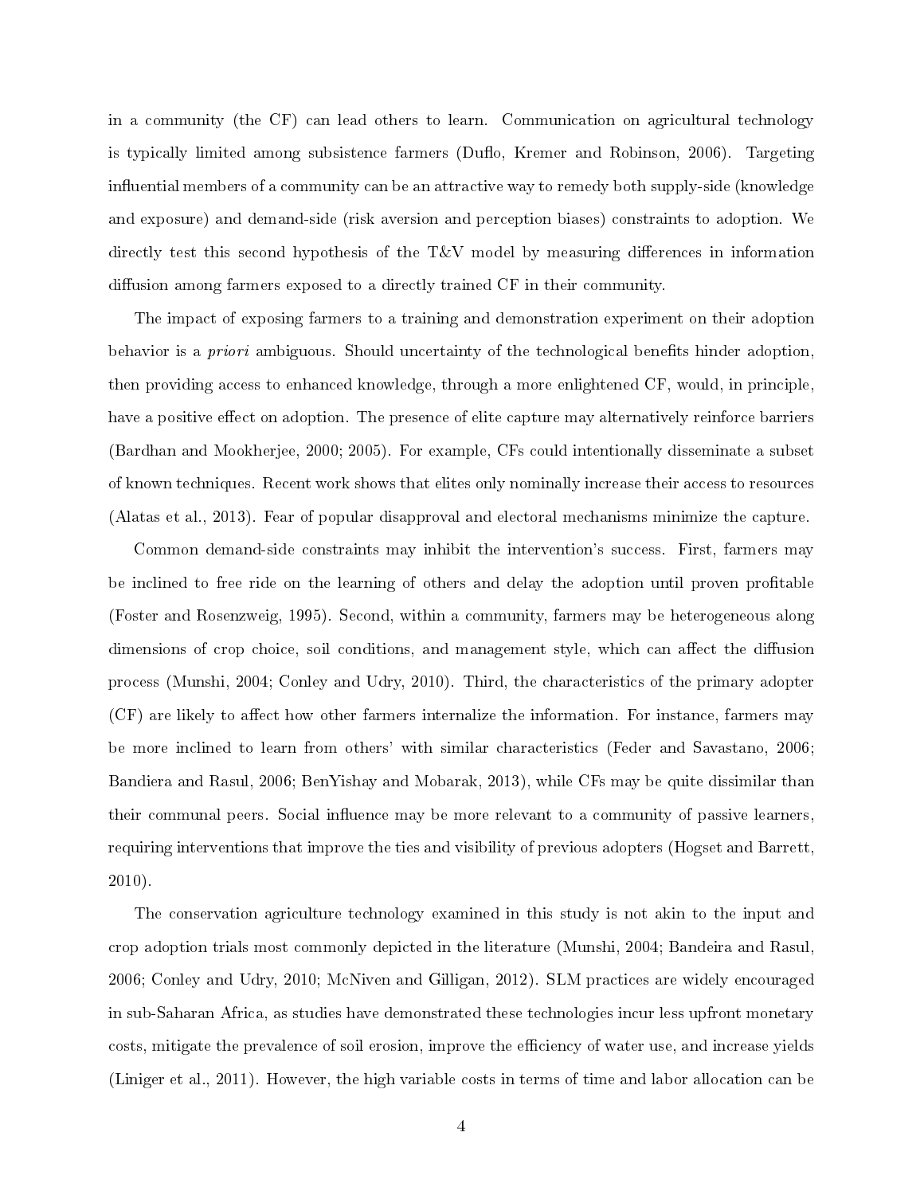in a community (the CF) can lead others to learn. Communication on agricultural technology is typically limited among subsistence farmers (Duflo, Kremer and Robinson, 2006). Targeting influential members of a community can be an attractive way to remedy both supply-side (knowledge and exposure) and demand-side (risk aversion and perception biases) constraints to adoption. We directly test this second hypothesis of the T&V model by measuring differences in information diffusion among farmers exposed to a directly trained CF in their community.

The impact of exposing farmers to a training and demonstration experiment on their adoption behavior is a *priori* ambiguous. Should uncertainty of the technological benefits hinder adoption, then providing access to enhanced knowledge, through a more enlightened CF, would, in principle, have a positive effect on adoption. The presence of elite capture may alternatively reinforce barriers (Bardhan and Mookherjee, 2000; 2005). For example, CFs could intentionally disseminate a subset of known techniques. Recent work shows that elites only nominally increase their access to resources (Alatas et al., 2013). Fear of popular disapproval and electoral mechanisms minimize the capture.

Common demand-side constraints may inhibit the intervention's success. First, farmers may be inclined to free ride on the learning of others and delay the adoption until proven profitable (Foster and Rosenzweig, 1995). Second, within a community, farmers may be heterogeneous along dimensions of crop choice, soil conditions, and management style, which can affect the diffusion process (Munshi, 2004; Conley and Udry, 2010). Third, the characteristics of the primary adopter (CF) are likely to affect how other farmers internalize the information. For instance, farmers may be more inclined to learn from others' with similar characteristics (Feder and Savastano, 2006; Bandiera and Rasul, 2006; BenYishay and Mobarak, 2013), while CFs may be quite dissimilar than their communal peers. Social influence may be more relevant to a community of passive learners, requiring interventions that improve the ties and visibility of previous adopters (Hogset and Barrett, 2010).

The conservation agriculture technology examined in this study is not akin to the input and crop adoption trials most commonly depicted in the literature (Munshi, 2004; Bandeira and Rasul, 2006; Conley and Udry, 2010; McNiven and Gilligan, 2012). SLM practices are widely encouraged in sub-Saharan Africa, as studies have demonstrated these technologies incur less upfront monetary costs, mitigate the prevalence of soil erosion, improve the efficiency of water use, and increase yields (Liniger et al., 2011). However, the high variable costs in terms of time and labor allocation can be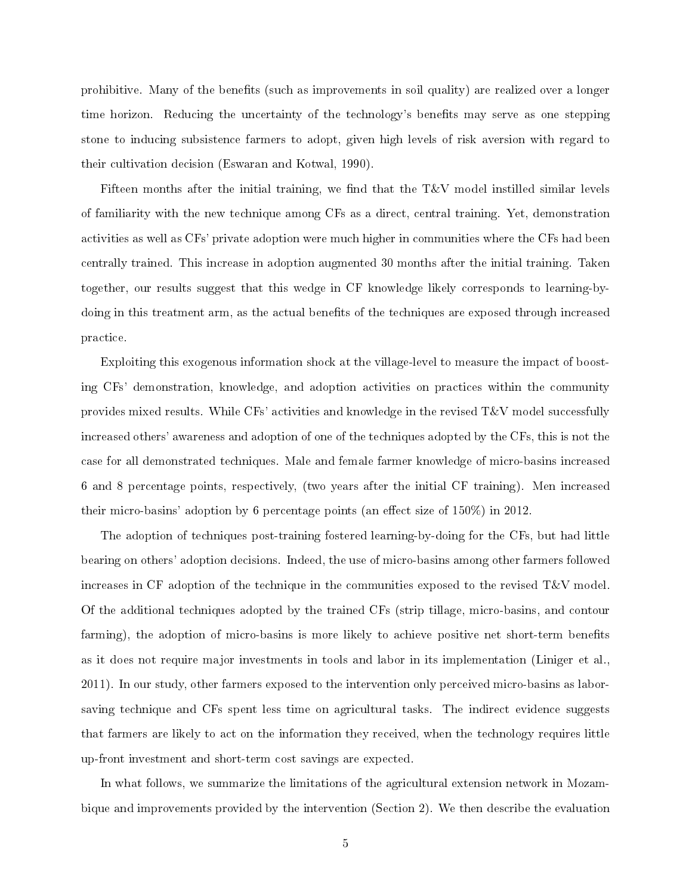prohibitive. Many of the benefits (such as improvements in soil quality) are realized over a longer time horizon. Reducing the uncertainty of the technology's benefits may serve as one stepping stone to inducing subsistence farmers to adopt, given high levels of risk aversion with regard to their cultivation decision (Eswaran and Kotwal, 1990).

Fifteen months after the initial training, we find that the T&V model instilled similar levels of familiarity with the new technique among CFs as a direct, central training. Yet, demonstration activities as well as CFs' private adoption were much higher in communities where the CFs had been centrally trained. This increase in adoption augmented 30 months after the initial training. Taken together, our results suggest that this wedge in CF knowledge likely corresponds to learning-by-doing in this treatment arm, as the actual benefits of the techniques are exposed through increased practice.

Exploiting this exogenous information shock at the village-level to measure the impact of boosting CFs' demonstration, knowledge, and adoption activities on practices within the community provides mixed results. While CFs' activities and knowledge in the revised T&V model successfully increased others' awareness and adoption of one of the techniques adopted by the CFs, this is not the case for all demonstrated techniques. Male and female farmer knowledge of micro-basins increased 6 and 8 percentage points, respectively, (two years after the initial CF training). Men increased their micro-basins' adoption by 6 percentage points (an effect size of 150%) in 2012.

The adoption of techniques post-training fostered learning-by-doing for the CFs, but had little bearing on others' adoption decisions. Indeed, the use of micro-basins among other farmers followed increases in CF adoption of the technique in the communities exposed to the revised T&V model. Of the additional techniques adopted by the trained CFs (strip tillage, micro-basins, and contour farming), the adoption of micro-basins is more likely to achieve positive net short-term benefits as it does not require major investments in tools and labor in its implementation (Liniger et al., 2011). In our study, other farmers exposed to the intervention only perceived micro-basins as labor-saving technique and CFs spent less time on agricultural tasks. The indirect evidence suggests that farmers are likely to act on the information they received, when the technology requires little up-front investment and short-term cost savings are expected.

In what follows, we summarize the limitations of the agricultural extension network in Mozambique and improvements provided by the intervention (Section 2). We then describe the evaluation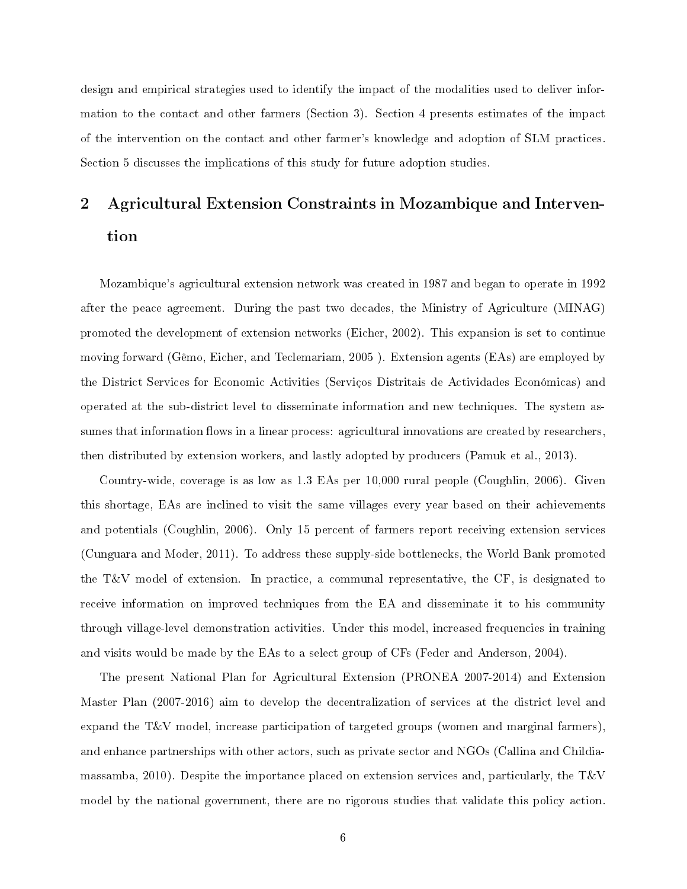design and empirical strategies used to identify the impact of the modalities used to deliver information to the contact and other farmers (Section 3). Section 4 presents estimates of the impact of the intervention on the contact and other farmer's knowledge and adoption of SLM practices. Section 5 discusses the implications of this study for future adoption studies.

## 2 Agricultural Extension Constraints in Mozambique and Intervention

Mozambique's agricultural extension network was created in 1987 and began to operate in 1992 after the peace agreement. During the past two decades, the Ministry of Agriculture (MINAG) promoted the development of extension networks (Eicher, 2002). This expansion is set to continue moving forward (Gêmo, Eicher, and Teclemariam, 2005 ). Extension agents (EAs) are employed by the District Services for Economic Activities (Serviços Distritais de Actividades Económicas) and operated at the sub-district level to disseminate information and new techniques. The system assumes that information flows in a linear process: agricultural innovations are created by researchers, then distributed by extension workers, and lastly adopted by producers (Pamuk et al., 2013).

Country-wide, coverage is as low as 1.3 EAs per 10,000 rural people (Coughlin, 2006). Given this shortage, EAs are inclined to visit the same villages every year based on their achievements and potentials (Coughlin, 2006). Only 15 percent of farmers report receiving extension services (Cunguara and Moder, 2011). To address these supply-side bottlenecks, the World Bank promoted the T&V model of extension. In practice, a communal representative, the CF, is designated to receive information on improved techniques from the EA and disseminate it to his community through village-level demonstration activities. Under this model, increased frequencies in training and visits would be made by the EAs to a select group of CFs (Feder and Anderson, 2004).

The present National Plan for Agricultural Extension (PRONEA 2007-2014) and Extension Master Plan (2007-2016) aim to develop the decentralization of services at the district level and expand the T&V model, increase participation of targeted groups (women and marginal farmers), and enhance partnerships with other actors, such as private sector and NGOs (Callina and Childiamassamba, 2010). Despite the importance placed on extension services and, particularly, the T&V model by the national government, there are no rigorous studies that validate this policy action.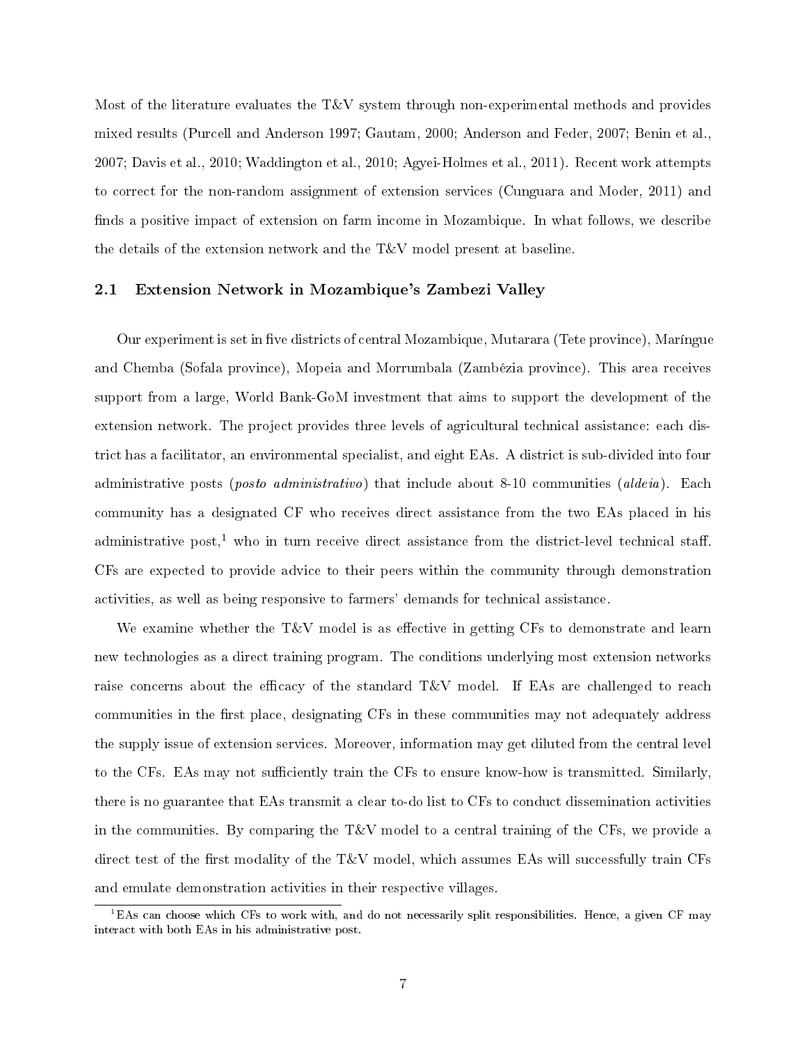Most of the literature evaluates the T&V system through non-experimental methods and provides mixed results (Purcell and Anderson 1997; Gautam, 2000; Anderson and Feder, 2007; Benin et al., 2007; Davis et al., 2010; Waddington et al., 2010; Agyei-Holmes et al., 2011). Recent work attempts to correct for the non-random assignment of extension services (Cunguara and Moder, 2011) and finds a positive impact of extension on farm income in Mozambique. In what follows, we describe the details of the extension network and the T&V model present at baseline.

### 2.1 Extension Network in Mozambique's Zambezi Valley

Our experiment is set in five districts of central Mozambique, Mutarara (Tete province), Maríngue and Chemba (Sofala province), Mopeia and Morrumbala (Zambézia province). This area receives support from a large, World Bank-GoM investment that aims to support the development of the extension network. The project provides three levels of agricultural technical assistance: each district has a facilitator, an environmental specialist, and eight EAs. A district is sub-divided into four administrative posts (*posto administrativo*) that include about 8-10 communities (*aldeia*). Each community has a designated CF who receives direct assistance from the two EAs placed in his administrative post,[1] who in turn receive direct assistance from the district-level technical staff. CFs are expected to provide advice to their peers within the community through demonstration activities, as well as being responsive to farmers' demands for technical assistance.

We examine whether the T&V model is as effective in getting CFs to demonstrate and learn new technologies as a direct training program. The conditions underlying most extension networks raise concerns about the efficacy of the standard T&V model. If EAs are challenged to reach communities in the first place, designating CFs in these communities may not adequately address the supply issue of extension services. Moreover, information may get diluted from the central level to the CFs. EAs may not sufficiently train the CFs to ensure know-how is transmitted. Similarly, there is no guarantee that EAs transmit a clear to-do list to CFs to conduct dissemination activities in the communities. By comparing the T&V model to a central training of the CFs, we provide a direct test of the first modality of the T&V model, which assumes EAs will successfully train CFs and emulate demonstration activities in their respective villages.

[1] EAs can choose which CFs to work with, and do not necessarily split responsibilities. Hence, a given CF may interact with both EAs in his administrative post.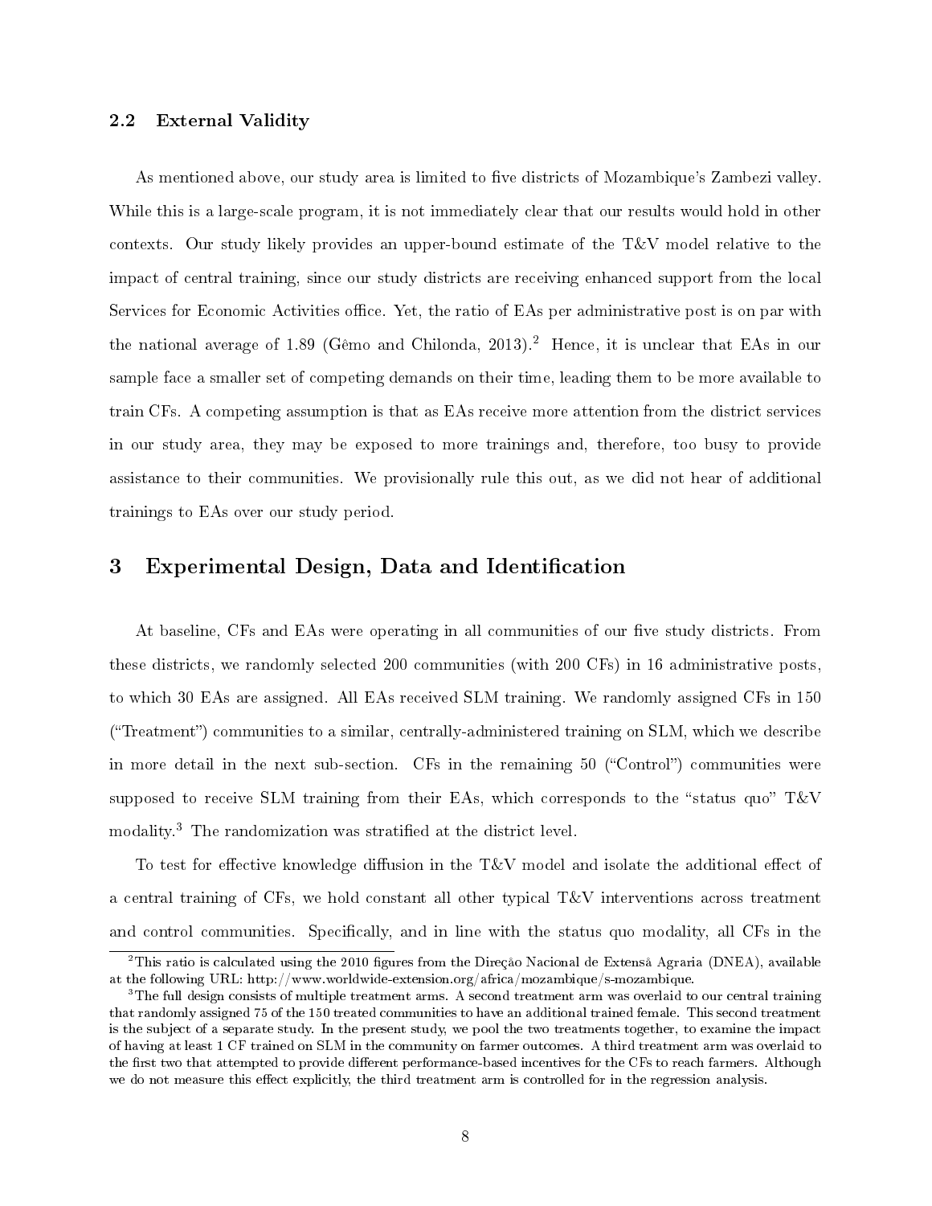### 2.2 External Validity

As mentioned above, our study area is limited to five districts of Mozambique's Zambezi valley. While this is a large-scale program, it is not immediately clear that our results would hold in other contexts. Our study likely provides an upper-bound estimate of the T&V model relative to the impact of central training, since our study districts are receiving enhanced support from the local Services for Economic Activities office. Yet, the ratio of EAs per administrative post is on par with the national average of 1.89 (Gêmo and Chilonda, 2013).[2] Hence, it is unclear that EAs in our sample face a smaller set of competing demands on their time, leading them to be more available to train CFs. A competing assumption is that as EAs receive more attention from the district services in our study area, they may be exposed to more trainings and, therefore, too busy to provide assistance to their communities. We provisionally rule this out, as we did not hear of additional trainings to EAs over our study period.

## 3 Experimental Design, Data and Identification

At baseline, CFs and EAs were operating in all communities of our five study districts. From these districts, we randomly selected 200 communities (with 200 CFs) in 16 administrative posts, to which 30 EAs are assigned. All EAs received SLM training. We randomly assigned CFs in 150 ("Treatment") communities to a similar, centrally-administered training on SLM, which we describe in more detail in the next sub-section. CFs in the remaining 50 ("Control") communities were supposed to receive SLM training from their EAs, which corresponds to the "status quo" T&V modality.[3] The randomization was stratified at the district level.

To test for effective knowledge diffusion in the T&V model and isolate the additional effect of a central training of CFs, we hold constant all other typical T&V interventions across treatment and control communities. Specifically, and in line with the status quo modality, all CFs in the

[2] This ratio is calculated using the 2010 figures from the Direção Nacional de Extensã Agraria (DNEA), available at the following URL: http://www.worldwide-extension.org/africa/mozambique/s-mozambique.

[3] The full design consists of multiple treatment arms. A second treatment arm was overlaid to our central training that randomly assigned 75 of the 150 treated communities to have an additional trained female. This second treatment is the subject of a separate study. In the present study, we pool the two treatments together, to examine the impact of having at least 1 CF trained on SLM in the community on farmer outcomes. A third treatment arm was overlaid to the first two that attempted to provide different performance-based incentives for the CFs to reach farmers. Although we do not measure this effect explicitly, the third treatment arm is controlled for in the regression analysis.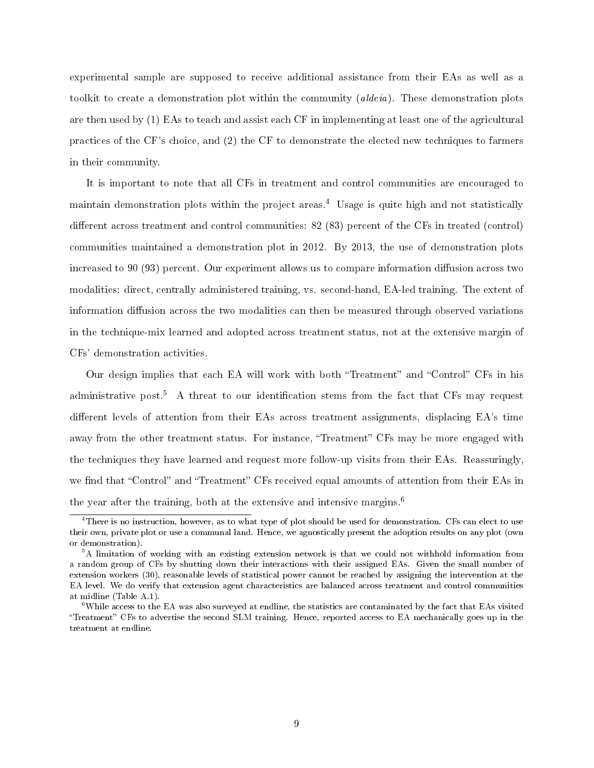experimental sample are supposed to receive additional assistance from their EAs as well as a toolkit to create a demonstration plot within the community (*aldeia*). These demonstration plots are then used by (1) EAs to teach and assist each CF in implementing at least one of the agricultural practices of the CF's choice, and (2) the CF to demonstrate the elected new techniques to farmers in their community.

It is important to note that all CFs in treatment and control communities are encouraged to maintain demonstration plots within the project areas.[4] Usage is quite high and not statistically different across treatment and control communities: 82 (83) percent of the CFs in treated (control) communities maintained a demonstration plot in 2012. By 2013, the use of demonstration plots increased to 90 (93) percent. Our experiment allows us to compare information diffusion across two modalities: direct, centrally administered training, vs. second-hand, EA-led training. The extent of information diffusion across the two modalities can then be measured through observed variations in the technique-mix learned and adopted across treatment status, not at the extensive margin of CFs' demonstration activities.

Our design implies that each EA will work with both "Treatment" and "Control" CFs in his administrative post.[5] A threat to our identification stems from the fact that CFs may request different levels of attention from their EAs across treatment assignments, displacing EA's time away from the other treatment status. For instance, "Treatment" CFs may be more engaged with the techniques they have learned and request more follow-up visits from their EAs. Reassuringly, we find that "Control" and "Treatment" CFs received equal amounts of attention from their EAs in the year after the training, both at the extensive and intensive margins.[6]

[4] There is no instruction, however, as to what type of plot should be used for demonstration. CFs can elect to use their own, private plot or use a communal land. Hence, we agnostically present the adoption results on any plot (own or demonstration).

[5] A limitation of working with an existing extension network is that we could not withhold information from a random group of CFs by shutting down their interactions with their assigned EAs. Given the small number of extension workers (30), reasonable levels of statistical power cannot be reached by assigning the intervention at the EA level. We do verify that extension agent characteristics are balanced across treatment and control communities at midline (Table A.1).

[6] While access to the EA was also surveyed at endline, the statistics are contaminated by the fact that EAs visited "Treatment" CFs to advertise the second SLM training. Hence, reported access to EA mechanically goes up in the treatment at endline.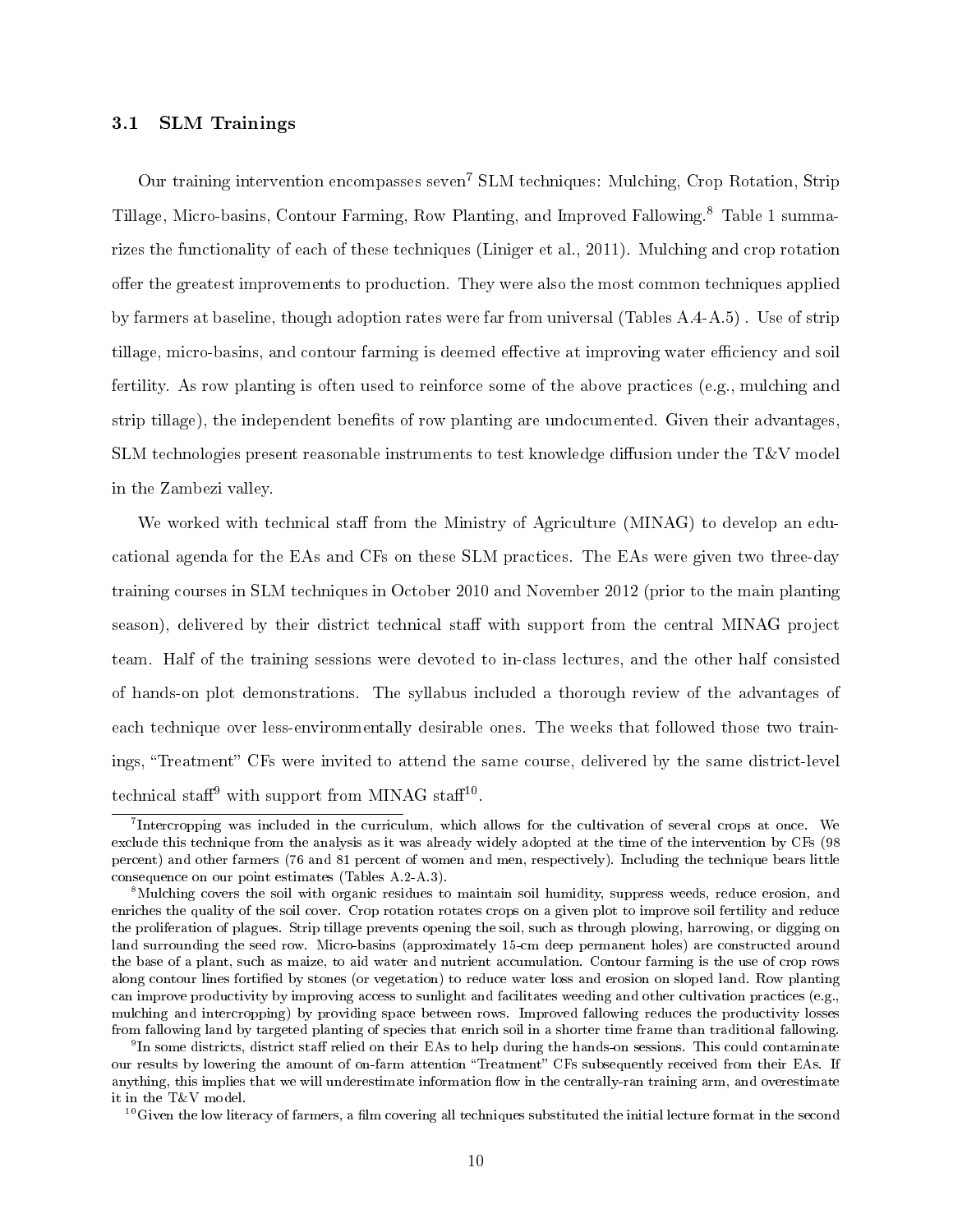### 3.1 SLM Trainings

Our training intervention encompasses seven[7] SLM techniques: Mulching, Crop Rotation, Strip Tillage, Micro-basins, Contour Farming, Row Planting, and Improved Fallowing.[8] Table 1 summarizes the functionality of each of these techniques (Liniger et al., 2011). Mulching and crop rotation offer the greatest improvements to production. They were also the most common techniques applied by farmers at baseline, though adoption rates were far from universal (Tables A.4-A.5) . Use of strip tillage, micro-basins, and contour farming is deemed effective at improving water efficiency and soil fertility. As row planting is often used to reinforce some of the above practices (e.g., mulching and strip tillage), the independent benefits of row planting are undocumented. Given their advantages, SLM technologies present reasonable instruments to test knowledge diffusion under the T&V model in the Zambezi valley.

We worked with technical staff from the Ministry of Agriculture (MINAG) to develop an educational agenda for the EAs and CFs on these SLM practices. The EAs were given two three-day training courses in SLM techniques in October 2010 and November 2012 (prior to the main planting season), delivered by their district technical staff with support from the central MINAG project team. Half of the training sessions were devoted to in-class lectures, and the other half consisted of hands-on plot demonstrations. The syllabus included a thorough review of the advantages of each technique over less-environmentally desirable ones. The weeks that followed those two trainings, "Treatment" CFs were invited to attend the same course, delivered by the same district-level technical staff[9] with support from MINAG staff[10].

---

[7] Intercropping was included in the curriculum, which allows for the cultivation of several crops at once. We exclude this technique from the analysis as it was already widely adopted at the time of the intervention by CFs (98 percent) and other farmers (76 and 81 percent of women and men, respectively). Including the technique bears little consequence on our point estimates (Tables A.2-A.3).

[8] Mulching covers the soil with organic residues to maintain soil humidity, suppress weeds, reduce erosion, and enriches the quality of the soil cover. Crop rotation rotates crops on a given plot to improve soil fertility and reduce the proliferation of plagues. Strip tillage prevents opening the soil, such as through plowing, harrowing, or digging on land surrounding the seed row. Micro-basins (approximately 15-cm deep permanent holes) are constructed around the base of a plant, such as maize, to aid water and nutrient accumulation. Contour farming is the use of crop rows along contour lines fortified by stones (or vegetation) to reduce water loss and erosion on sloped land. Row planting can improve productivity by improving access to sunlight and facilitates weeding and other cultivation practices (e.g., mulching and intercropping) by providing space between rows. Improved fallowing reduces the productivity losses from fallowing land by targeted planting of species that enrich soil in a shorter time frame than traditional fallowing.

[9] In some districts, district staff relied on their EAs to help during the hands-on sessions. This could contaminate our results by lowering the amount of on-farm attention "Treatment" CFs subsequently received from their EAs. If anything, this implies that we will underestimate information flow in the centrally-ran training arm, and overestimate it in the T&V model.

[10] Given the low literacy of farmers, a film covering all techniques substituted the initial lecture format in the second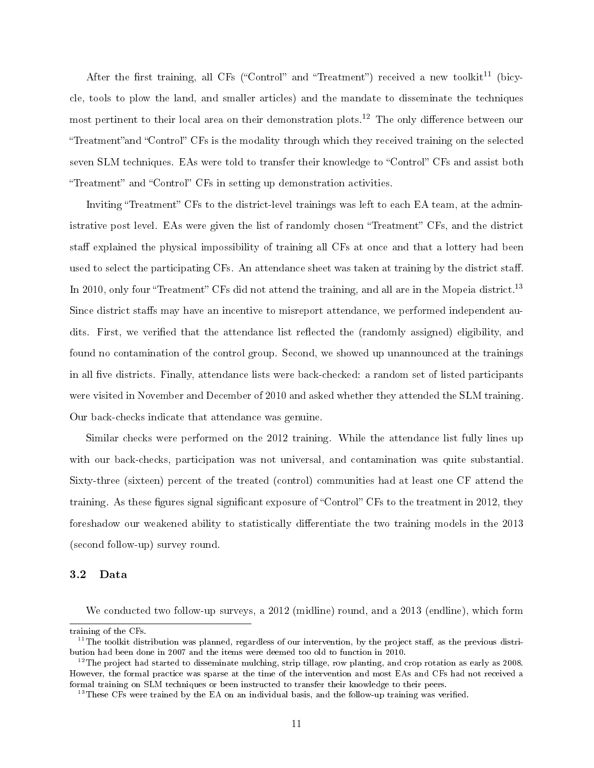After the first training, all CFs ("Control" and "Treatment") received a new toolkit[11] (bicycle, tools to plow the land, and smaller articles) and the mandate to disseminate the techniques most pertinent to their local area on their demonstration plots.[12] The only difference between our "Treatment"and "Control" CFs is the modality through which they received training on the selected seven SLM techniques. EAs were told to transfer their knowledge to "Control" CFs and assist both "Treatment" and "Control" CFs in setting up demonstration activities.

Inviting "Treatment" CFs to the district-level trainings was left to each EA team, at the administrative post level. EAs were given the list of randomly chosen "Treatment" CFs, and the district staff explained the physical impossibility of training all CFs at once and that a lottery had been used to select the participating CFs. An attendance sheet was taken at training by the district staff. In 2010, only four "Treatment" CFs did not attend the training, and all are in the Mopeia district.[13] Since district staffs may have an incentive to misreport attendance, we performed independent audits. First, we verified that the attendance list reflected the (randomly assigned) eligibility, and found no contamination of the control group. Second, we showed up unannounced at the trainings in all five districts. Finally, attendance lists were back-checked: a random set of listed participants were visited in November and December of 2010 and asked whether they attended the SLM training. Our back-checks indicate that attendance was genuine.

Similar checks were performed on the 2012 training. While the attendance list fully lines up with our back-checks, participation was not universal, and contamination was quite substantial. Sixty-three (sixteen) percent of the treated (control) communities had at least one CF attend the training. As these figures signal significant exposure of "Control" CFs to the treatment in 2012, they foreshadow our weakened ability to statistically differentiate the two training models in the 2013 (second follow-up) survey round.

### 3.2 Data

We conducted two follow-up surveys, a 2012 (midline) round, and a 2013 (endline), which form

training of the CFs.

[11] The toolkit distribution was planned, regardless of our intervention, by the project staff, as the previous distribution had been done in 2007 and the items were deemed too old to function in 2010.

[12] The project had started to disseminate mulching, strip tillage, row planting, and crop rotation as early as 2008. However, the formal practice was sparse at the time of the intervention and most EAs and CFs had not received a formal training on SLM techniques or been instructed to transfer their knowledge to their peers.

[13] These CFs were trained by the EA on an individual basis, and the follow-up training was verified.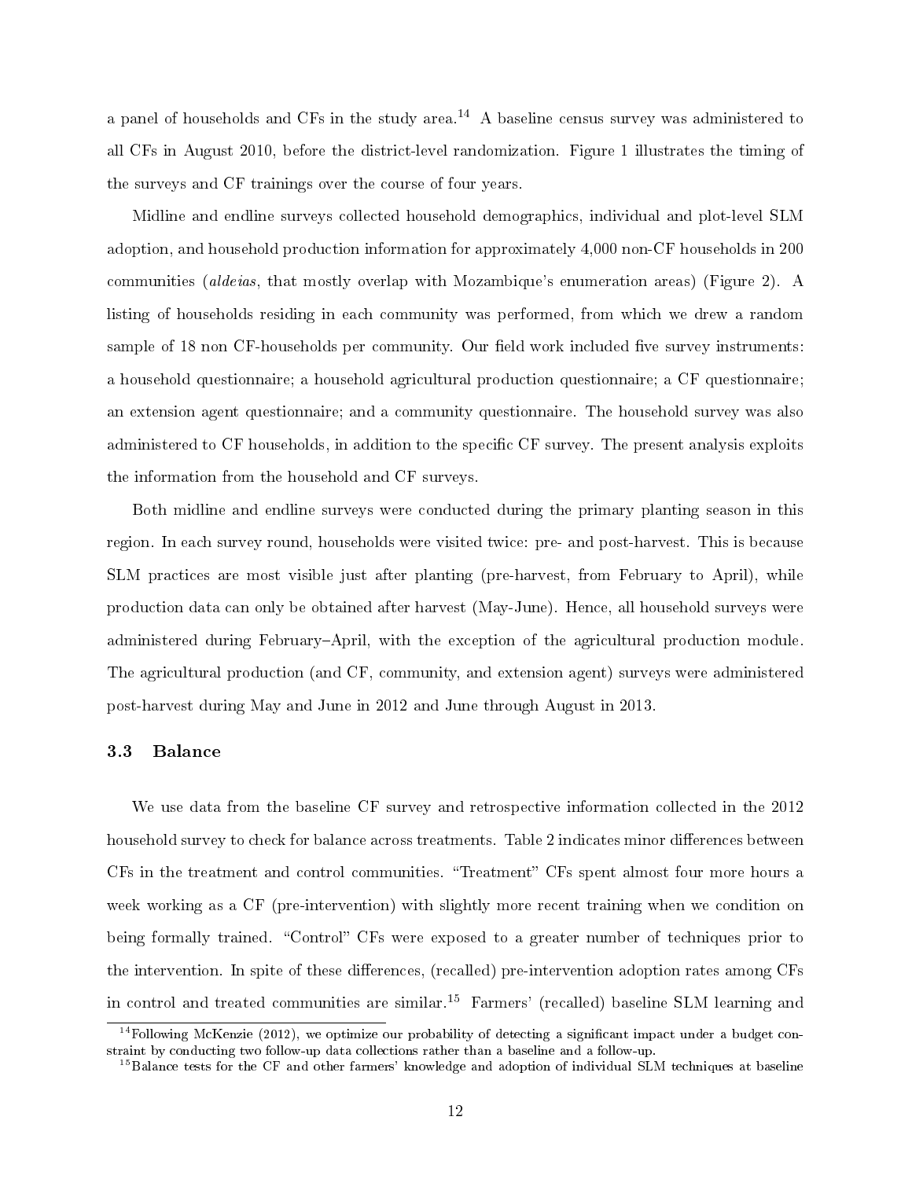a panel of households and CFs in the study area.[14] A baseline census survey was administered to all CFs in August 2010, before the district-level randomization. Figure 1 illustrates the timing of the surveys and CF trainings over the course of four years.

Midline and endline surveys collected household demographics, individual and plot-level SLM adoption, and household production information for approximately 4,000 non-CF households in 200 communities (*aldeias*, that mostly overlap with Mozambique's enumeration areas) (Figure 2). A listing of households residing in each community was performed, from which we drew a random sample of 18 non CF-households per community. Our field work included five survey instruments: a household questionnaire; a household agricultural production questionnaire; a CF questionnaire; an extension agent questionnaire; and a community questionnaire. The household survey was also administered to CF households, in addition to the specific CF survey. The present analysis exploits the information from the household and CF surveys.

Both midline and endline surveys were conducted during the primary planting season in this region. In each survey round, households were visited twice: pre- and post-harvest. This is because SLM practices are most visible just after planting (pre-harvest, from February to April), while production data can only be obtained after harvest (May-June). Hence, all household surveys were administered during February–April, with the exception of the agricultural production module. The agricultural production (and CF, community, and extension agent) surveys were administered post-harvest during May and June in 2012 and June through August in 2013.

### 3.3 Balance

We use data from the baseline CF survey and retrospective information collected in the 2012 household survey to check for balance across treatments. Table 2 indicates minor differences between CFs in the treatment and control communities. "Treatment" CFs spent almost four more hours a week working as a CF (pre-intervention) with slightly more recent training when we condition on being formally trained. "Control" CFs were exposed to a greater number of techniques prior to the intervention. In spite of these differences, (recalled) pre-intervention adoption rates among CFs in control and treated communities are similar.[15] Farmers' (recalled) baseline SLM learning and

[14] Following McKenzie (2012), we optimize our probability of detecting a significant impact under a budget constraint by conducting two follow-up data collections rather than a baseline and a follow-up.

[15] Balance tests for the CF and other farmers' knowledge and adoption of individual SLM techniques at baseline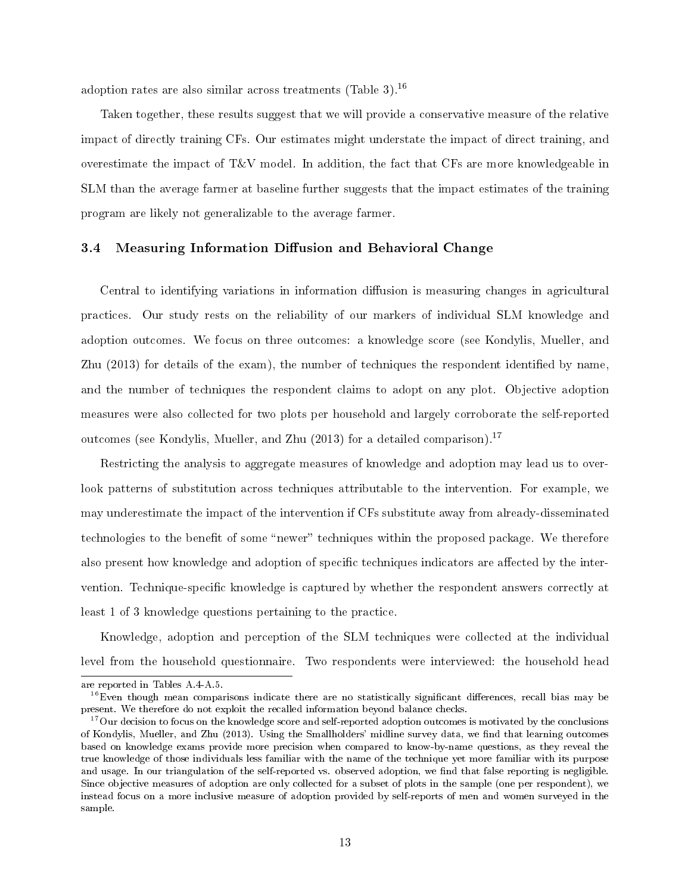adoption rates are also similar across treatments (Table 3).[16]

Taken together, these results suggest that we will provide a conservative measure of the relative impact of directly training CFs. Our estimates might understate the impact of direct training, and overestimate the impact of T&V model. In addition, the fact that CFs are more knowledgeable in SLM than the average farmer at baseline further suggests that the impact estimates of the training program are likely not generalizable to the average farmer.

### 3.4 Measuring Information Diffusion and Behavioral Change

Central to identifying variations in information diffusion is measuring changes in agricultural practices. Our study rests on the reliability of our markers of individual SLM knowledge and adoption outcomes. We focus on three outcomes: a knowledge score (see Kondylis, Mueller, and Zhu (2013) for details of the exam), the number of techniques the respondent identified by name, and the number of techniques the respondent claims to adopt on any plot. Objective adoption measures were also collected for two plots per household and largely corroborate the self-reported outcomes (see Kondylis, Mueller, and Zhu (2013) for a detailed comparison).[17]

Restricting the analysis to aggregate measures of knowledge and adoption may lead us to overlook patterns of substitution across techniques attributable to the intervention. For example, we may underestimate the impact of the intervention if CFs substitute away from already-disseminated technologies to the benefit of some "newer" techniques within the proposed package. We therefore also present how knowledge and adoption of specific techniques indicators are affected by the intervention. Technique-specific knowledge is captured by whether the respondent answers correctly at least 1 of 3 knowledge questions pertaining to the practice.

Knowledge, adoption and perception of the SLM techniques were collected at the individual level from the household questionnaire. Two respondents were interviewed: the household head

---

are reported in Tables A.4-A.5.

[16] Even though mean comparisons indicate there are no statistically significant differences, recall bias may be present. We therefore do not exploit the recalled information beyond balance checks.

[17] Our decision to focus on the knowledge score and self-reported adoption outcomes is motivated by the conclusions of Kondylis, Mueller, and Zhu (2013). Using the Smallholders' midline survey data, we find that learning outcomes based on knowledge exams provide more precision when compared to know-by-name questions, as they reveal the true knowledge of those individuals less familiar with the name of the technique yet more familiar with its purpose and usage. In our triangulation of the self-reported vs. observed adoption, we find that false reporting is negligible. Since objective measures of adoption are only collected for a subset of plots in the sample (one per respondent), we instead focus on a more inclusive measure of adoption provided by self-reports of men and women surveyed in the sample.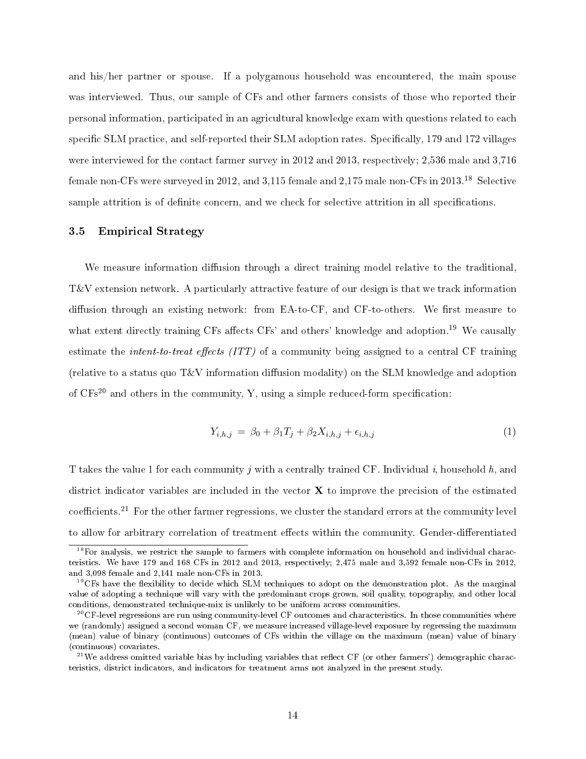and his/her partner or spouse. If a polygamous household was encountered, the main spouse was interviewed. Thus, our sample of CFs and other farmers consists of those who reported their personal information, participated in an agricultural knowledge exam with questions related to each specific SLM practice, and self-reported their SLM adoption rates. Specifically, 179 and 172 villages were interviewed for the contact farmer survey in 2012 and 2013, respectively; 2,536 male and 3,716 female non-CFs were surveyed in 2012, and 3,115 female and 2,175 male non-CFs in 2013.[18] Selective sample attrition is of definite concern, and we check for selective attrition in all specifications.

### 3.5 Empirical Strategy

We measure information diffusion through a direct training model relative to the traditional, T&V extension network. A particularly attractive feature of our design is that we track information diffusion through an existing network: from EA-to-CF, and CF-to-others. We first measure to what extent directly training CFs affects CFs' and others' knowledge and adoption.[19] We causally estimate the *intent-to-treat effects (ITT)* of a community being assigned to a central CF training (relative to a status quo T&V information diffusion modality) on the SLM knowledge and adoption of CFs[20] and others in the community, Y, using a simple reduced-form specification:

$$Y_{i,h,j} = \beta_0 + \beta_1 T_j + \beta_2 X_{i,h,j} + \epsilon_{i,h,j} \tag{1}$$

T takes the value 1 for each community $j$ with a centrally trained CF. Individual $i$, household $h$, and district indicator variables are included in the vector $\mathbf{X}$ to improve the precision of the estimated coefficients.[21] For the other farmer regressions, we cluster the standard errors at the community level to allow for arbitrary correlation of treatment effects within the community. Gender-differentiated

---

[18] For analysis, we restrict the sample to farmers with complete information on household and individual characteristics. We have 179 and 168 CFs in 2012 and 2013, respectively; 2,475 male and 3,592 female non-CFs in 2012, and 3,098 female and 2,141 male non-CFs in 2013.

[19] CFs have the flexibility to decide which SLM techniques to adopt on the demonstration plot. As the marginal value of adopting a technique will vary with the predominant crops grown, soil quality, topography, and other local conditions, demonstrated technique-mix is unlikely to be uniform across communities.

[20] CF-level regressions are run using community-level CF outcomes and characteristics. In those communities where we (randomly) assigned a second woman CF, we measure increased village-level exposure by regressing the maximum (mean) value of binary (continuous) outcomes of CFs within the village on the maximum (mean) value of binary (continuous) covariates.

[21] We address omitted variable bias by including variables that reflect CF (or other farmers') demographic characteristics, district indicators, and indicators for treatment arms not analyzed in the present study.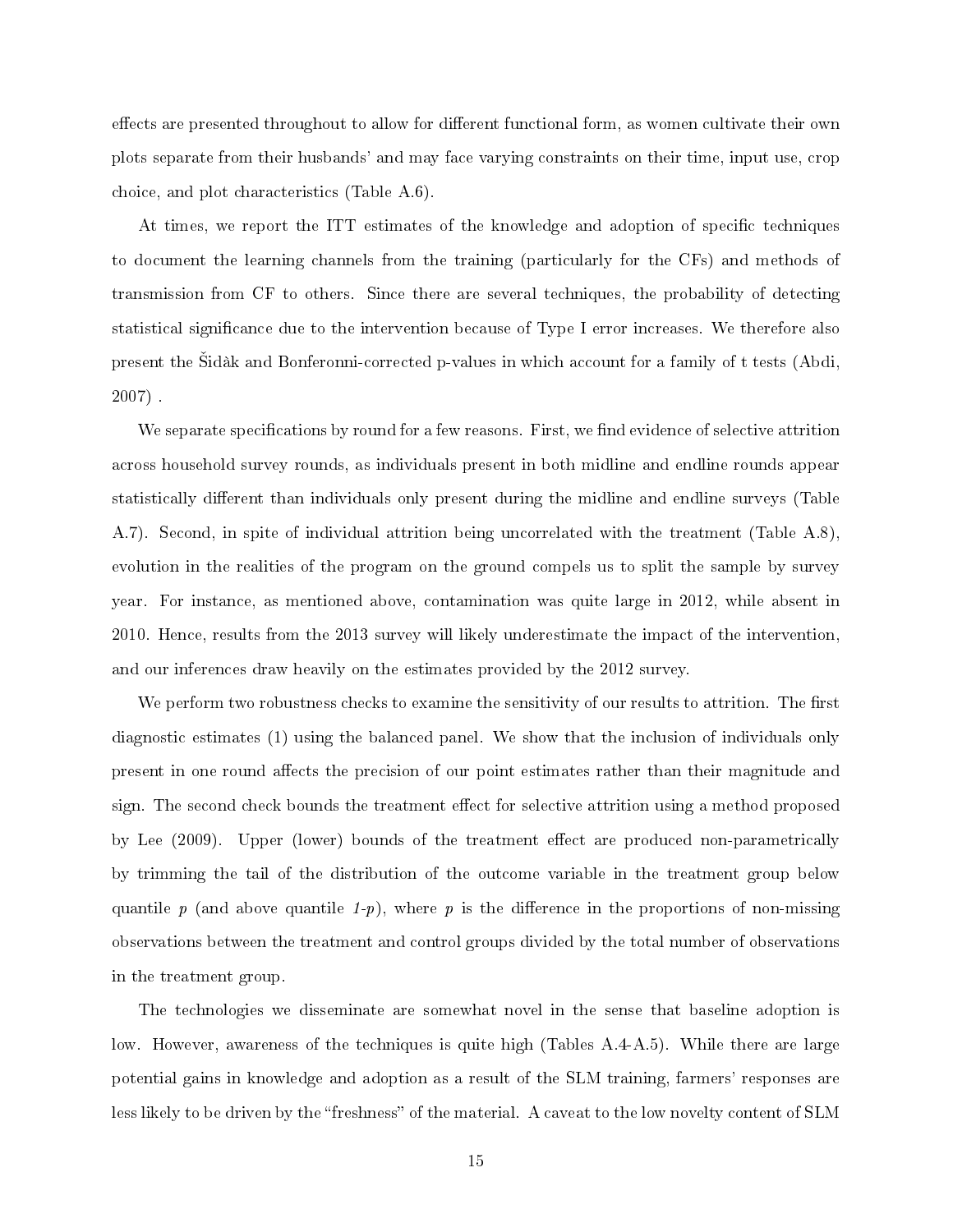effects are presented throughout to allow for different functional form, as women cultivate their own plots separate from their husbands' and may face varying constraints on their time, input use, crop choice, and plot characteristics (Table A.6).

At times, we report the ITT estimates of the knowledge and adoption of specific techniques to document the learning channels from the training (particularly for the CFs) and methods of transmission from CF to others. Since there are several techniques, the probability of detecting statistical significance due to the intervention because of Type I error increases. We therefore also present the Šidàk and Bonferonni-corrected p-values in which account for a family of t tests (Abdi, 2007) .

We separate specifications by round for a few reasons. First, we find evidence of selective attrition across household survey rounds, as individuals present in both midline and endline rounds appear statistically different than individuals only present during the midline and endline surveys (Table A.7). Second, in spite of individual attrition being uncorrelated with the treatment (Table A.8), evolution in the realities of the program on the ground compels us to split the sample by survey year. For instance, as mentioned above, contamination was quite large in 2012, while absent in 2010. Hence, results from the 2013 survey will likely underestimate the impact of the intervention, and our inferences draw heavily on the estimates provided by the 2012 survey.

We perform two robustness checks to examine the sensitivity of our results to attrition. The first diagnostic estimates (1) using the balanced panel. We show that the inclusion of individuals only present in one round affects the precision of our point estimates rather than their magnitude and sign. The second check bounds the treatment effect for selective attrition using a method proposed by Lee (2009). Upper (lower) bounds of the treatment effect are produced non-parametrically by trimming the tail of the distribution of the outcome variable in the treatment group below quantile *p* (and above quantile *1-p*), where *p* is the difference in the proportions of non-missing observations between the treatment and control groups divided by the total number of observations in the treatment group.

The technologies we disseminate are somewhat novel in the sense that baseline adoption is low. However, awareness of the techniques is quite high (Tables A.4-A.5). While there are large potential gains in knowledge and adoption as a result of the SLM training, farmers' responses are less likely to be driven by the "freshness" of the material. A caveat to the low novelty content of SLM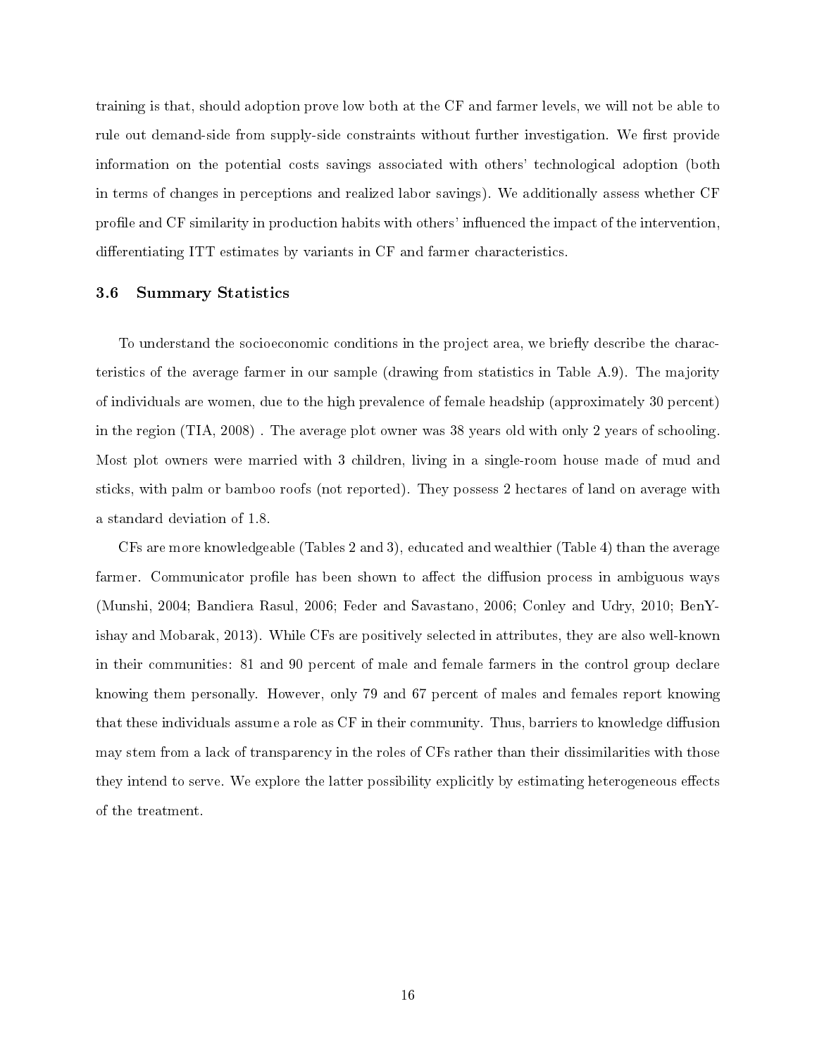training is that, should adoption prove low both at the CF and farmer levels, we will not be able to rule out demand-side from supply-side constraints without further investigation. We first provide information on the potential costs savings associated with others' technological adoption (both in terms of changes in perceptions and realized labor savings). We additionally assess whether CF profile and CF similarity in production habits with others' influenced the impact of the intervention, differentiating ITT estimates by variants in CF and farmer characteristics.

### 3.6 Summary Statistics

To understand the socioeconomic conditions in the project area, we briefly describe the characteristics of the average farmer in our sample (drawing from statistics in Table A.9). The majority of individuals are women, due to the high prevalence of female headship (approximately 30 percent) in the region (TIA, 2008) . The average plot owner was 38 years old with only 2 years of schooling. Most plot owners were married with 3 children, living in a single-room house made of mud and sticks, with palm or bamboo roofs (not reported). They possess 2 hectares of land on average with a standard deviation of 1.8.

CFs are more knowledgeable (Tables 2 and 3), educated and wealthier (Table 4) than the average farmer. Communicator profile has been shown to affect the diffusion process in ambiguous ways (Munshi, 2004; Bandiera Rasul, 2006; Feder and Savastano, 2006; Conley and Udry, 2010; BenYishay and Mobarak, 2013). While CFs are positively selected in attributes, they are also well-known in their communities: 81 and 90 percent of male and female farmers in the control group declare knowing them personally. However, only 79 and 67 percent of males and females report knowing that these individuals assume a role as CF in their community. Thus, barriers to knowledge diffusion may stem from a lack of transparency in the roles of CFs rather than their dissimilarities with those they intend to serve. We explore the latter possibility explicitly by estimating heterogeneous effects of the treatment.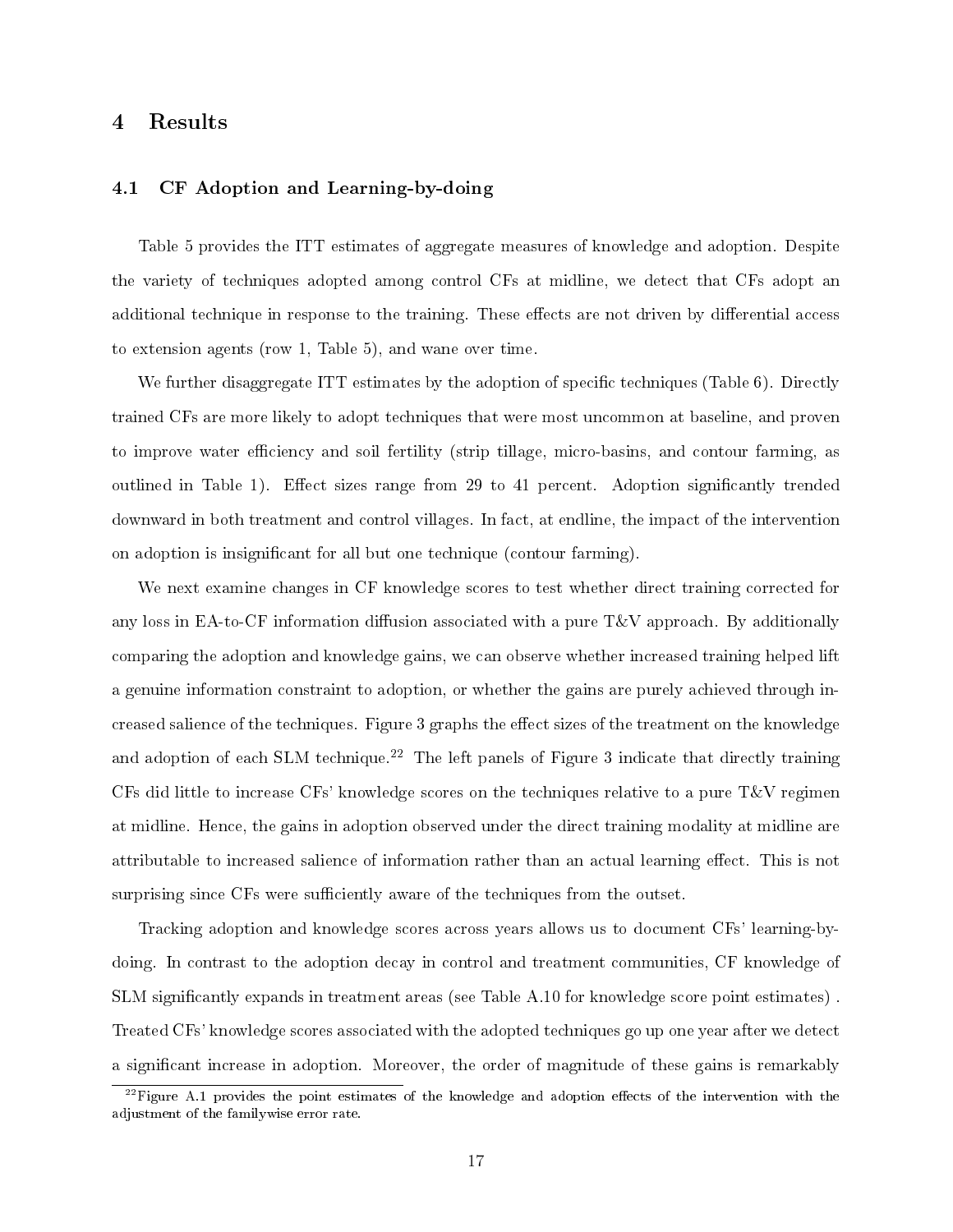# 4 Results

## 4.1 CF Adoption and Learning-by-doing

Table 5 provides the ITT estimates of aggregate measures of knowledge and adoption. Despite the variety of techniques adopted among control CFs at midline, we detect that CFs adopt an additional technique in response to the training. These effects are not driven by differential access to extension agents (row 1, Table 5), and wane over time.

We further disaggregate ITT estimates by the adoption of specific techniques (Table 6). Directly trained CFs are more likely to adopt techniques that were most uncommon at baseline, and proven to improve water efficiency and soil fertility (strip tillage, micro-basins, and contour farming, as outlined in Table 1). Effect sizes range from 29 to 41 percent. Adoption significantly trended downward in both treatment and control villages. In fact, at endline, the impact of the intervention on adoption is insignificant for all but one technique (contour farming).

We next examine changes in CF knowledge scores to test whether direct training corrected for any loss in EA-to-CF information diffusion associated with a pure T&V approach. By additionally comparing the adoption and knowledge gains, we can observe whether increased training helped lift a genuine information constraint to adoption, or whether the gains are purely achieved through increased salience of the techniques. Figure 3 graphs the effect sizes of the treatment on the knowledge and adoption of each SLM technique.[22] The left panels of Figure 3 indicate that directly training CFs did little to increase CFs' knowledge scores on the techniques relative to a pure T&V regimen at midline. Hence, the gains in adoption observed under the direct training modality at midline are attributable to increased salience of information rather than an actual learning effect. This is not surprising since CFs were sufficiently aware of the techniques from the outset.

Tracking adoption and knowledge scores across years allows us to document CFs' learning-by-doing. In contrast to the adoption decay in control and treatment communities, CF knowledge of SLM significantly expands in treatment areas (see Table A.10 for knowledge score point estimates). Treated CFs' knowledge scores associated with the adopted techniques go up one year after we detect a significant increase in adoption. Moreover, the order of magnitude of these gains is remarkably

[22] Figure A.1 provides the point estimates of the knowledge and adoption effects of the intervention with the adjustment of the familywise error rate.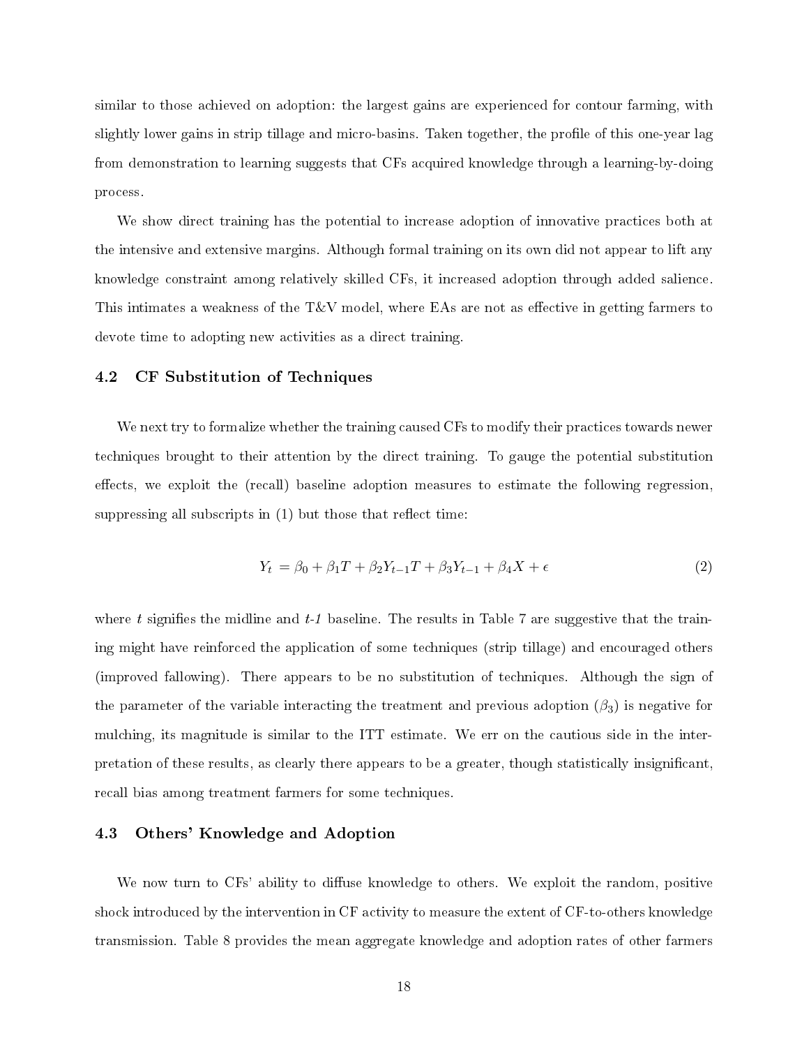similar to those achieved on adoption: the largest gains are experienced for contour farming, with slightly lower gains in strip tillage and micro-basins. Taken together, the profile of this one-year lag from demonstration to learning suggests that CFs acquired knowledge through a learning-by-doing process.

We show direct training has the potential to increase adoption of innovative practices both at the intensive and extensive margins. Although formal training on its own did not appear to lift any knowledge constraint among relatively skilled CFs, it increased adoption through added salience. This intimates a weakness of the T&V model, where EAs are not as effective in getting farmers to devote time to adopting new activities as a direct training.

### 4.2 CF Substitution of Techniques

We next try to formalize whether the training caused CFs to modify their practices towards newer techniques brought to their attention by the direct training. To gauge the potential substitution effects, we exploit the (recall) baseline adoption measures to estimate the following regression, suppressing all subscripts in (1) but those that reflect time:

$$Y_t = \beta_0 + \beta_1 T + \beta_2 Y_{t-1} T + \beta_3 Y_{t-1} + \beta_4 X + \epsilon \tag{2}$$

where $t$ signifies the midline and *t-1* baseline. The results in Table 7 are suggestive that the training might have reinforced the application of some techniques (strip tillage) and encouraged others (improved fallowing). There appears to be no substitution of techniques. Although the sign of the parameter of the variable interacting the treatment and previous adoption ($\beta_3$) is negative for mulching, its magnitude is similar to the ITT estimate. We err on the cautious side in the interpretation of these results, as clearly there appears to be a greater, though statistically insignificant, recall bias among treatment farmers for some techniques.

### 4.3 Others' Knowledge and Adoption

We now turn to CFs' ability to diffuse knowledge to others. We exploit the random, positive shock introduced by the intervention in CF activity to measure the extent of CF-to-others knowledge transmission. Table 8 provides the mean aggregate knowledge and adoption rates of other farmers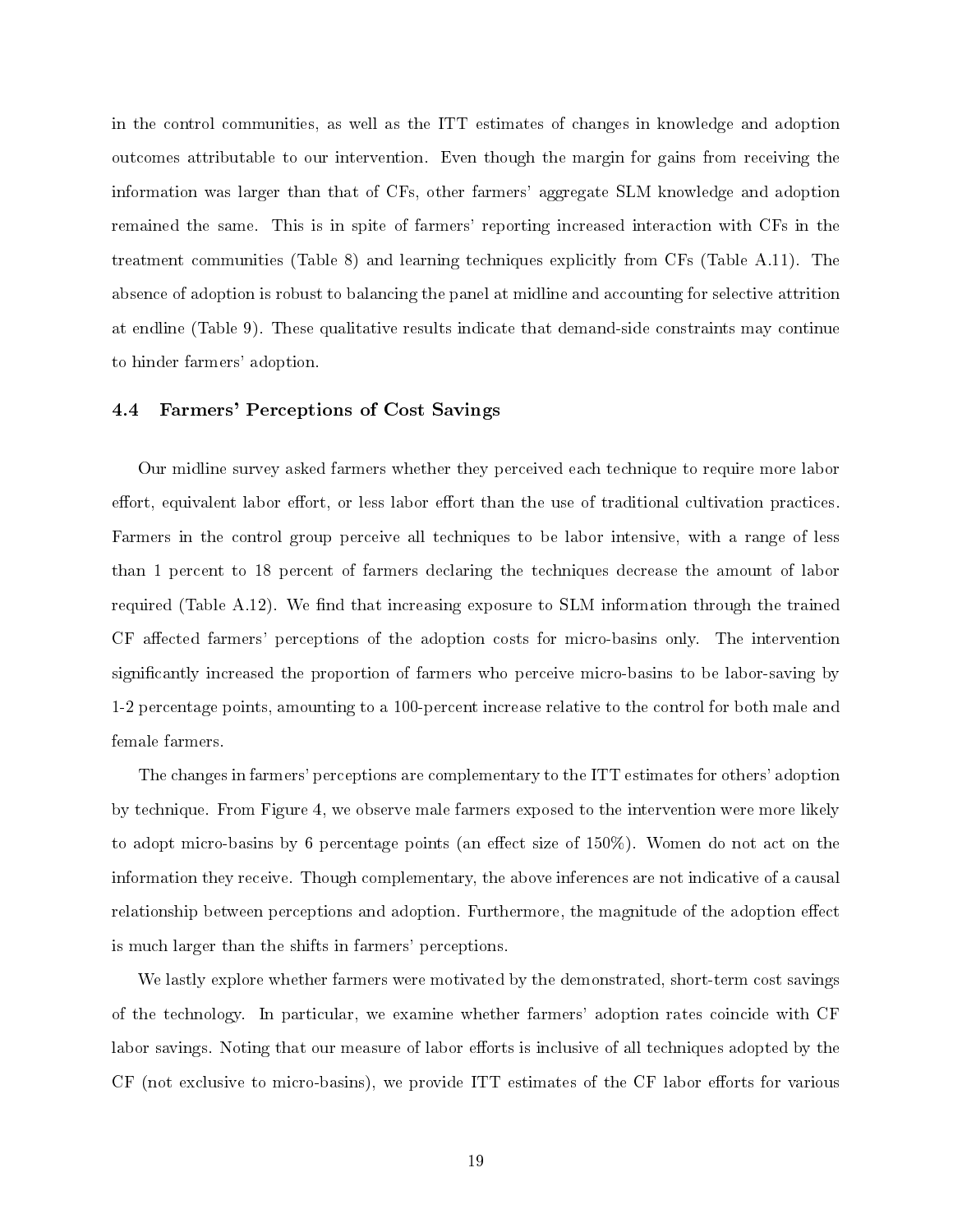in the control communities, as well as the ITT estimates of changes in knowledge and adoption outcomes attributable to our intervention. Even though the margin for gains from receiving the information was larger than that of CFs, other farmers' aggregate SLM knowledge and adoption remained the same. This is in spite of farmers' reporting increased interaction with CFs in the treatment communities (Table 8) and learning techniques explicitly from CFs (Table A.11). The absence of adoption is robust to balancing the panel at midline and accounting for selective attrition at endline (Table 9). These qualitative results indicate that demand-side constraints may continue to hinder farmers' adoption.

### 4.4 Farmers' Perceptions of Cost Savings

Our midline survey asked farmers whether they perceived each technique to require more labor effort, equivalent labor effort, or less labor effort than the use of traditional cultivation practices. Farmers in the control group perceive all techniques to be labor intensive, with a range of less than 1 percent to 18 percent of farmers declaring the techniques decrease the amount of labor required (Table A.12). We find that increasing exposure to SLM information through the trained CF affected farmers' perceptions of the adoption costs for micro-basins only. The intervention significantly increased the proportion of farmers who perceive micro-basins to be labor-saving by 1-2 percentage points, amounting to a 100-percent increase relative to the control for both male and female farmers.

The changes in farmers' perceptions are complementary to the ITT estimates for others' adoption by technique. From Figure 4, we observe male farmers exposed to the intervention were more likely to adopt micro-basins by 6 percentage points (an effect size of 150%). Women do not act on the information they receive. Though complementary, the above inferences are not indicative of a causal relationship between perceptions and adoption. Furthermore, the magnitude of the adoption effect is much larger than the shifts in farmers' perceptions.

We lastly explore whether farmers were motivated by the demonstrated, short-term cost savings of the technology. In particular, we examine whether farmers' adoption rates coincide with CF labor savings. Noting that our measure of labor efforts is inclusive of all techniques adopted by the CF (not exclusive to micro-basins), we provide ITT estimates of the CF labor efforts for various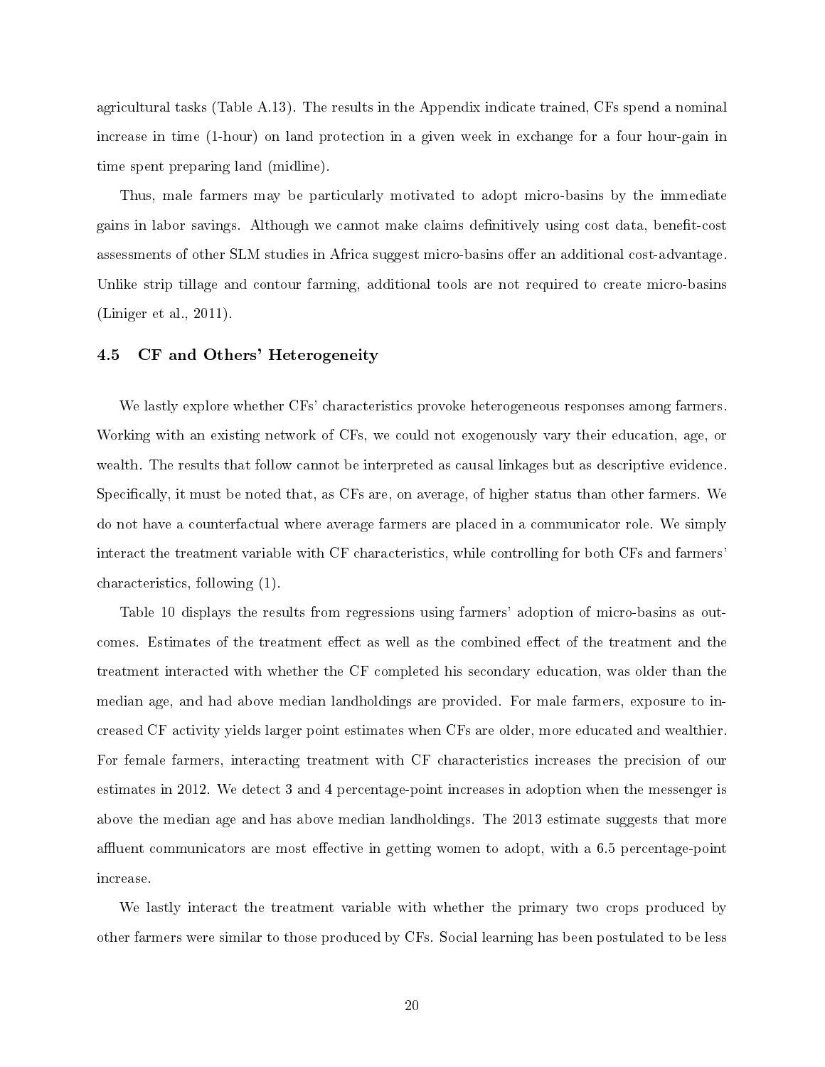agricultural tasks (Table A.13). The results in the Appendix indicate trained, CFs spend a nominal increase in time (1-hour) on land protection in a given week in exchange for a four hour-gain in time spent preparing land (midline).

Thus, male farmers may be particularly motivated to adopt micro-basins by the immediate gains in labor savings. Although we cannot make claims definitively using cost data, benefit-cost assessments of other SLM studies in Africa suggest micro-basins offer an additional cost-advantage. Unlike strip tillage and contour farming, additional tools are not required to create micro-basins (Liniger et al., 2011).

### 4.5 CF and Others' Heterogeneity

We lastly explore whether CFs' characteristics provoke heterogeneous responses among farmers. Working with an existing network of CFs, we could not exogenously vary their education, age, or wealth. The results that follow cannot be interpreted as causal linkages but as descriptive evidence. Specifically, it must be noted that, as CFs are, on average, of higher status than other farmers. We do not have a counterfactual where average farmers are placed in a communicator role. We simply interact the treatment variable with CF characteristics, while controlling for both CFs and farmers' characteristics, following (1).

Table 10 displays the results from regressions using farmers' adoption of micro-basins as outcomes. Estimates of the treatment effect as well as the combined effect of the treatment and the treatment interacted with whether the CF completed his secondary education, was older than the median age, and had above median landholdings are provided. For male farmers, exposure to increased CF activity yields larger point estimates when CFs are older, more educated and wealthier. For female farmers, interacting treatment with CF characteristics increases the precision of our estimates in 2012. We detect 3 and 4 percentage-point increases in adoption when the messenger is above the median age and has above median landholdings. The 2013 estimate suggests that more affluent communicators are most effective in getting women to adopt, with a 6.5 percentage-point increase.

We lastly interact the treatment variable with whether the primary two crops produced by other farmers were similar to those produced by CFs. Social learning has been postulated to be less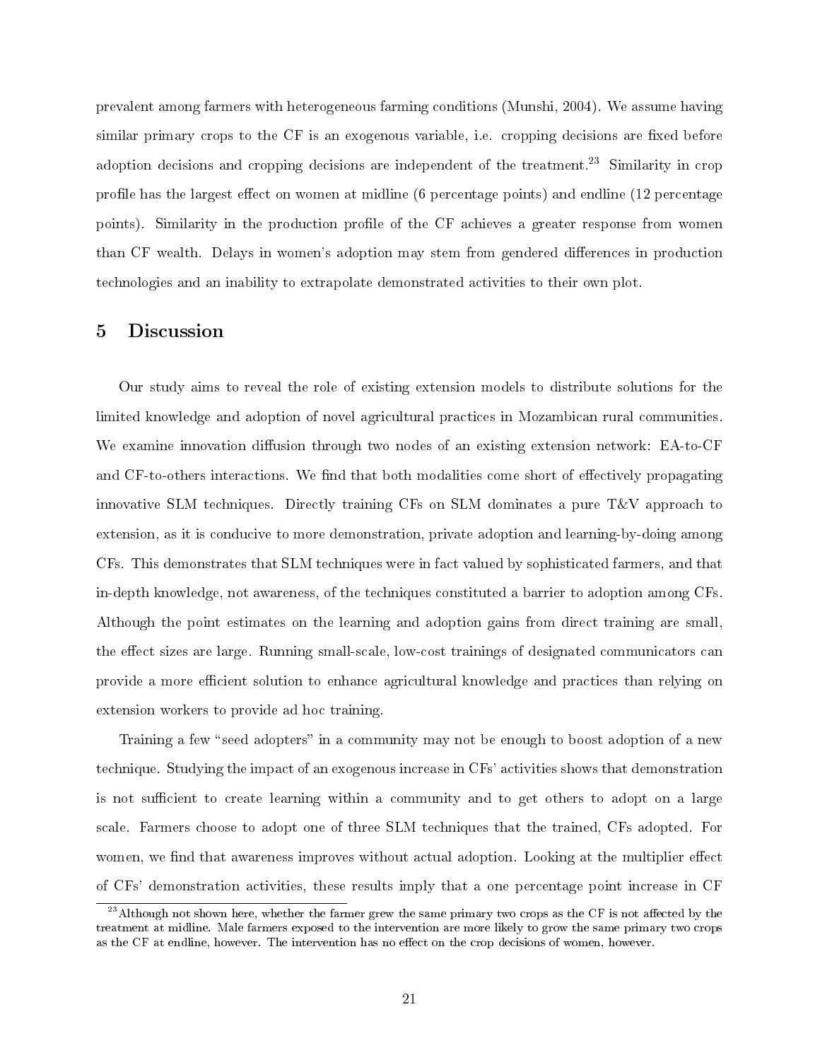prevalent among farmers with heterogeneous farming conditions (Munshi, 2004). We assume having similar primary crops to the CF is an exogenous variable, i.e. cropping decisions are fixed before adoption decisions and cropping decisions are independent of the treatment.[23] Similarity in crop profile has the largest effect on women at midline (6 percentage points) and endline (12 percentage points). Similarity in the production profile of the CF achieves a greater response from women than CF wealth. Delays in women's adoption may stem from gendered differences in production technologies and an inability to extrapolate demonstrated activities to their own plot.

## 5 Discussion

Our study aims to reveal the role of existing extension models to distribute solutions for the limited knowledge and adoption of novel agricultural practices in Mozambican rural communities. We examine innovation diffusion through two nodes of an existing extension network: EA-to-CF and CF-to-others interactions. We find that both modalities come short of effectively propagating innovative SLM techniques. Directly training CFs on SLM dominates a pure T&V approach to extension, as it is conducive to more demonstration, private adoption and learning-by-doing among CFs. This demonstrates that SLM techniques were in fact valued by sophisticated farmers, and that in-depth knowledge, not awareness, of the techniques constituted a barrier to adoption among CFs. Although the point estimates on the learning and adoption gains from direct training are small, the effect sizes are large. Running small-scale, low-cost trainings of designated communicators can provide a more efficient solution to enhance agricultural knowledge and practices than relying on extension workers to provide ad hoc training.

Training a few "seed adopters" in a community may not be enough to boost adoption of a new technique. Studying the impact of an exogenous increase in CFs' activities shows that demonstration is not sufficient to create learning within a community and to get others to adopt on a large scale. Farmers choose to adopt one of three SLM techniques that the trained, CFs adopted. For women, we find that awareness improves without actual adoption. Looking at the multiplier effect of CFs' demonstration activities, these results imply that a one percentage point increase in CF

[23] Although not shown here, whether the farmer grew the same primary two crops as the CF is not affected by the treatment at midline. Male farmers exposed to the intervention are more likely to grow the same primary two crops as the CF at endline, however. The intervention has no effect on the crop decisions of women, however.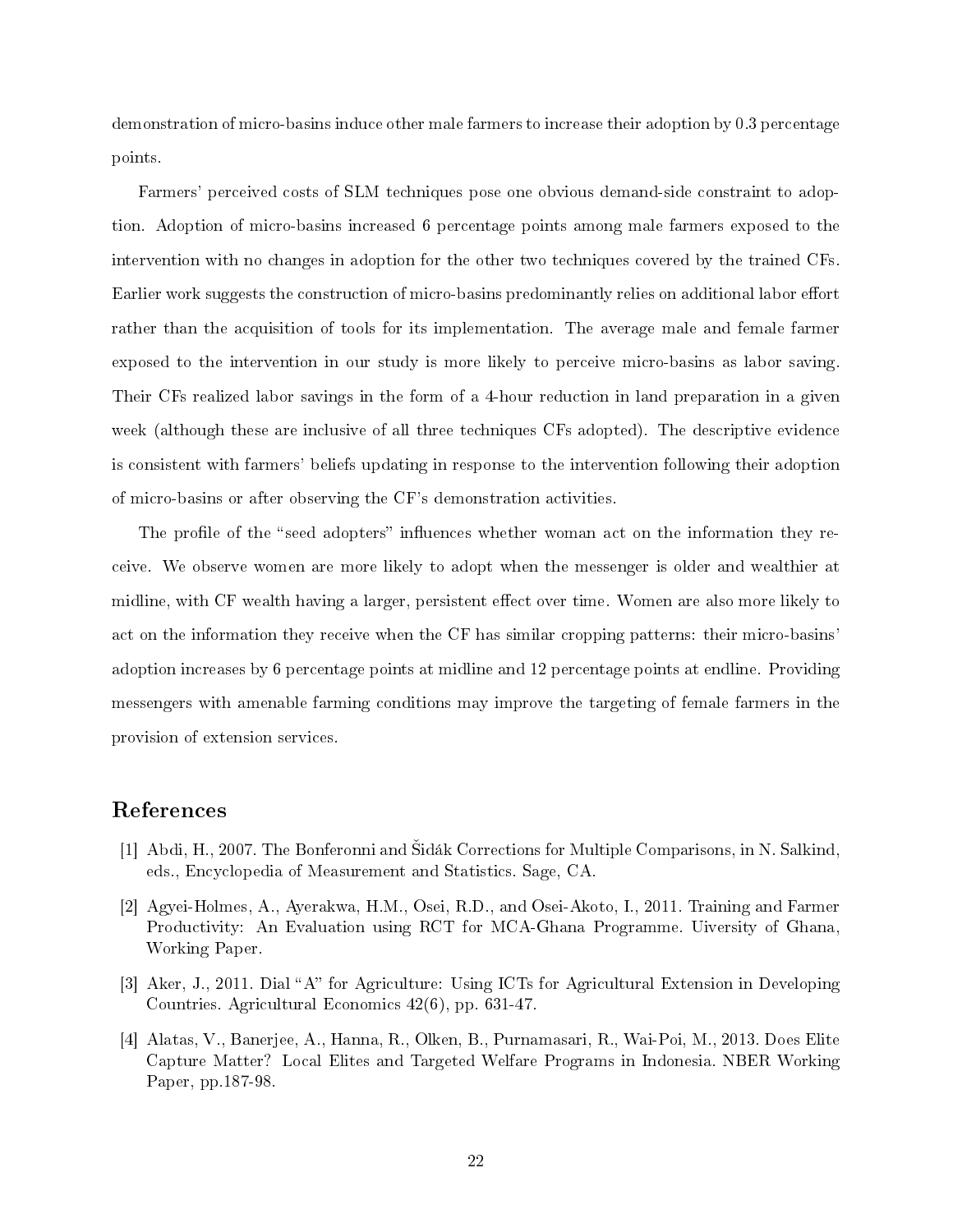demonstration of micro-basins induce other male farmers to increase their adoption by 0.3 percentage points.

Farmers' perceived costs of SLM techniques pose one obvious demand-side constraint to adoption. Adoption of micro-basins increased 6 percentage points among male farmers exposed to the intervention with no changes in adoption for the other two techniques covered by the trained CFs. Earlier work suggests the construction of micro-basins predominantly relies on additional labor effort rather than the acquisition of tools for its implementation. The average male and female farmer exposed to the intervention in our study is more likely to perceive micro-basins as labor saving. Their CFs realized labor savings in the form of a 4-hour reduction in land preparation in a given week (although these are inclusive of all three techniques CFs adopted). The descriptive evidence is consistent with farmers' beliefs updating in response to the intervention following their adoption of micro-basins or after observing the CF's demonstration activities.

The profile of the "seed adopters" influences whether woman act on the information they receive. We observe women are more likely to adopt when the messenger is older and wealthier at midline, with CF wealth having a larger, persistent effect over time. Women are also more likely to act on the information they receive when the CF has similar cropping patterns: their micro-basins' adoption increases by 6 percentage points at midline and 12 percentage points at endline. Providing messengers with amenable farming conditions may improve the targeting of female farmers in the provision of extension services.

# References

[1] Abdi, H., 2007. The Bonferonni and Šidák Corrections for Multiple Comparisons, in N. Salkind, eds., Encyclopedia of Measurement and Statistics. Sage, CA.

[2] Agyei-Holmes, A., Ayerakwa, H.M., Osei, R.D., and Osei-Akoto, I., 2011. Training and Farmer Productivity: An Evaluation using RCT for MCA-Ghana Programme. Uiversity of Ghana, Working Paper.

[3] Aker, J., 2011. Dial "A" for Agriculture: Using ICTs for Agricultural Extension in Developing Countries. Agricultural Economics 42(6), pp. 631-47.

[4] Alatas, V., Banerjee, A., Hanna, R., Olken, B., Purnamasari, R., Wai-Poi, M., 2013. Does Elite Capture Matter? Local Elites and Targeted Welfare Programs in Indonesia. NBER Working Paper, pp.187-98.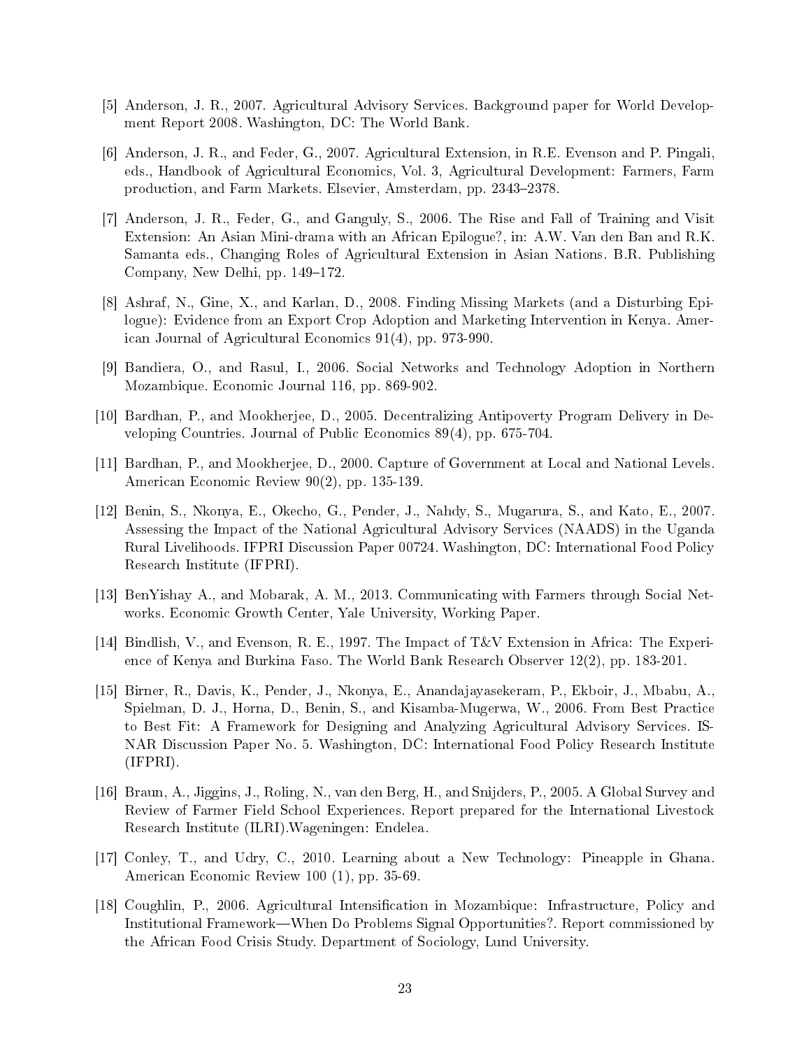[5] Anderson, J. R., 2007. Agricultural Advisory Services. Background paper for World Development Report 2008. Washington, DC: The World Bank.

[6] Anderson, J. R., and Feder, G., 2007. Agricultural Extension, in R.E. Evenson and P. Pingali, eds., Handbook of Agricultural Economics, Vol. 3, Agricultural Development: Farmers, Farm production, and Farm Markets. Elsevier, Amsterdam, pp. 2343–2378.

[7] Anderson, J. R., Feder, G., and Ganguly, S., 2006. The Rise and Fall of Training and Visit Extension: An Asian Mini-drama with an African Epilogue?, in: A.W. Van den Ban and R.K. Samanta eds., Changing Roles of Agricultural Extension in Asian Nations. B.R. Publishing Company, New Delhi, pp. 149–172.

[8] Ashraf, N., Gine, X., and Karlan, D., 2008. Finding Missing Markets (and a Disturbing Epilogue): Evidence from an Export Crop Adoption and Marketing Intervention in Kenya. American Journal of Agricultural Economics 91(4), pp. 973-990.

[9] Bandiera, O., and Rasul, I., 2006. Social Networks and Technology Adoption in Northern Mozambique. Economic Journal 116, pp. 869-902.

[10] Bardhan, P., and Mookherjee, D., 2005. Decentralizing Antipoverty Program Delivery in Developing Countries. Journal of Public Economics 89(4), pp. 675-704.

[11] Bardhan, P., and Mookherjee, D., 2000. Capture of Government at Local and National Levels. American Economic Review 90(2), pp. 135-139.

[12] Benin, S., Nkonya, E., Okecho, G., Pender, J., Nahdy, S., Mugarura, S., and Kato, E., 2007. Assessing the Impact of the National Agricultural Advisory Services (NAADS) in the Uganda Rural Livelihoods. IFPRI Discussion Paper 00724. Washington, DC: International Food Policy Research Institute (IFPRI).

[13] BenYishay A., and Mobarak, A. M., 2013. Communicating with Farmers through Social Networks. Economic Growth Center, Yale University, Working Paper.

[14] Bindlish, V., and Evenson, R. E., 1997. The Impact of T&V Extension in Africa: The Experience of Kenya and Burkina Faso. The World Bank Research Observer 12(2), pp. 183-201.

[15] Birner, R., Davis, K., Pender, J., Nkonya, E., Anandajayasekeram, P., Ekboir, J., Mbabu, A., Spielman, D. J., Horna, D., Benin, S., and Kisamba-Mugerwa, W., 2006. From Best Practice to Best Fit: A Framework for Designing and Analyzing Agricultural Advisory Services. ISNAR Discussion Paper No. 5. Washington, DC: International Food Policy Research Institute (IFPRI).

[16] Braun, A., Jiggins, J., Roling, N., van den Berg, H., and Snijders, P., 2005. A Global Survey and Review of Farmer Field School Experiences. Report prepared for the International Livestock Research Institute (ILRI).Wageningen: Endelea.

[17] Conley, T., and Udry, C., 2010. Learning about a New Technology: Pineapple in Ghana. American Economic Review 100 (1), pp. 35-69.

[18] Coughlin, P., 2006. Agricultural Intensification in Mozambique: Infrastructure, Policy and Institutional Framework—When Do Problems Signal Opportunities?. Report commissioned by the African Food Crisis Study. Department of Sociology, Lund University.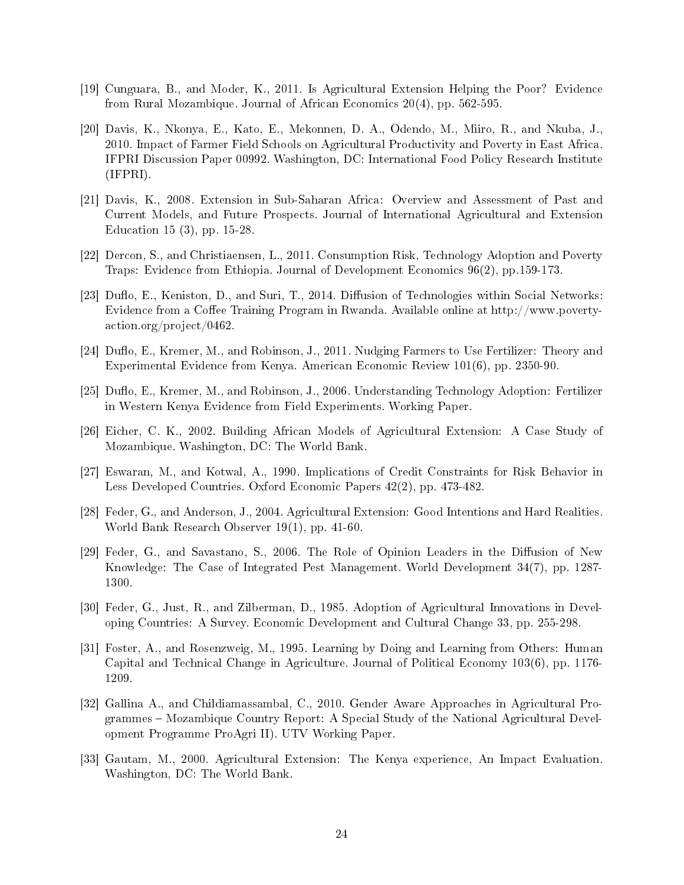[19] Cunguara, B., and Moder, K., 2011. Is Agricultural Extension Helping the Poor? Evidence from Rural Mozambique. Journal of African Economics 20(4), pp. 562-595.

[20] Davis, K., Nkonya, E., Kato, E., Mekonnen, D. A., Odendo, M., Miiro, R., and Nkuba, J., 2010. Impact of Farmer Field Schools on Agricultural Productivity and Poverty in East Africa. IFPRI Discussion Paper 00992. Washington, DC: International Food Policy Research Institute (IFPRI).

[21] Davis, K., 2008. Extension in Sub-Saharan Africa: Overview and Assessment of Past and Current Models, and Future Prospects. Journal of International Agricultural and Extension Education 15 (3), pp. 15-28.

[22] Dercon, S., and Christiaensen, L., 2011. Consumption Risk, Technology Adoption and Poverty Traps: Evidence from Ethiopia. Journal of Development Economics 96(2), pp.159-173.

[23] Duflo, E., Keniston, D., and Suri, T., 2014. Diffusion of Technologies within Social Networks: Evidence from a Coffee Training Program in Rwanda. Available online at http://www.poverty-action.org/project/0462.

[24] Duflo, E., Kremer, M., and Robinson, J., 2011. Nudging Farmers to Use Fertilizer: Theory and Experimental Evidence from Kenya. American Economic Review 101(6), pp. 2350-90.

[25] Duflo, E., Kremer, M., and Robinson, J., 2006. Understanding Technology Adoption: Fertilizer in Western Kenya Evidence from Field Experiments. Working Paper.

[26] Eicher, C. K., 2002. Building African Models of Agricultural Extension: A Case Study of Mozambique. Washington, DC: The World Bank.

[27] Eswaran, M., and Kotwal, A., 1990. Implications of Credit Constraints for Risk Behavior in Less Developed Countries. Oxford Economic Papers 42(2), pp. 473-482.

[28] Feder, G., and Anderson, J., 2004. Agricultural Extension: Good Intentions and Hard Realities. World Bank Research Observer 19(1), pp. 41-60.

[29] Feder, G., and Savastano, S., 2006. The Role of Opinion Leaders in the Diffusion of New Knowledge: The Case of Integrated Pest Management. World Development 34(7), pp. 1287-1300.

[30] Feder, G., Just, R., and Zilberman, D., 1985. Adoption of Agricultural Innovations in Developing Countries: A Survey. Economic Development and Cultural Change 33, pp. 255-298.

[31] Foster, A., and Rosenzweig, M., 1995. Learning by Doing and Learning from Others: Human Capital and Technical Change in Agriculture. Journal of Political Economy 103(6), pp. 1176-1209.

[32] Gallina A., and Childiamassambal, C., 2010. Gender Aware Approaches in Agricultural Programmes – Mozambique Country Report: A Special Study of the National Agricultural Development Programme ProAgri II). UTV Working Paper.

[33] Gautam, M., 2000. Agricultural Extension: The Kenya experience, An Impact Evaluation. Washington, DC: The World Bank.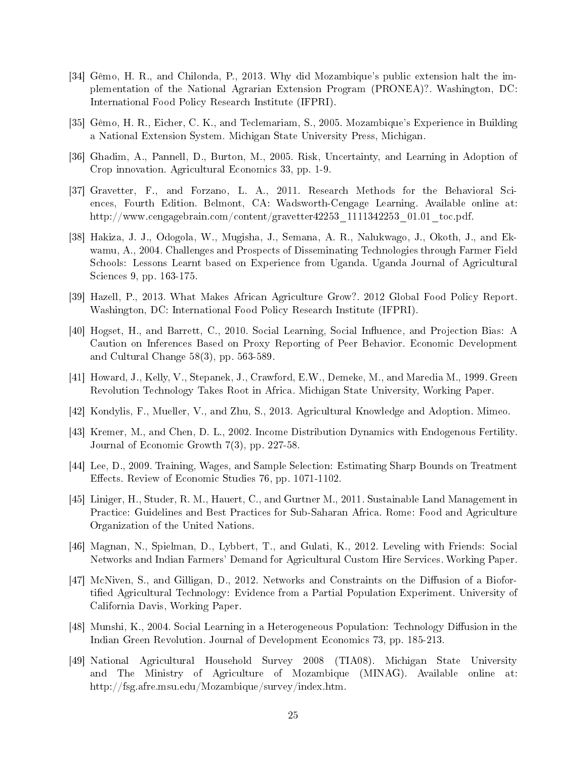[34] Gêmo, H. R., and Chilonda, P., 2013. Why did Mozambique's public extension halt the implementation of the National Agrarian Extension Program (PRONEA)?. Washington, DC: International Food Policy Research Institute (IFPRI).

[35] Gêmo, H. R., Eicher, C. K., and Teclemariam, S., 2005. Mozambique's Experience in Building a National Extension System. Michigan State University Press, Michigan.

[36] Ghadim, A., Pannell, D., Burton, M., 2005. Risk, Uncertainty, and Learning in Adoption of Crop innovation. Agricultural Economics 33, pp. 1-9.

[37] Gravetter, F., and Forzano, L. A., 2011. Research Methods for the Behavioral Sciences, Fourth Edition. Belmont, CA: Wadsworth-Cengage Learning. Available online at: http://www.cengagebrain.com/content/gravetter42253_1111342253_01.01_toc.pdf.

[38] Hakiza, J. J., Odogola, W., Mugisha, J., Semana, A. R., Nalukwago, J., Okoth, J., and Ekwamu, A., 2004. Challenges and Prospects of Disseminating Technologies through Farmer Field Schools: Lessons Learnt based on Experience from Uganda. Uganda Journal of Agricultural Sciences 9, pp. 163-175.

[39] Hazell, P., 2013. What Makes African Agriculture Grow?. 2012 Global Food Policy Report. Washington, DC: International Food Policy Research Institute (IFPRI).

[40] Hogset, H., and Barrett, C., 2010. Social Learning, Social Influence, and Projection Bias: A Caution on Inferences Based on Proxy Reporting of Peer Behavior. Economic Development and Cultural Change 58(3), pp. 563-589.

[41] Howard, J., Kelly, V., Stepanek, J., Crawford, E.W., Demeke, M., and Maredia M., 1999. Green Revolution Technology Takes Root in Africa. Michigan State University, Working Paper.

[42] Kondylis, F., Mueller, V., and Zhu, S., 2013. Agricultural Knowledge and Adoption. Mimeo.

[43] Kremer, M., and Chen, D. L., 2002. Income Distribution Dynamics with Endogenous Fertility. Journal of Economic Growth 7(3), pp. 227-58.

[44] Lee, D., 2009. Training, Wages, and Sample Selection: Estimating Sharp Bounds on Treatment Effects. Review of Economic Studies 76, pp. 1071-1102.

[45] Liniger, H., Studer, R. M., Hauert, C., and Gurtner M., 2011. Sustainable Land Management in Practice: Guidelines and Best Practices for Sub-Saharan Africa. Rome: Food and Agriculture Organization of the United Nations.

[46] Magnan, N., Spielman, D., Lybbert, T., and Gulati, K., 2012. Leveling with Friends: Social Networks and Indian Farmers' Demand for Agricultural Custom Hire Services. Working Paper.

[47] McNiven, S., and Gilligan, D., 2012. Networks and Constraints on the Diffusion of a Biofortified Agricultural Technology: Evidence from a Partial Population Experiment. University of California Davis, Working Paper.

[48] Munshi, K., 2004. Social Learning in a Heterogeneous Population: Technology Diffusion in the Indian Green Revolution. Journal of Development Economics 73, pp. 185-213.

[49] National Agricultural Household Survey 2008 (TIA08). Michigan State University and The Ministry of Agriculture of Mozambique (MINAG). Available online at: http://fsg.afre.msu.edu/Mozambique/survey/index.htm.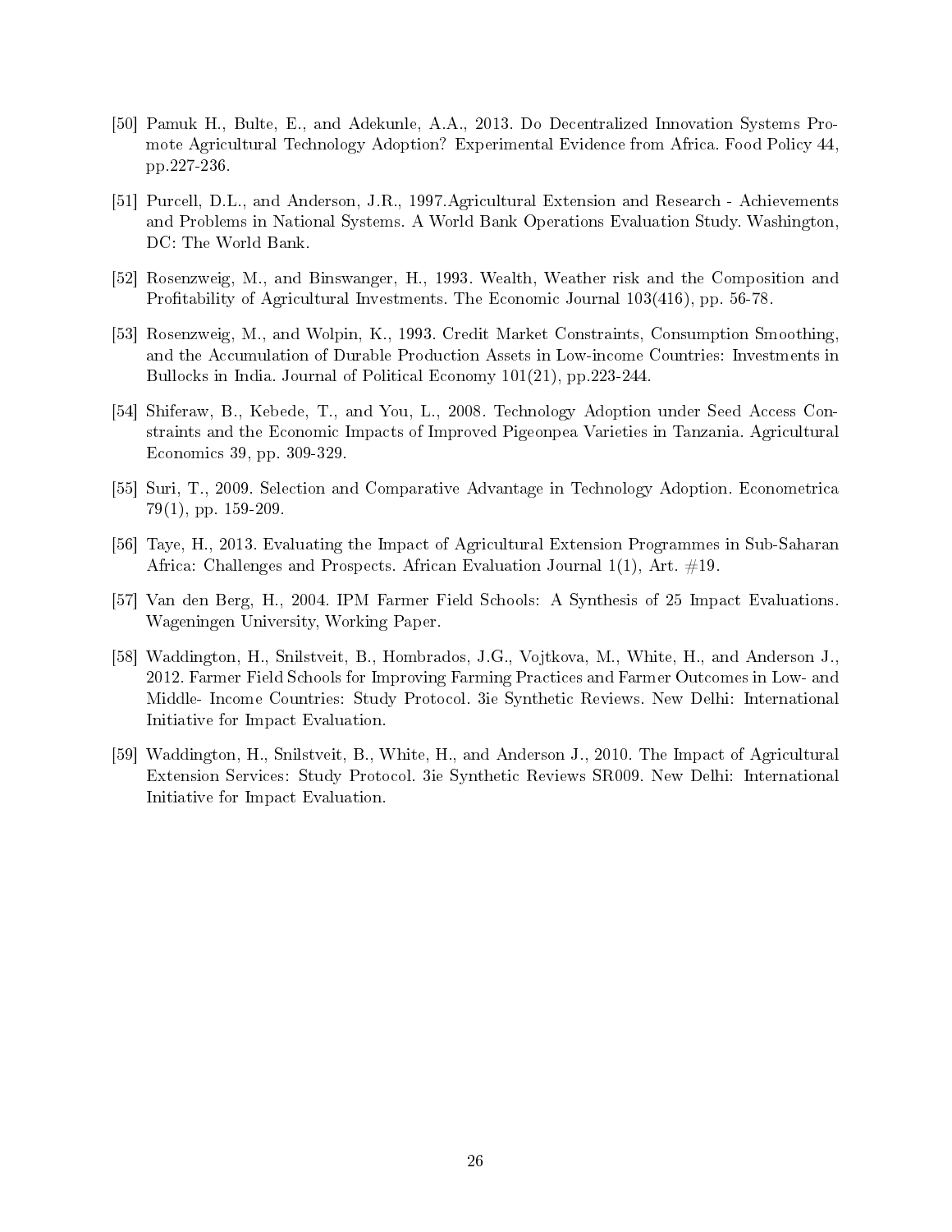[50] Pamuk H., Bulte, E., and Adekunle, A.A., 2013. Do Decentralized Innovation Systems Promote Agricultural Technology Adoption? Experimental Evidence from Africa. Food Policy 44, pp.227-236.

[51] Purcell, D.L., and Anderson, J.R., 1997.Agricultural Extension and Research - Achievements and Problems in National Systems. A World Bank Operations Evaluation Study. Washington, DC: The World Bank.

[52] Rosenzweig, M., and Binswanger, H., 1993. Wealth, Weather risk and the Composition and Profitability of Agricultural Investments. The Economic Journal 103(416), pp. 56-78.

[53] Rosenzweig, M., and Wolpin, K., 1993. Credit Market Constraints, Consumption Smoothing, and the Accumulation of Durable Production Assets in Low-income Countries: Investments in Bullocks in India. Journal of Political Economy 101(21), pp.223-244.

[54] Shiferaw, B., Kebede, T., and You, L., 2008. Technology Adoption under Seed Access Constraints and the Economic Impacts of Improved Pigeonpea Varieties in Tanzania. Agricultural Economics 39, pp. 309-329.

[55] Suri, T., 2009. Selection and Comparative Advantage in Technology Adoption. Econometrica 79(1), pp. 159-209.

[56] Taye, H., 2013. Evaluating the Impact of Agricultural Extension Programmes in Sub-Saharan Africa: Challenges and Prospects. African Evaluation Journal 1(1), Art. #19.

[57] Van den Berg, H., 2004. IPM Farmer Field Schools: A Synthesis of 25 Impact Evaluations. Wageningen University, Working Paper.

[58] Waddington, H., Snilstveit, B., Hombrados, J.G., Vojtkova, M., White, H., and Anderson J., 2012. Farmer Field Schools for Improving Farming Practices and Farmer Outcomes in Low- and Middle- Income Countries: Study Protocol. 3ie Synthetic Reviews. New Delhi: International Initiative for Impact Evaluation.

[59] Waddington, H., Snilstveit, B., White, H., and Anderson J., 2010. The Impact of Agricultural Extension Services: Study Protocol. 3ie Synthetic Reviews SR009. New Delhi: International Initiative for Impact Evaluation.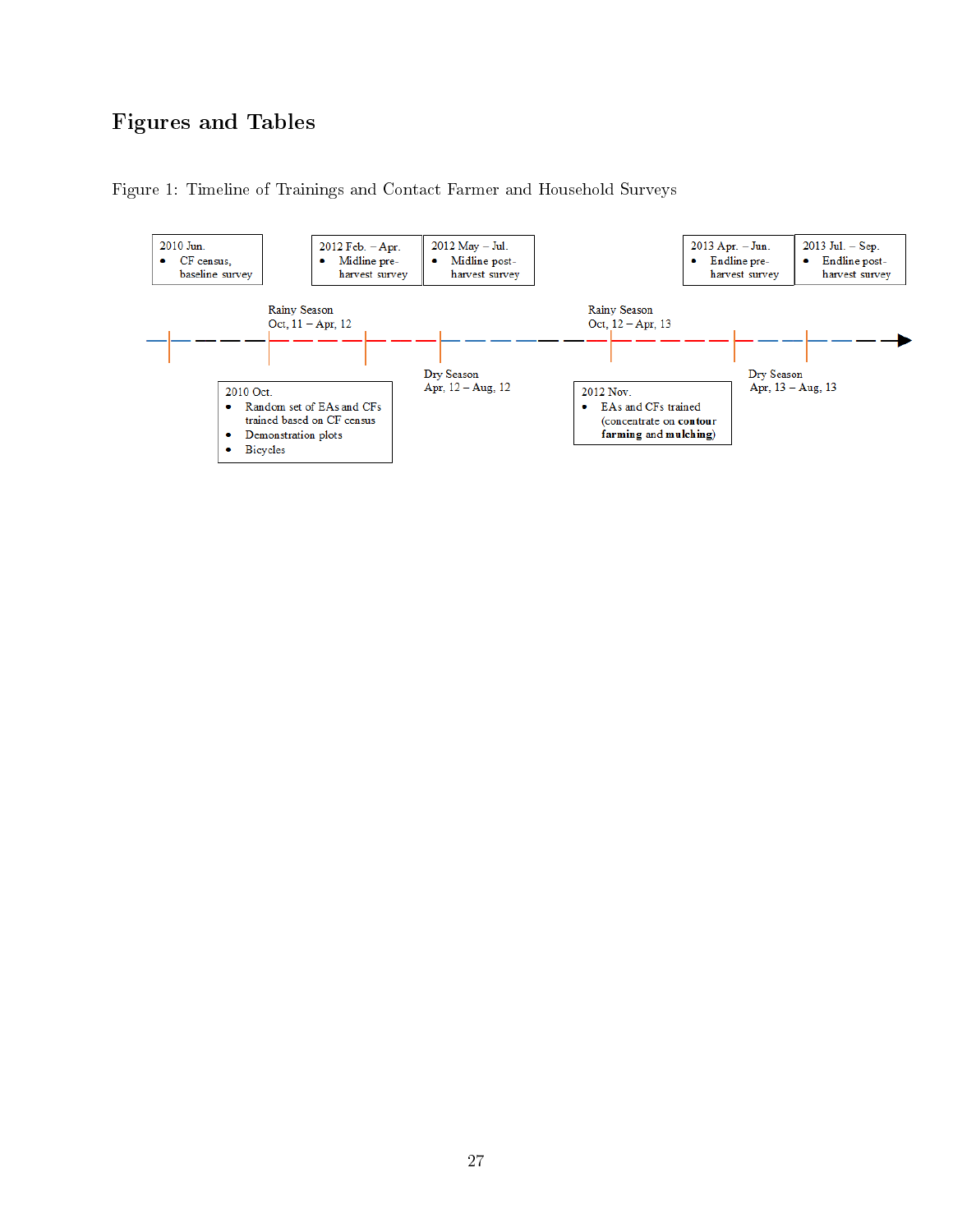# Figures and Tables

Figure 1: Timeline of Trainings and Contact Farmer and Household Surveys

2010 Jun.
- CF census, baseline survey

2012 Feb. – Apr.
- Midline pre-harvest survey

2012 May – Jul.
- Midline post-harvest survey

2013 Apr. – Jun.
- Endline pre-harvest survey

2013 Jul. – Sep.
- Endline post-harvest survey

Rainy Season
Oct, 11 – Apr, 12

Rainy Season
Oct, 12 – Apr, 13

Dry Season
Apr, 12 – Aug, 12

Dry Season
Apr, 13 – Aug, 13

2010 Oct.
- Random set of EAs and CFs trained based on CF census
- Demonstration plots
- Bicycles

2012 Nov.
- EAs and CFs trained (concentrate on **contour farming** and **mulching**)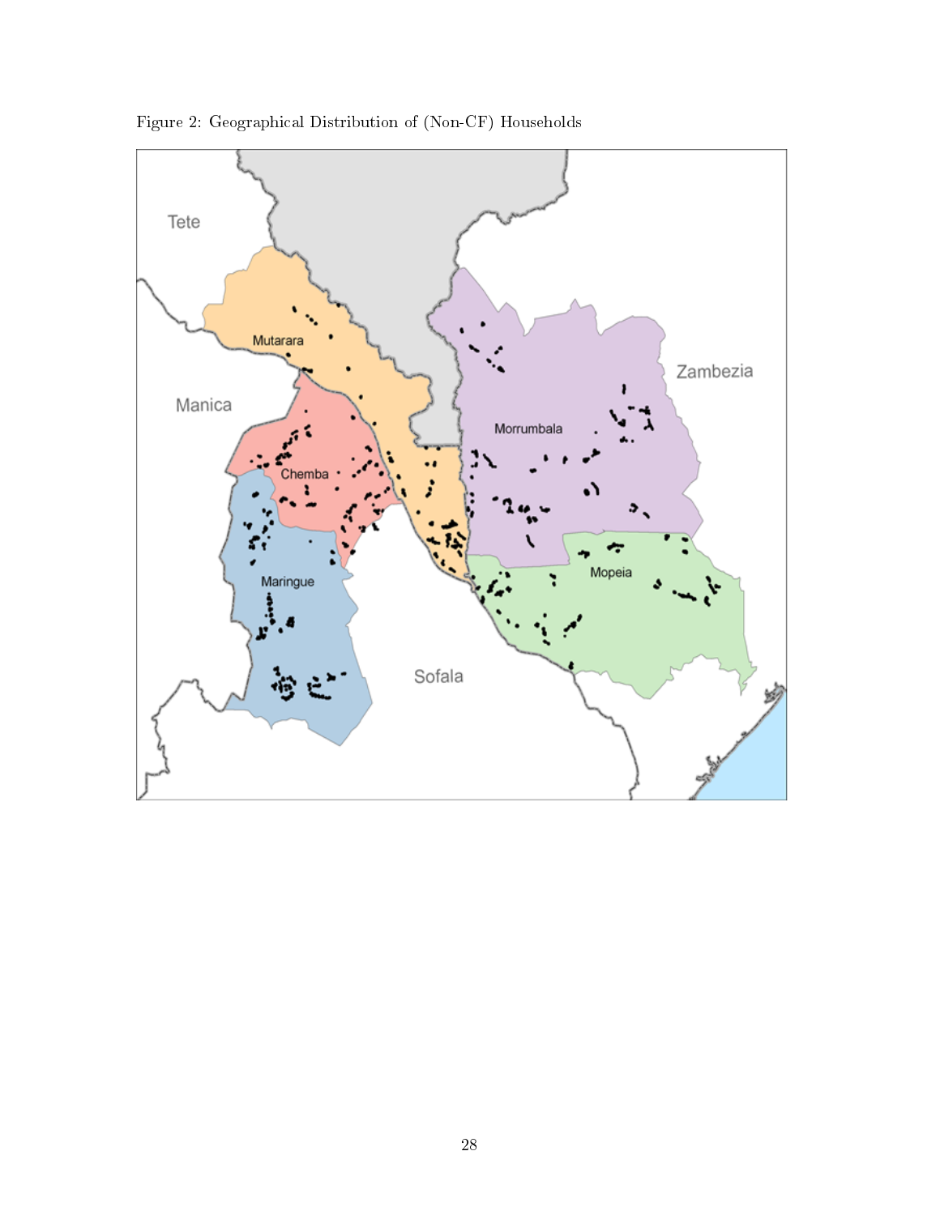Figure 2: Geographical Distribution of (Non-CF) Households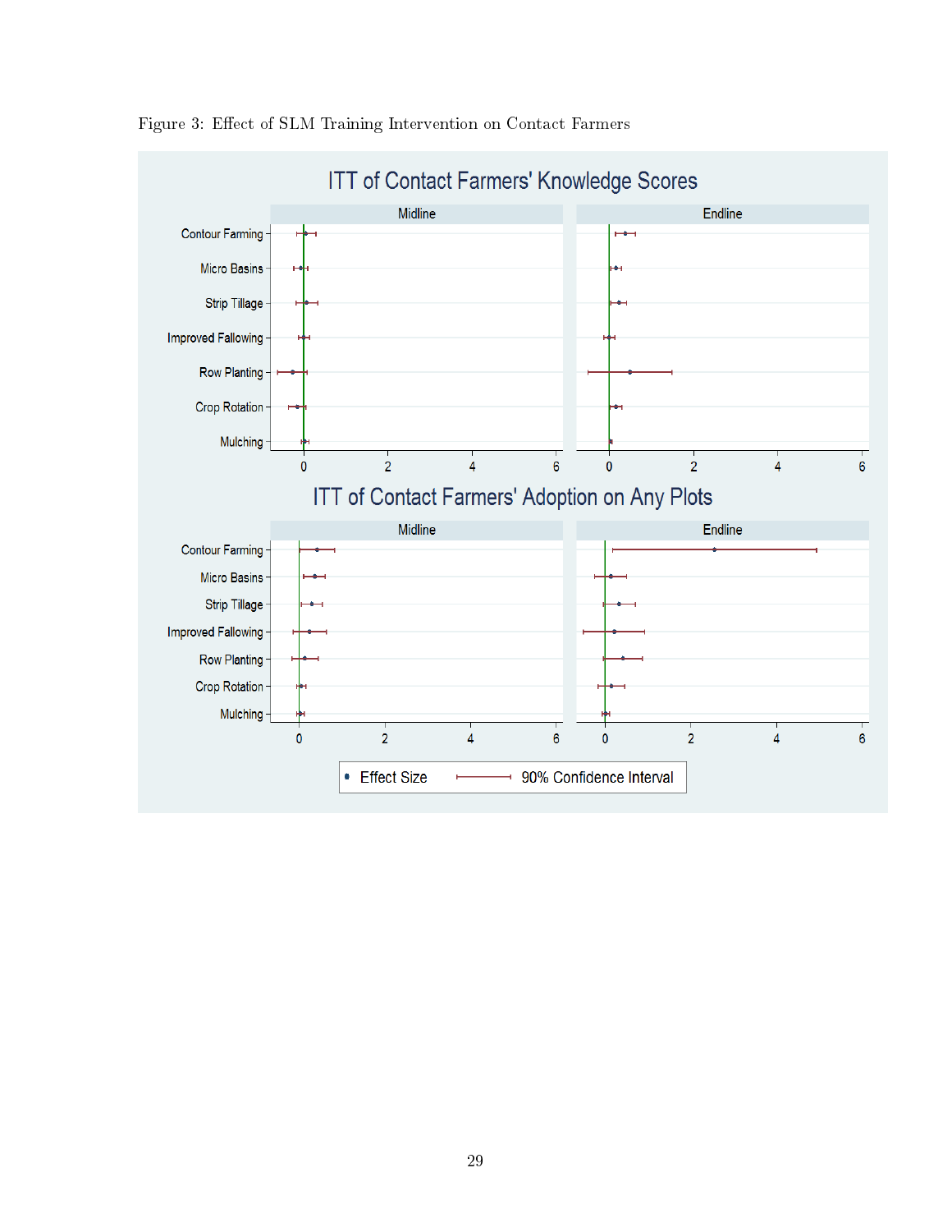Figure 3: Effect of SLM Training Intervention on Contact Farmers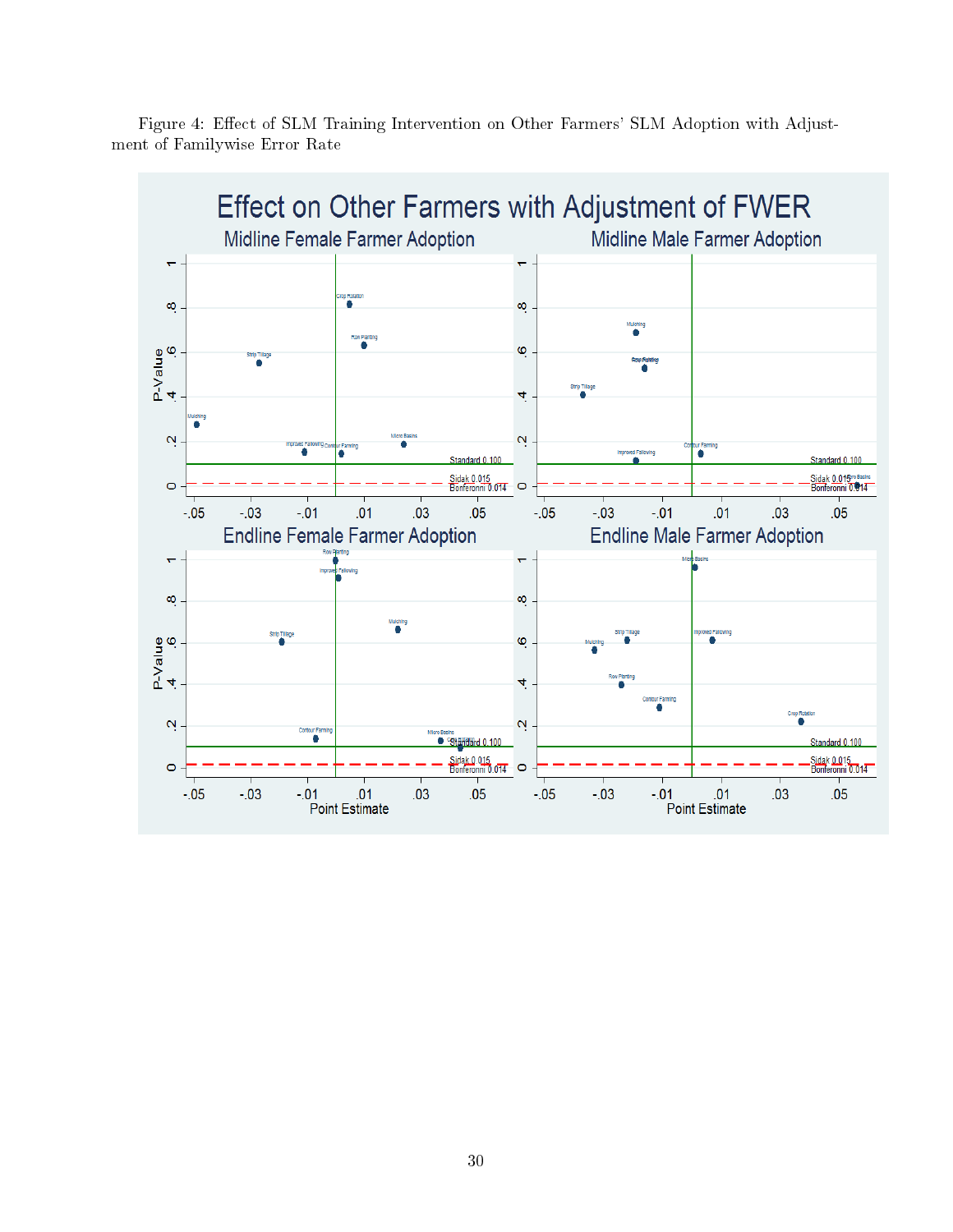Figure 4: Effect of SLM Training Intervention on Other Farmers' SLM Adoption with Adjustment of Familywise Error Rate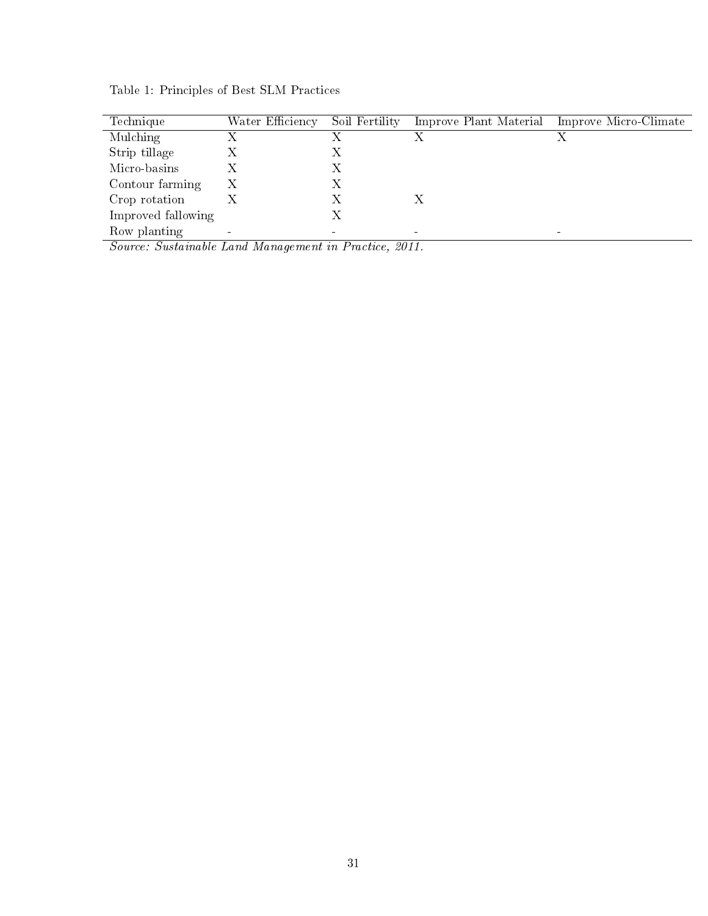Table 1: Principles of Best SLM Practices

| Technique | Water Efficiency | Soil Fertility | Improve Plant Material | Improve Micro-Climate |
|---|---|---|---|---|
| Mulching | X | X | X | X |
| Strip tillage | X | X | | |
| Micro-basins | X | X | | |
| Contour farming | X | X | | |
| Crop rotation | X | X | X | |
| Improved fallowing | | X | | |
| Row planting | - | - | - | - |

*Source: Sustainable Land Management in Practice, 2011.*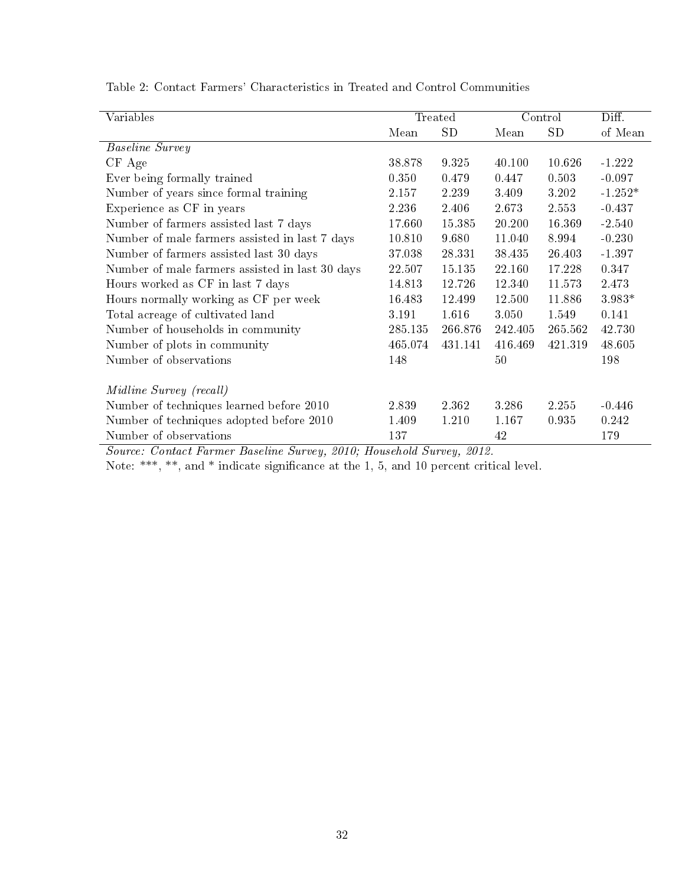Table 2: Contact Farmers' Characteristics in Treated and Control Communities

| Variables | Treated | | Control | | Diff. |
|---|---|---|---|---|---|
| | Mean | SD | Mean | SD | of Mean |
| *Baseline Survey* | | | | | |
| CF Age | 38.878 | 9.325 | 40.100 | 10.626 | -1.222 |
| Ever being formally trained | 0.350 | 0.479 | 0.447 | 0.503 | -0.097 |
| Number of years since formal training | 2.157 | 2.239 | 3.409 | 3.202 | -1.252* |
| Experience as CF in years | 2.236 | 2.406 | 2.673 | 2.553 | -0.437 |
| Number of farmers assisted last 7 days | 17.660 | 15.385 | 20.200 | 16.369 | -2.540 |
| Number of male farmers assisted in last 7 days | 10.810 | 9.680 | 11.040 | 8.994 | -0.230 |
| Number of farmers assisted last 30 days | 37.038 | 28.331 | 38.435 | 26.403 | -1.397 |
| Number of male farmers assisted in last 30 days | 22.507 | 15.135 | 22.160 | 17.228 | 0.347 |
| Hours worked as CF in last 7 days | 14.813 | 12.726 | 12.340 | 11.573 | 2.473 |
| Hours normally working as CF per week | 16.483 | 12.499 | 12.500 | 11.886 | 3.983* |
| Total acreage of cultivated land | 3.191 | 1.616 | 3.050 | 1.549 | 0.141 |
| Number of households in community | 285.135 | 266.876 | 242.405 | 265.562 | 42.730 |
| Number of plots in community | 465.074 | 431.141 | 416.469 | 421.319 | 48.605 |
| Number of observations | 148 | | 50 | | 198 |
| *Midline Survey (recall)* | | | | | |
| Number of techniques learned before 2010 | 2.839 | 2.362 | 3.286 | 2.255 | -0.446 |
| Number of techniques adopted before 2010 | 1.409 | 1.210 | 1.167 | 0.935 | 0.242 |
| Number of observations | 137 | | 42 | | 179 |

*Source: Contact Farmer Baseline Survey, 2010; Household Survey, 2012.*

Note: ***, **, and * indicate significance at the 1, 5, and 10 percent critical level.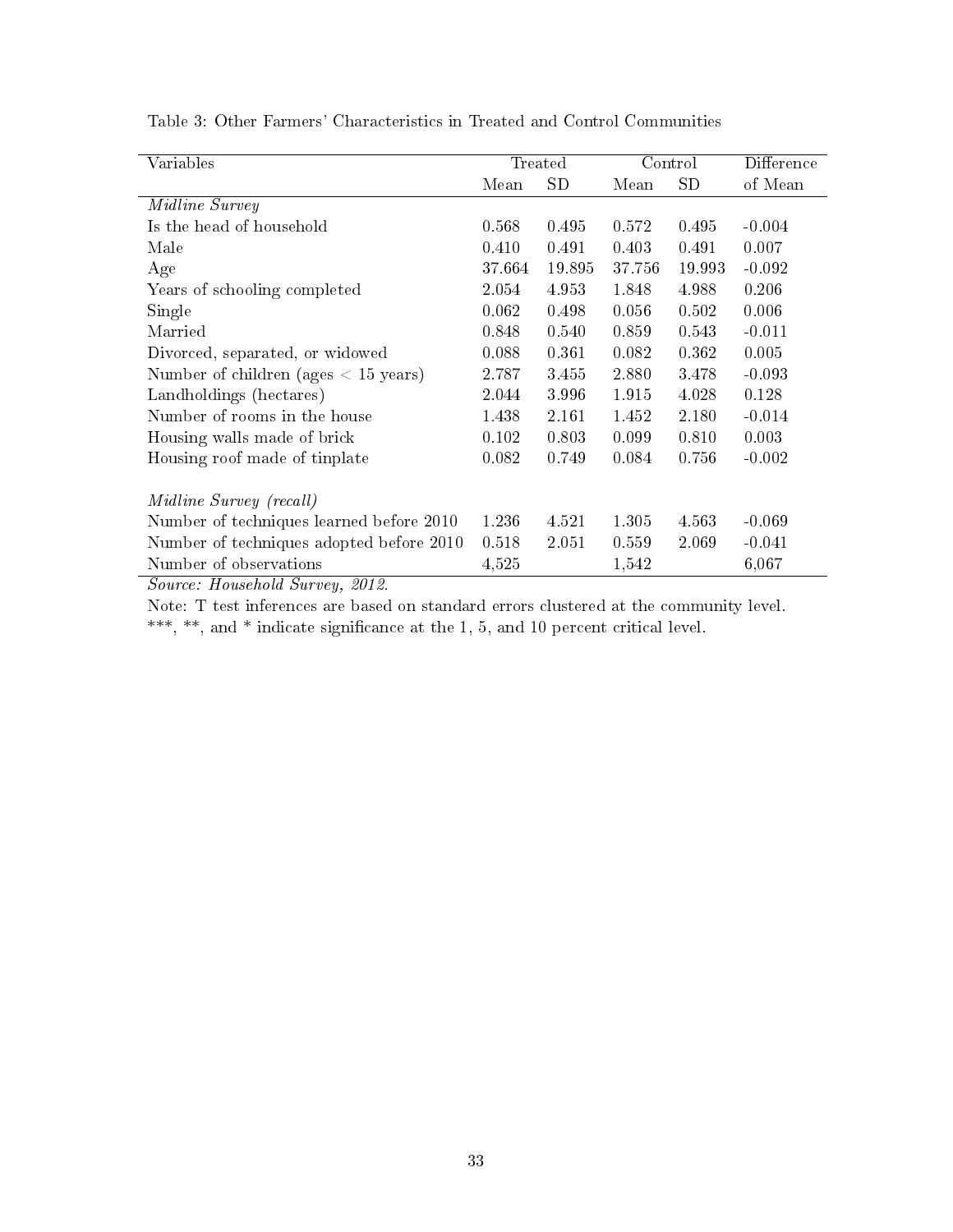Table 3: Other Farmers' Characteristics in Treated and Control Communities

| Variables | Treated | | Control | | Difference |
|---|---|---|---|---|---|
| | Mean | SD | Mean | SD | of Mean |
| *Midline Survey* | | | | | |
| Is the head of household | 0.568 | 0.495 | 0.572 | 0.495 | -0.004 |
| Male | 0.410 | 0.491 | 0.403 | 0.491 | 0.007 |
| Age | 37.664 | 19.895 | 37.756 | 19.993 | -0.092 |
| Years of schooling completed | 2.054 | 4.953 | 1.848 | 4.988 | 0.206 |
| Single | 0.062 | 0.498 | 0.056 | 0.502 | 0.006 |
| Married | 0.848 | 0.540 | 0.859 | 0.543 | -0.011 |
| Divorced, separated, or widowed | 0.088 | 0.361 | 0.082 | 0.362 | 0.005 |
| Number of children (ages < 15 years) | 2.787 | 3.455 | 2.880 | 3.478 | -0.093 |
| Landholdings (hectares) | 2.044 | 3.996 | 1.915 | 4.028 | 0.128 |
| Number of rooms in the house | 1.438 | 2.161 | 1.452 | 2.180 | -0.014 |
| Housing walls made of brick | 0.102 | 0.803 | 0.099 | 0.810 | 0.003 |
| Housing roof made of tinplate | 0.082 | 0.749 | 0.084 | 0.756 | -0.002 |
| | | | | | |
| *Midline Survey (recall)* | | | | | |
| Number of techniques learned before 2010 | 1.236 | 4.521 | 1.305 | 4.563 | -0.069 |
| Number of techniques adopted before 2010 | 0.518 | 2.051 | 0.559 | 2.069 | -0.041 |
| Number of observations | 4,525 | | 1,542 | | 6,067 |

*Source: Household Survey, 2012.*

Note: T test inferences are based on standard errors clustered at the community level.
***, **, and * indicate significance at the 1, 5, and 10 percent critical level.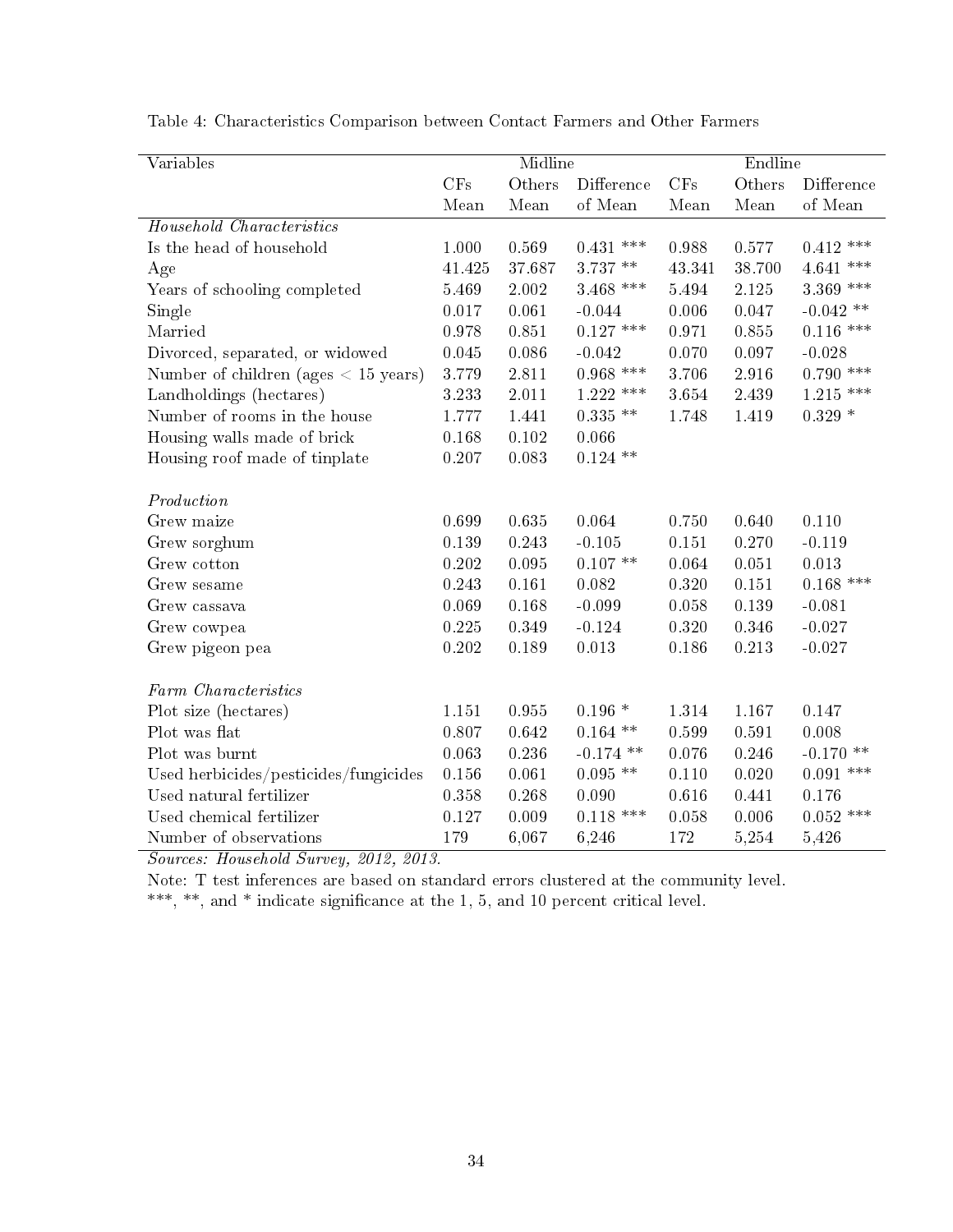Table 4: Characteristics Comparison between Contact Farmers and Other Farmers

| Variables | Midline | | | Endline | | |
|---|---|---|---|---|---|---|
| | CFs Mean | Others Mean | Difference of Mean | CFs Mean | Others Mean | Difference of Mean |
| *Household Characteristics* | | | | | | |
| Is the head of household | 1.000 | 0.569 | 0.431 *** | 0.988 | 0.577 | 0.412 *** |
| Age | 41.425 | 37.687 | 3.737 ** | 43.341 | 38.700 | 4.641 *** |
| Years of schooling completed | 5.469 | 2.002 | 3.468 *** | 5.494 | 2.125 | 3.369 *** |
| Single | 0.017 | 0.061 | -0.044 | 0.006 | 0.047 | -0.042 ** |
| Married | 0.978 | 0.851 | 0.127 *** | 0.971 | 0.855 | 0.116 *** |
| Divorced, separated, or widowed | 0.045 | 0.086 | -0.042 | 0.070 | 0.097 | -0.028 |
| Number of children (ages < 15 years) | 3.779 | 2.811 | 0.968 *** | 3.706 | 2.916 | 0.790 *** |
| Landholdings (hectares) | 3.233 | 2.011 | 1.222 *** | 3.654 | 2.439 | 1.215 *** |
| Number of rooms in the house | 1.777 | 1.441 | 0.335 ** | 1.748 | 1.419 | 0.329 * |
| Housing walls made of brick | 0.168 | 0.102 | 0.066 | | | |
| Housing roof made of tinplate | 0.207 | 0.083 | 0.124 ** | | | |
| *Production* | | | | | | |
| Grew maize | 0.699 | 0.635 | 0.064 | 0.750 | 0.640 | 0.110 |
| Grew sorghum | 0.139 | 0.243 | -0.105 | 0.151 | 0.270 | -0.119 |
| Grew cotton | 0.202 | 0.095 | 0.107 ** | 0.064 | 0.051 | 0.013 |
| Grew sesame | 0.243 | 0.161 | 0.082 | 0.320 | 0.151 | 0.168 *** |
| Grew cassava | 0.069 | 0.168 | -0.099 | 0.058 | 0.139 | -0.081 |
| Grew cowpea | 0.225 | 0.349 | -0.124 | 0.320 | 0.346 | -0.027 |
| Grew pigeon pea | 0.202 | 0.189 | 0.013 | 0.186 | 0.213 | -0.027 |
| *Farm Characteristics* | | | | | | |
| Plot size (hectares) | 1.151 | 0.955 | 0.196 * | 1.314 | 1.167 | 0.147 |
| Plot was flat | 0.807 | 0.642 | 0.164 ** | 0.599 | 0.591 | 0.008 |
| Plot was burnt | 0.063 | 0.236 | -0.174 ** | 0.076 | 0.246 | -0.170 ** |
| Used herbicides/pesticides/fungicides | 0.156 | 0.061 | 0.095 ** | 0.110 | 0.020 | 0.091 *** |
| Used natural fertilizer | 0.358 | 0.268 | 0.090 | 0.616 | 0.441 | 0.176 |
| Used chemical fertilizer | 0.127 | 0.009 | 0.118 *** | 0.058 | 0.006 | 0.052 *** |
| Number of observations | 179 | 6,067 | 6,246 | 172 | 5,254 | 5,426 |

*Sources: Household Survey, 2012, 2013.*

Note: T test inferences are based on standard errors clustered at the community level.

***, **, and * indicate significance at the 1, 5, and 10 percent critical level.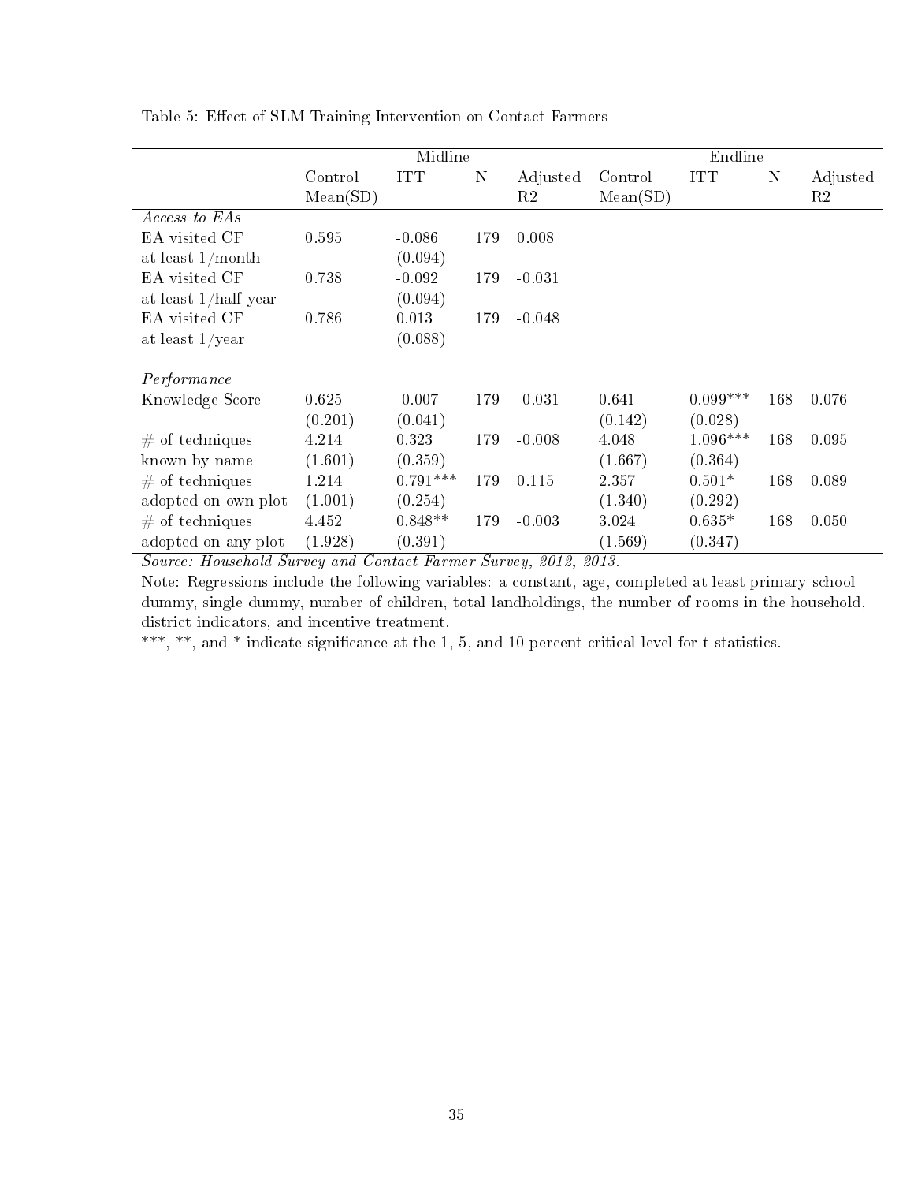Table 5: Effect of SLM Training Intervention on Contact Farmers

| | Midline | | | | Endline | | | |
|---|---|---|---|---|---|---|---|---|
| | Control Mean(SD) | ITT | N | Adjusted R2 | Control Mean(SD) | ITT | N | Adjusted R2 |
| *Access to EAs* | | | | | | | | |
| EA visited CF at least 1/month | 0.595 | -0.086 (0.094) | 179 | 0.008 | | | | |
| EA visited CF at least 1/half year | 0.738 | -0.092 (0.094) | 179 | -0.031 | | | | |
| EA visited CF at least 1/year | 0.786 | 0.013 (0.088) | 179 | -0.048 | | | | |
| *Performance* | | | | | | | | |
| Knowledge Score | 0.625 (0.201) | -0.007 (0.041) | 179 | -0.031 | 0.641 (0.142) | 0.099*** (0.028) | 168 | 0.076 |
| # of techniques known by name | 4.214 (1.601) | 0.323 (0.359) | 179 | -0.008 | 4.048 (1.667) | 1.096*** (0.364) | 168 | 0.095 |
| # of techniques adopted on own plot | 1.214 (1.001) | 0.791*** (0.254) | 179 | 0.115 | 2.357 (1.340) | 0.501* (0.292) | 168 | 0.089 |
| # of techniques adopted on any plot | 4.452 (1.928) | 0.848** (0.391) | 179 | -0.003 | 3.024 (1.569) | 0.635* (0.347) | 168 | 0.050 |

*Source: Household Survey and Contact Farmer Survey, 2012, 2013.*

Note: Regressions include the following variables: a constant, age, completed at least primary school dummy, single dummy, number of children, total landholdings, the number of rooms in the household, district indicators, and incentive treatment.

***, **, and * indicate significance at the 1, 5, and 10 percent critical level for t statistics.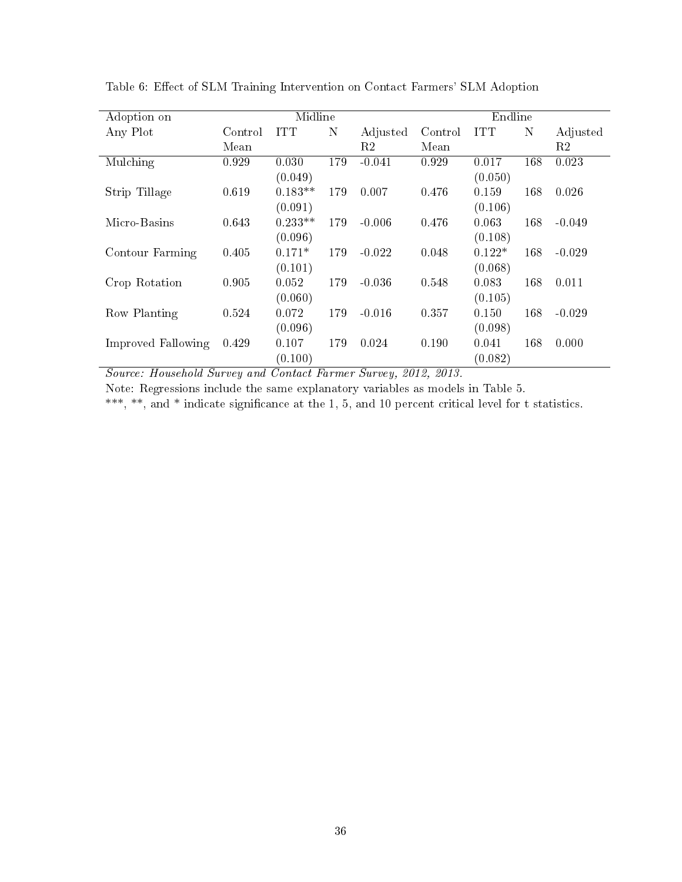Table 6: Effect of SLM Training Intervention on Contact Farmers' SLM Adoption

| Adoption on Any Plot | Midline | | | | Endline | | | |
|---|---|---|---|---|---|---|---|---|
| | Control Mean | ITT | N | Adjusted R2 | Control Mean | ITT | N | Adjusted R2 |
| Mulching | 0.929 | 0.030 | 179 | -0.041 | 0.929 | 0.017 | 168 | 0.023 |
| | | (0.049) | | | | (0.050) | | |
| Strip Tillage | 0.619 | 0.183** | 179 | 0.007 | 0.476 | 0.159 | 168 | 0.026 |
| | | (0.091) | | | | (0.106) | | |
| Micro-Basins | 0.643 | 0.233** | 179 | -0.006 | 0.476 | 0.063 | 168 | -0.049 |
| | | (0.096) | | | | (0.108) | | |
| Contour Farming | 0.405 | 0.171* | 179 | -0.022 | 0.048 | 0.122* | 168 | -0.029 |
| | | (0.101) | | | | (0.068) | | |
| Crop Rotation | 0.905 | 0.052 | 179 | -0.036 | 0.548 | 0.083 | 168 | 0.011 |
| | | (0.060) | | | | (0.105) | | |
| Row Planting | 0.524 | 0.072 | 179 | -0.016 | 0.357 | 0.150 | 168 | -0.029 |
| | | (0.096) | | | | (0.098) | | |
| Improved Fallowing | 0.429 | 0.107 | 179 | 0.024 | 0.190 | 0.041 | 168 | 0.000 |
| | | (0.100) | | | | (0.082) | | |

*Source: Household Survey and Contact Farmer Survey, 2012, 2013.*

Note: Regressions include the same explanatory variables as models in Table 5.

***, **, and * indicate significance at the 1, 5, and 10 percent critical level for t statistics.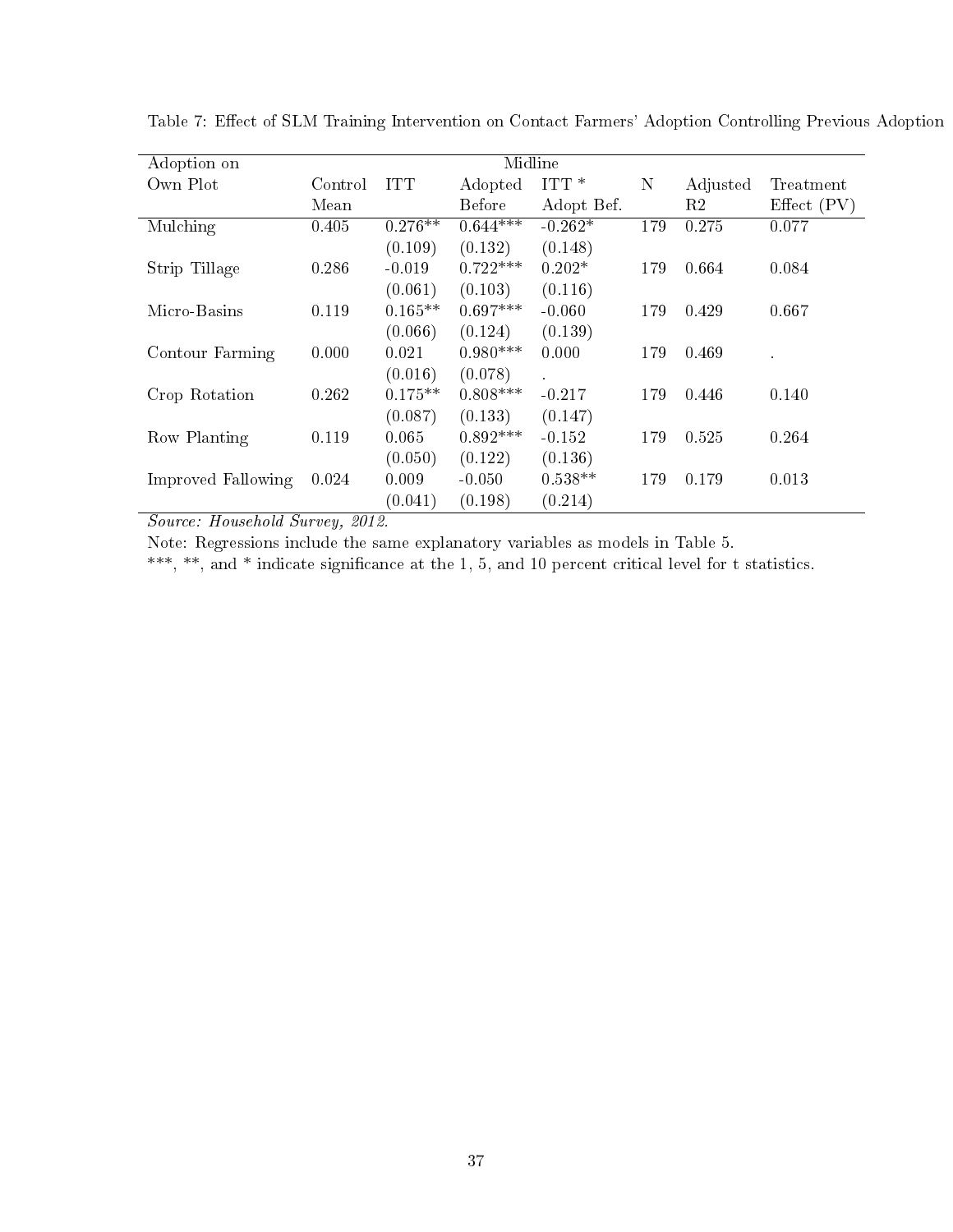Table 7: Effect of SLM Training Intervention on Contact Farmers' Adoption Controlling Previous Adoption

| Adoption on | Midline | | | | | | |
|---|---|---|---|---|---|---|---|
| Own Plot | Control Mean | ITT | Adopted Before | ITT * Adopt Bef. | N | Adjusted R2 | Treatment Effect (PV) |
| Mulching | 0.405 | 0.276** | 0.644*** | -0.262* | 179 | 0.275 | 0.077 |
| | | (0.109) | (0.132) | (0.148) | | | |
| Strip Tillage | 0.286 | -0.019 | 0.722*** | 0.202* | 179 | 0.664 | 0.084 |
| | | (0.061) | (0.103) | (0.116) | | | |
| Micro-Basins | 0.119 | 0.165** | 0.697*** | -0.060 | 179 | 0.429 | 0.667 |
| | | (0.066) | (0.124) | (0.139) | | | |
| Contour Farming | 0.000 | 0.021 | 0.980*** | 0.000 | 179 | 0.469 | . |
| | | (0.016) | (0.078) | . | | | |
| Crop Rotation | 0.262 | 0.175** | 0.808*** | -0.217 | 179 | 0.446 | 0.140 |
| | | (0.087) | (0.133) | (0.147) | | | |
| Row Planting | 0.119 | 0.065 | 0.892*** | -0.152 | 179 | 0.525 | 0.264 |
| | | (0.050) | (0.122) | (0.136) | | | |
| Improved Fallowing | 0.024 | 0.009 | -0.050 | 0.538** | 179 | 0.179 | 0.013 |
| | | (0.041) | (0.198) | (0.214) | | | |

*Source: Household Survey, 2012.*

Note: Regressions include the same explanatory variables as models in Table 5.

***, **, and * indicate significance at the 1, 5, and 10 percent critical level for t statistics.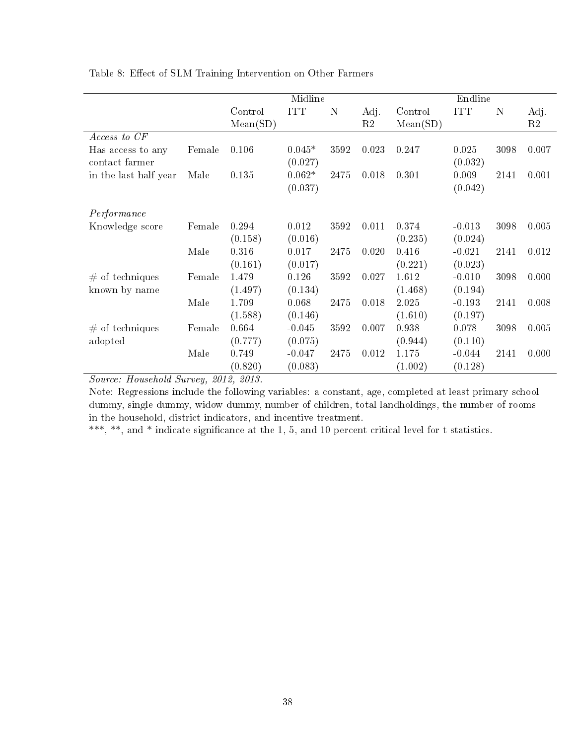Table 8: Effect of SLM Training Intervention on Other Farmers

| | | Midline | | | | Endline | | | |
|---|---|---|---|---|---|---|---|---|---|
| | | Control Mean(SD) | ITT | N | Adj. R2 | Control Mean(SD) | ITT | N | Adj. R2 |
| *Access to CF* | | | | | | | | | |
| Has access to any contact farmer | Female | 0.106 | 0.045* | 3592 | 0.023 | 0.247 | 0.025 | 3098 | 0.007 |
| | | | (0.027) | | | | (0.032) | | |
| in the last half year | Male | 0.135 | 0.062* | 2475 | 0.018 | 0.301 | 0.009 | 2141 | 0.001 |
| | | | (0.037) | | | | (0.042) | | |
| *Performance* | | | | | | | | | |
| Knowledge score | Female | 0.294 | 0.012 | 3592 | 0.011 | 0.374 | -0.013 | 3098 | 0.005 |
| | | (0.158) | (0.016) | | | (0.235) | (0.024) | | |
| | Male | 0.316 | 0.017 | 2475 | 0.020 | 0.416 | -0.021 | 2141 | 0.012 |
| | | (0.161) | (0.017) | | | (0.221) | (0.023) | | |
| # of techniques known by name | Female | 1.479 | 0.126 | 3592 | 0.027 | 1.612 | -0.010 | 3098 | 0.000 |
| | | (1.497) | (0.134) | | | (1.468) | (0.194) | | |
| | Male | 1.709 | 0.068 | 2475 | 0.018 | 2.025 | -0.193 | 2141 | 0.008 |
| | | (1.588) | (0.146) | | | (1.610) | (0.197) | | |
| # of techniques adopted | Female | 0.664 | -0.045 | 3592 | 0.007 | 0.938 | 0.078 | 3098 | 0.005 |
| | | (0.777) | (0.075) | | | (0.944) | (0.110) | | |
| | Male | 0.749 | -0.047 | 2475 | 0.012 | 1.175 | -0.044 | 2141 | 0.000 |
| | | (0.820) | (0.083) | | | (1.002) | (0.128) | | |

*Source: Household Survey, 2012, 2013.*

Note: Regressions include the following variables: a constant, age, completed at least primary school dummy, single dummy, widow dummy, number of children, total landholdings, the number of rooms in the household, district indicators, and incentive treatment.

***, **, and * indicate significance at the 1, 5, and 10 percent critical level for t statistics.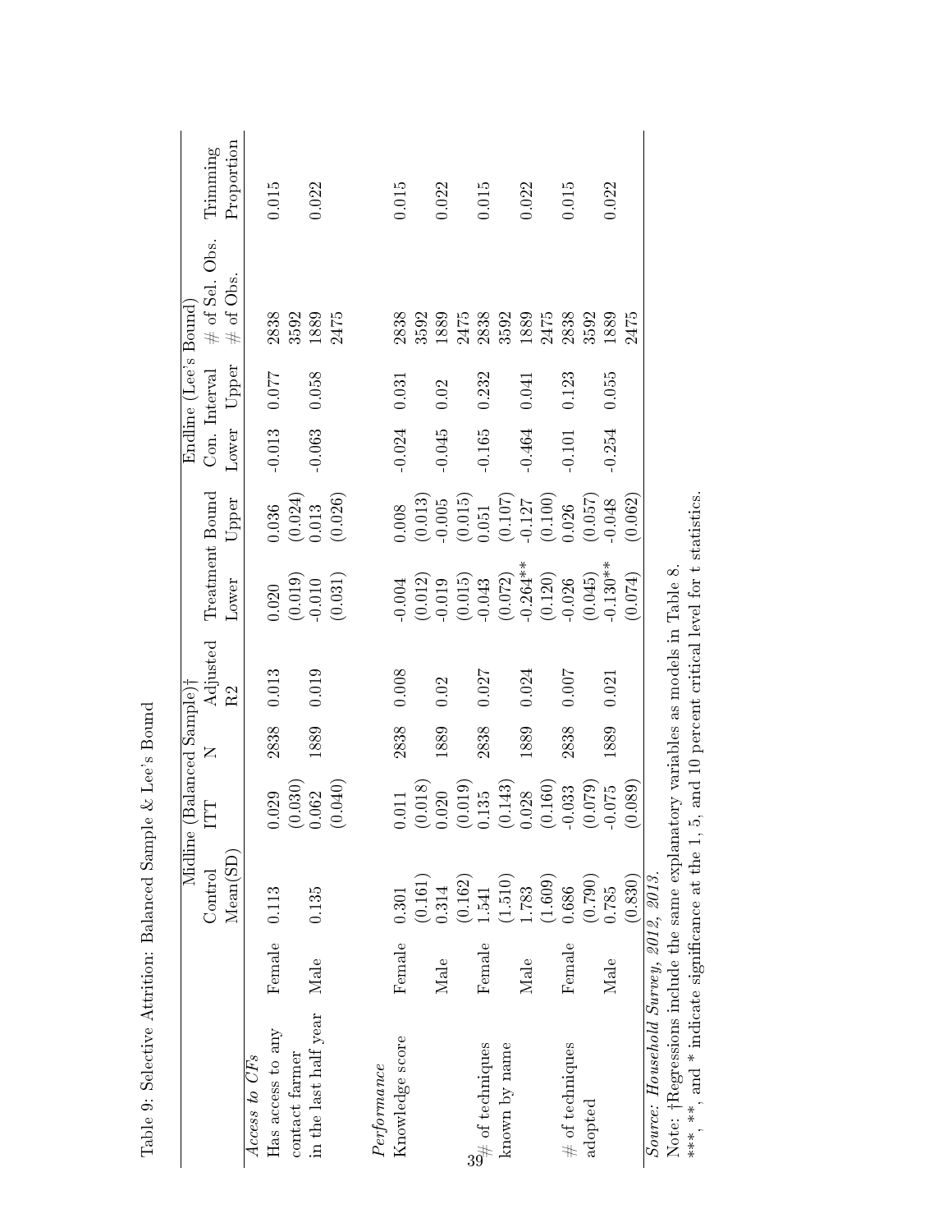Table 9: Selective Attrition: Balanced Sample & Lee's Bound

| | | Midline (Balanced Sample)† | | | | | | | | Endline (Lee's Bound) | | | |
|---|---|---|---|---|---|---|---|---|---|---|---|---|---|
| | | Control | ITT | N | Adjusted | Treatment Bound | | Con. Interval | | # of Sel. Obs. | Trimming |
| | | Mean(SD) | | | R2 | Lower | Upper | Lower | Upper | # of Obs. | Proportion |
| *Access to CFs* | | | | | | | | | | | |
| Has access to any | Female | 0.113 | 0.029 | 2838 | 0.013 | 0.020 | 0.036 | -0.013 | 0.077 | 2838 | 0.015 |
| contact farmer | | | (0.030) | | | (0.019) | (0.024) | | | 3592 | |
| in the last half year | Male | 0.135 | 0.062 | 1889 | 0.019 | -0.010 | 0.013 | -0.063 | 0.058 | 1889 | 0.022 |
| | | | (0.040) | | | (0.031) | (0.026) | | | 2475 | |
| *Performance* | | | | | | | | | | | |
| Knowledge score | Female | 0.301 | 0.011 | 2838 | 0.008 | -0.004 | 0.008 | -0.024 | 0.031 | 2838 | 0.015 |
| | | (0.161) | (0.018) | | | (0.012) | (0.013) | | | 3592 | |
| | Male | 0.314 | 0.020 | 1889 | 0.02 | -0.019 | -0.005 | -0.045 | 0.02 | 1889 | 0.022 |
| | | (0.162) | (0.019) | | | (0.015) | (0.015) | | | 2475 | |
| # of techniques | Female | 1.541 | 0.135 | 2838 | 0.027 | -0.043 | 0.051 | -0.165 | 0.232 | 2838 | 0.015 |
| known by name | | (1.510) | (0.143) | | | (0.072) | (0.107) | | | 3592 | |
| | Male | 1.783 | 0.028 | 1889 | 0.024 | -0.264** | -0.127 | -0.464 | 0.041 | 1889 | 0.022 |
| | | (1.609) | (0.160) | | | (0.120) | (0.100) | | | 2475 | |
| # of techniques | Female | 0.686 | -0.033 | 2838 | 0.007 | -0.026 | 0.026 | -0.101 | 0.123 | 2838 | 0.015 |
| adopted | | (0.790) | (0.079) | | | (0.045) | (0.057) | | | 3592 | |
| | Male | 0.785 | -0.075 | 1889 | 0.021 | -0.130** | -0.048 | -0.254 | 0.055 | 1889 | 0.022 |
| | | (0.830) | (0.089) | | | (0.074) | (0.062) | | | 2475 | |

*Source: Household Survey, 2012, 2013.*

Note: †Regressions include the same explanatory variables as models in Table 8.

***, **, and * indicate significance at the 1, 5, and 10 percent critical level for t statistics.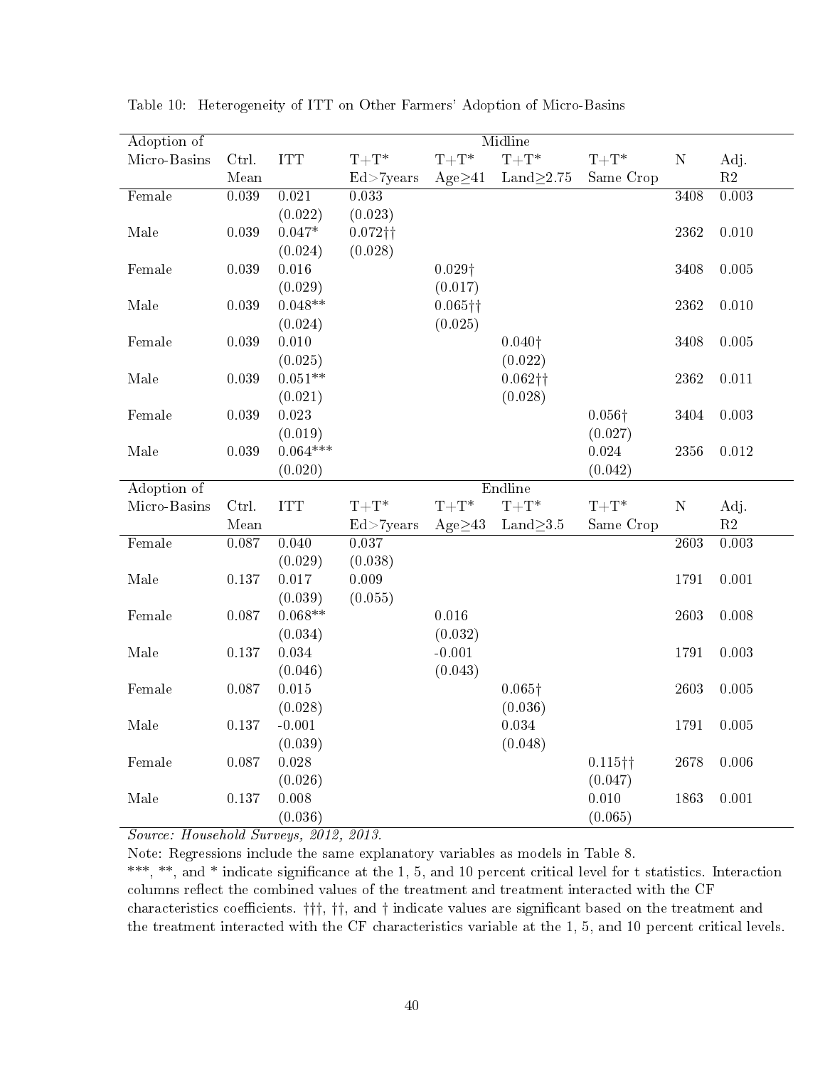Table 10: Heterogeneity of ITT on Other Farmers' Adoption of Micro-Basins

| Adoption of | | | | Midline | | | | |
|---|---|---|---|---|---|---|---|---|
| Micro-Basins | Ctrl. Mean | ITT | T+T* Ed>7years | T+T* Age≥41 | T+T* Land≥2.75 | T+T* Same Crop | N | Adj. R2 |
| Female | 0.039 | 0.021 | 0.033 | | | | 3408 | 0.003 |
| | | (0.022) | (0.023) | | | | | |
| Male | 0.039 | 0.047* | 0.072†† | | | | 2362 | 0.010 |
| | | (0.024) | (0.028) | | | | | |
| Female | 0.039 | 0.016 | | 0.029† | | | 3408 | 0.005 |
| | | (0.029) | | (0.017) | | | | |
| Male | 0.039 | 0.048** | | 0.065†† | | | 2362 | 0.010 |
| | | (0.024) | | (0.025) | | | | |
| Female | 0.039 | 0.010 | | | 0.040† | | 3408 | 0.005 |
| | | (0.025) | | | (0.022) | | | |
| Male | 0.039 | 0.051** | | | 0.062†† | | 2362 | 0.011 |
| | | (0.021) | | | (0.028) | | | |
| Female | 0.039 | 0.023 | | | | 0.056† | 3404 | 0.003 |
| | | (0.019) | | | | (0.027) | | |
| Male | 0.039 | 0.064*** | | | | 0.024 | 2356 | 0.012 |
| | | (0.020) | | | | (0.042) | | |
| **Adoption of** | | | | **Endline** | | | | |
| **Micro-Basins** | **Ctrl. Mean** | **ITT** | **T+T* Ed>7years** | **T+T* Age≥43** | **T+T* Land≥3.5** | **T+T* Same Crop** | **N** | **Adj. R2** |
| Female | 0.087 | 0.040 | 0.037 | | | | 2603 | 0.003 |
| | | (0.029) | (0.038) | | | | | |
| Male | 0.137 | 0.017 | 0.009 | | | | 1791 | 0.001 |
| | | (0.039) | (0.055) | | | | | |
| Female | 0.087 | 0.068** | | 0.016 | | | 2603 | 0.008 |
| | | (0.034) | | (0.032) | | | | |
| Male | 0.137 | 0.034 | | -0.001 | | | 1791 | 0.003 |
| | | (0.046) | | (0.043) | | | | |
| Female | 0.087 | 0.015 | | | 0.065† | | 2603 | 0.005 |
| | | (0.028) | | | (0.036) | | | |
| Male | 0.137 | -0.001 | | | 0.034 | | 1791 | 0.005 |
| | | (0.039) | | | (0.048) | | | |
| Female | 0.087 | 0.028 | | | | 0.115†† | 2678 | 0.006 |
| | | (0.026) | | | | (0.047) | | |
| Male | 0.137 | 0.008 | | | | 0.010 | 1863 | 0.001 |
| | | (0.036) | | | | (0.065) | | |

*Source: Household Surveys, 2012, 2013.*

Note: Regressions include the same explanatory variables as models in Table 8.

***, **, and * indicate significance at the 1, 5, and 10 percent critical level for t statistics. Interaction columns reflect the combined values of the treatment and treatment interacted with the CF characteristics coefficients. †††, ††, and † indicate values are significant based on the treatment and the treatment interacted with the CF characteristics variable at the 1, 5, and 10 percent critical levels.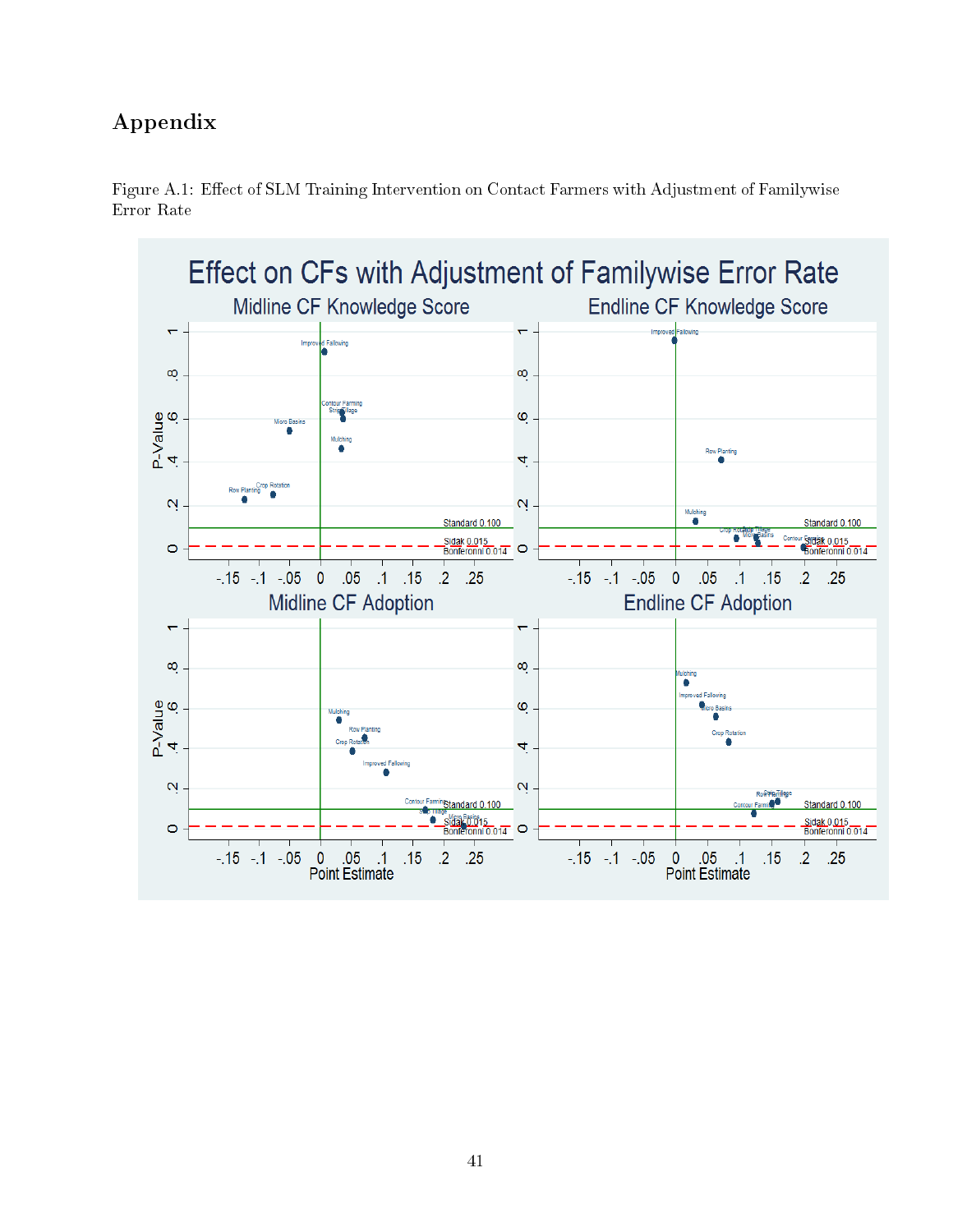# Appendix

Figure A.1: Effect of SLM Training Intervention on Contact Farmers with Adjustment of Familywise Error Rate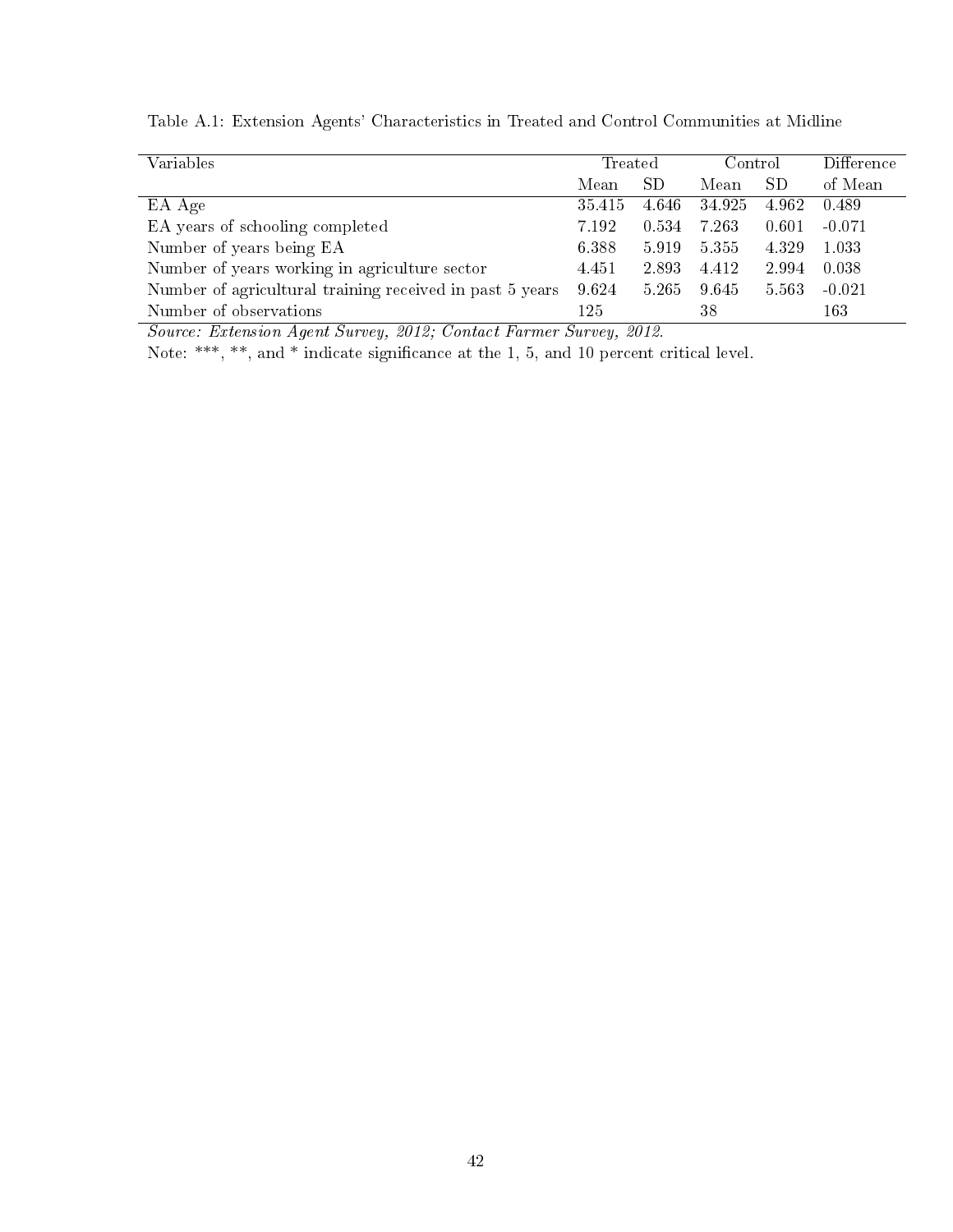Table A.1: Extension Agents' Characteristics in Treated and Control Communities at Midline

| Variables | Treated | | Control | | Difference |
|---|---|---|---|---|---|
| | Mean | SD | Mean | SD | of Mean |
| EA Age | 35.415 | 4.646 | 34.925 | 4.962 | 0.489 |
| EA years of schooling completed | 7.192 | 0.534 | 7.263 | 0.601 | -0.071 |
| Number of years being EA | 6.388 | 5.919 | 5.355 | 4.329 | 1.033 |
| Number of years working in agriculture sector | 4.451 | 2.893 | 4.412 | 2.994 | 0.038 |
| Number of agricultural training received in past 5 years | 9.624 | 5.265 | 9.645 | 5.563 | -0.021 |
| Number of observations | 125 | | 38 | | 163 |

*Source: Extension Agent Survey, 2012; Contact Farmer Survey, 2012.*

Note: ***, **, and * indicate significance at the 1, 5, and 10 percent critical level.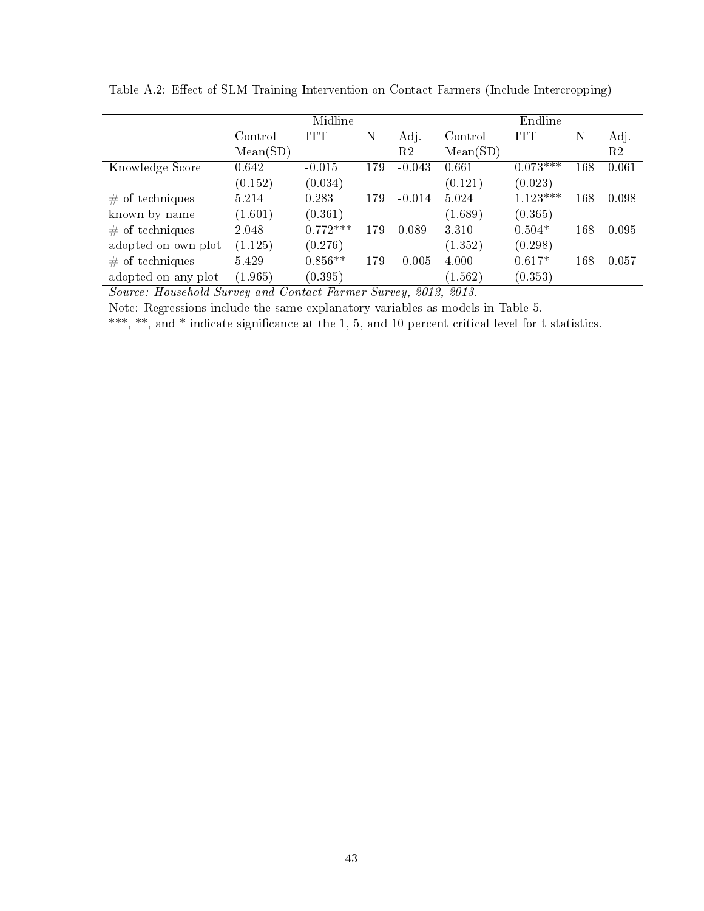Table A.2: Effect of SLM Training Intervention on Contact Farmers (Include Intercropping)

| | Midline | | | | Endline | | | |
|---|---|---|---|---|---|---|---|---|
| | Control Mean(SD) | ITT | N | Adj. R2 | Control Mean(SD) | ITT | N | Adj. R2 |
| Knowledge Score | 0.642 | -0.015 | 179 | -0.043 | 0.661 | 0.073*** | 168 | 0.061 |
| | (0.152) | (0.034) | | | (0.121) | (0.023) | | |
| # of techniques known by name | 5.214 | 0.283 | 179 | -0.014 | 5.024 | 1.123*** | 168 | 0.098 |
| | (1.601) | (0.361) | | | (1.689) | (0.365) | | |
| # of techniques adopted on own plot | 2.048 | 0.772*** | 179 | 0.089 | 3.310 | 0.504* | 168 | 0.095 |
| | (1.125) | (0.276) | | | (1.352) | (0.298) | | |
| # of techniques adopted on any plot | 5.429 | 0.856** | 179 | -0.005 | 4.000 | 0.617* | 168 | 0.057 |
| | (1.965) | (0.395) | | | (1.562) | (0.353) | | |

*Source: Household Survey and Contact Farmer Survey, 2012, 2013.*

Note: Regressions include the same explanatory variables as models in Table 5.

***, **, and * indicate significance at the 1, 5, and 10 percent critical level for t statistics.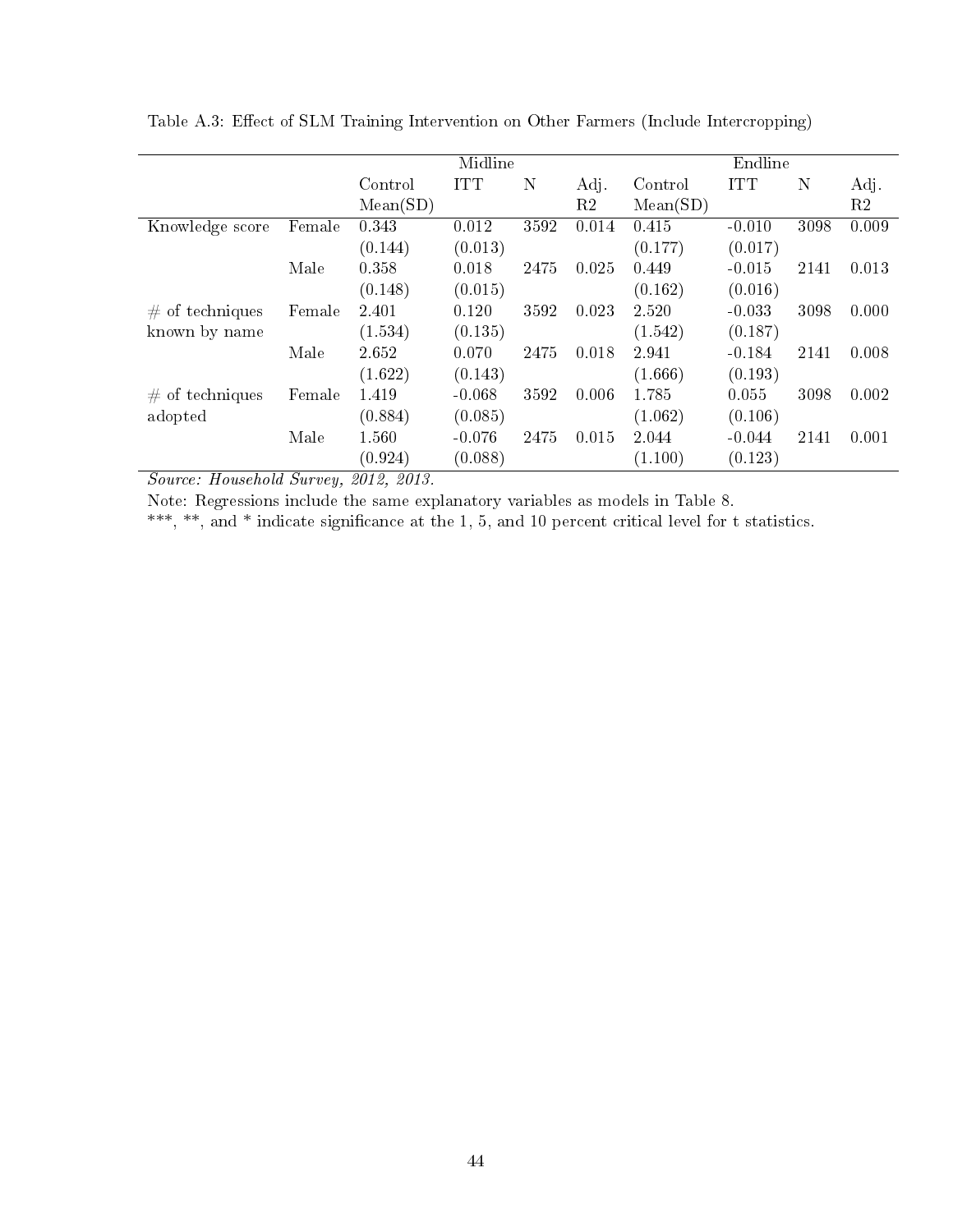Table A.3: Effect of SLM Training Intervention on Other Farmers (Include Intercropping)

| | | Midline | | | | Endline | | | |
|---|---|---|---|---|---|---|---|---|---|
| | | Control Mean(SD) | ITT | N | Adj. R2 | Control Mean(SD) | ITT | N | Adj. R2 |
| Knowledge score | Female | 0.343 | 0.012 | 3592 | 0.014 | 0.415 | -0.010 | 3098 | 0.009 |
| | | (0.144) | (0.013) | | | (0.177) | (0.017) | | |
| | Male | 0.358 | 0.018 | 2475 | 0.025 | 0.449 | -0.015 | 2141 | 0.013 |
| | | (0.148) | (0.015) | | | (0.162) | (0.016) | | |
| # of techniques known by name | Female | 2.401 | 0.120 | 3592 | 0.023 | 2.520 | -0.033 | 3098 | 0.000 |
| | | (1.534) | (0.135) | | | (1.542) | (0.187) | | |
| | Male | 2.652 | 0.070 | 2475 | 0.018 | 2.941 | -0.184 | 2141 | 0.008 |
| | | (1.622) | (0.143) | | | (1.666) | (0.193) | | |
| # of techniques adopted | Female | 1.419 | -0.068 | 3592 | 0.006 | 1.785 | 0.055 | 3098 | 0.002 |
| | | (0.884) | (0.085) | | | (1.062) | (0.106) | | |
| | Male | 1.560 | -0.076 | 2475 | 0.015 | 2.044 | -0.044 | 2141 | 0.001 |
| | | (0.924) | (0.088) | | | (1.100) | (0.123) | | |

*Source: Household Survey, 2012, 2013.*

Note: Regressions include the same explanatory variables as models in Table 8.

***, **, and * indicate significance at the 1, 5, and 10 percent critical level for t statistics.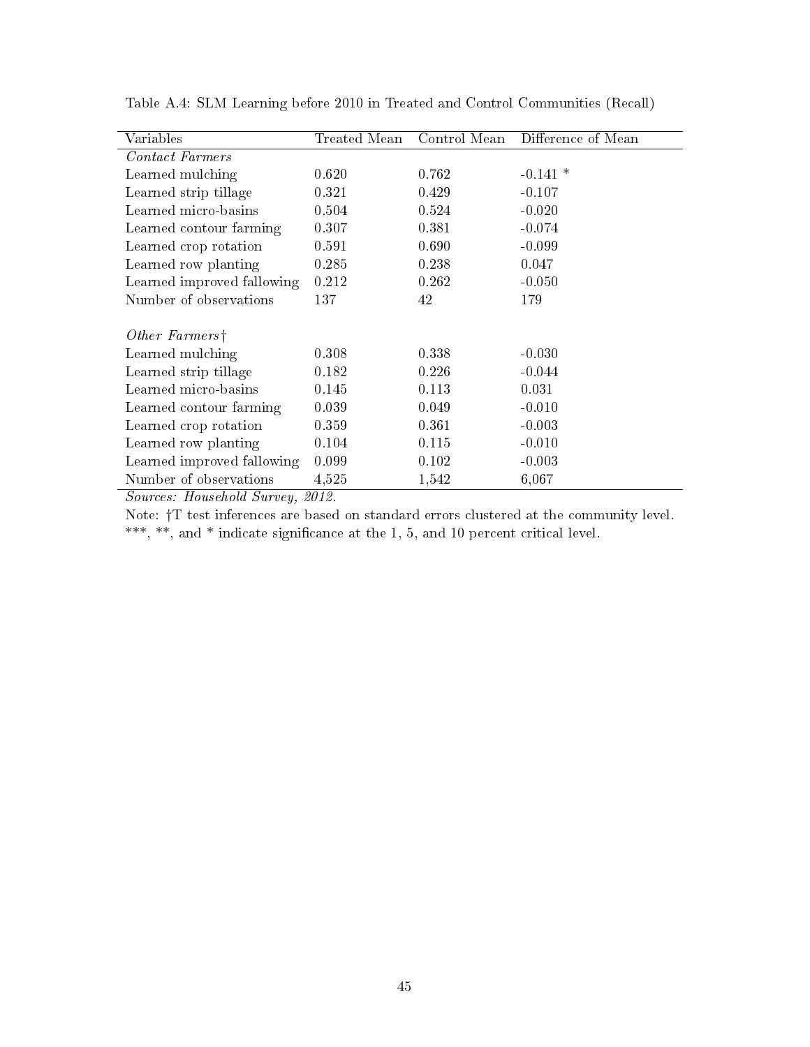Table A.4: SLM Learning before 2010 in Treated and Control Communities (Recall)

| Variables | Treated Mean | Control Mean | Difference of Mean |
| --- | --- | --- | --- |
| *Contact Farmers* | | | |
| Learned mulching | 0.620 | 0.762 | -0.141 * |
| Learned strip tillage | 0.321 | 0.429 | -0.107 |
| Learned micro-basins | 0.504 | 0.524 | -0.020 |
| Learned contour farming | 0.307 | 0.381 | -0.074 |
| Learned crop rotation | 0.591 | 0.690 | -0.099 |
| Learned row planting | 0.285 | 0.238 | 0.047 |
| Learned improved fallowing | 0.212 | 0.262 | -0.050 |
| Number of observations | 137 | 42 | 179 |
| | | | |
| *Other Farmers*† | | | |
| Learned mulching | 0.308 | 0.338 | -0.030 |
| Learned strip tillage | 0.182 | 0.226 | -0.044 |
| Learned micro-basins | 0.145 | 0.113 | 0.031 |
| Learned contour farming | 0.039 | 0.049 | -0.010 |
| Learned crop rotation | 0.359 | 0.361 | -0.003 |
| Learned row planting | 0.104 | 0.115 | -0.010 |
| Learned improved fallowing | 0.099 | 0.102 | -0.003 |
| Number of observations | 4,525 | 1,542 | 6,067 |

*Sources: Household Survey, 2012.*

Note: †T test inferences are based on standard errors clustered at the community level.
***, **, and * indicate significance at the 1, 5, and 10 percent critical level.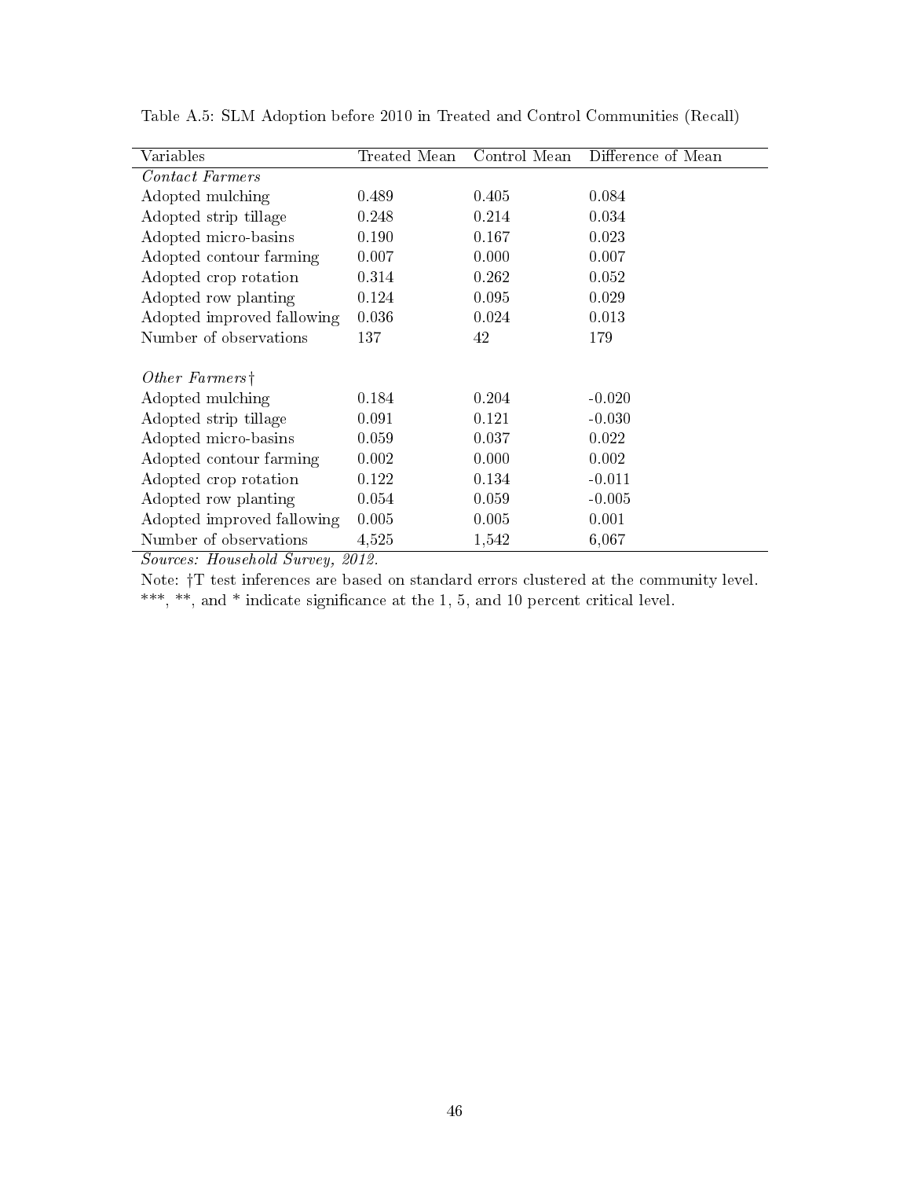Table A.5: SLM Adoption before 2010 in Treated and Control Communities (Recall)

| Variables | Treated Mean | Control Mean | Difference of Mean |
|---|---|---|---|
| *Contact Farmers* | | | |
| Adopted mulching | 0.489 | 0.405 | 0.084 |
| Adopted strip tillage | 0.248 | 0.214 | 0.034 |
| Adopted micro-basins | 0.190 | 0.167 | 0.023 |
| Adopted contour farming | 0.007 | 0.000 | 0.007 |
| Adopted crop rotation | 0.314 | 0.262 | 0.052 |
| Adopted row planting | 0.124 | 0.095 | 0.029 |
| Adopted improved fallowing | 0.036 | 0.024 | 0.013 |
| Number of observations | 137 | 42 | 179 |
| | | | |
| *Other Farmers*† | | | |
| Adopted mulching | 0.184 | 0.204 | -0.020 |
| Adopted strip tillage | 0.091 | 0.121 | -0.030 |
| Adopted micro-basins | 0.059 | 0.037 | 0.022 |
| Adopted contour farming | 0.002 | 0.000 | 0.002 |
| Adopted crop rotation | 0.122 | 0.134 | -0.011 |
| Adopted row planting | 0.054 | 0.059 | -0.005 |
| Adopted improved fallowing | 0.005 | 0.005 | 0.001 |
| Number of observations | 4,525 | 1,542 | 6,067 |

*Sources: Household Survey, 2012.*

Note: †T test inferences are based on standard errors clustered at the community level. ***, **, and * indicate significance at the 1, 5, and 10 percent critical level.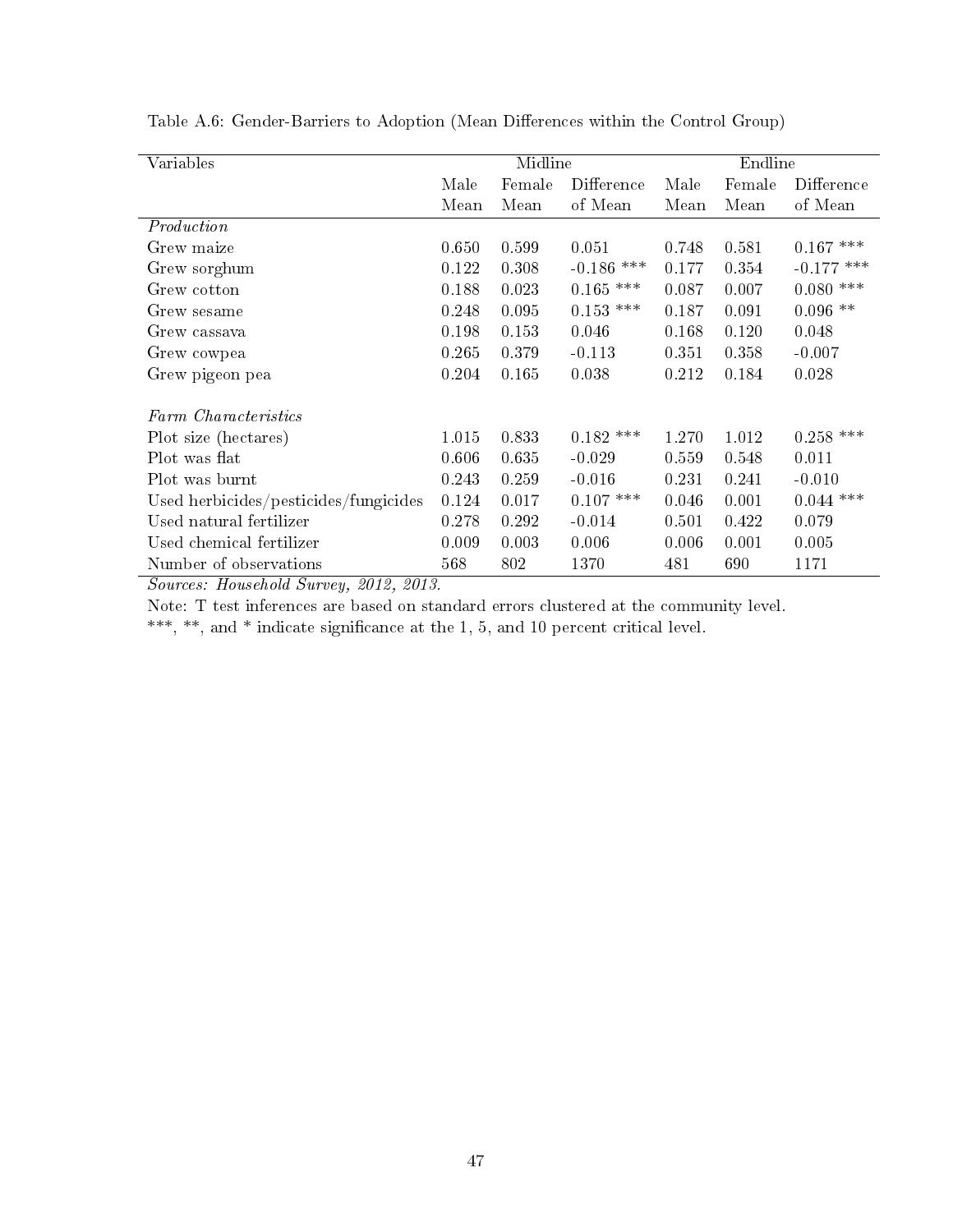Table A.6: Gender-Barriers to Adoption (Mean Differences within the Control Group)

| Variables | Midline | | | Endline | | |
|---|---|---|---|---|---|---|
| | Male Mean | Female Mean | Difference of Mean | Male Mean | Female Mean | Difference of Mean |
| *Production* | | | | | | |
| Grew maize | 0.650 | 0.599 | 0.051 | 0.748 | 0.581 | 0.167 *** |
| Grew sorghum | 0.122 | 0.308 | -0.186 *** | 0.177 | 0.354 | -0.177 *** |
| Grew cotton | 0.188 | 0.023 | 0.165 *** | 0.087 | 0.007 | 0.080 *** |
| Grew sesame | 0.248 | 0.095 | 0.153 *** | 0.187 | 0.091 | 0.096 ** |
| Grew cassava | 0.198 | 0.153 | 0.046 | 0.168 | 0.120 | 0.048 |
| Grew cowpea | 0.265 | 0.379 | -0.113 | 0.351 | 0.358 | -0.007 |
| Grew pigeon pea | 0.204 | 0.165 | 0.038 | 0.212 | 0.184 | 0.028 |
| | | | | | | |
| *Farm Characteristics* | | | | | | |
| Plot size (hectares) | 1.015 | 0.833 | 0.182 *** | 1.270 | 1.012 | 0.258 *** |
| Plot was flat | 0.606 | 0.635 | -0.029 | 0.559 | 0.548 | 0.011 |
| Plot was burnt | 0.243 | 0.259 | -0.016 | 0.231 | 0.241 | -0.010 |
| Used herbicides/pesticides/fungicides | 0.124 | 0.017 | 0.107 *** | 0.046 | 0.001 | 0.044 *** |
| Used natural fertilizer | 0.278 | 0.292 | -0.014 | 0.501 | 0.422 | 0.079 |
| Used chemical fertilizer | 0.009 | 0.003 | 0.006 | 0.006 | 0.001 | 0.005 |
| Number of observations | 568 | 802 | 1370 | 481 | 690 | 1171 |

*Sources: Household Survey, 2012, 2013.*

Note: T test inferences are based on standard errors clustered at the community level.

***, **, and * indicate significance at the 1, 5, and 10 percent critical level.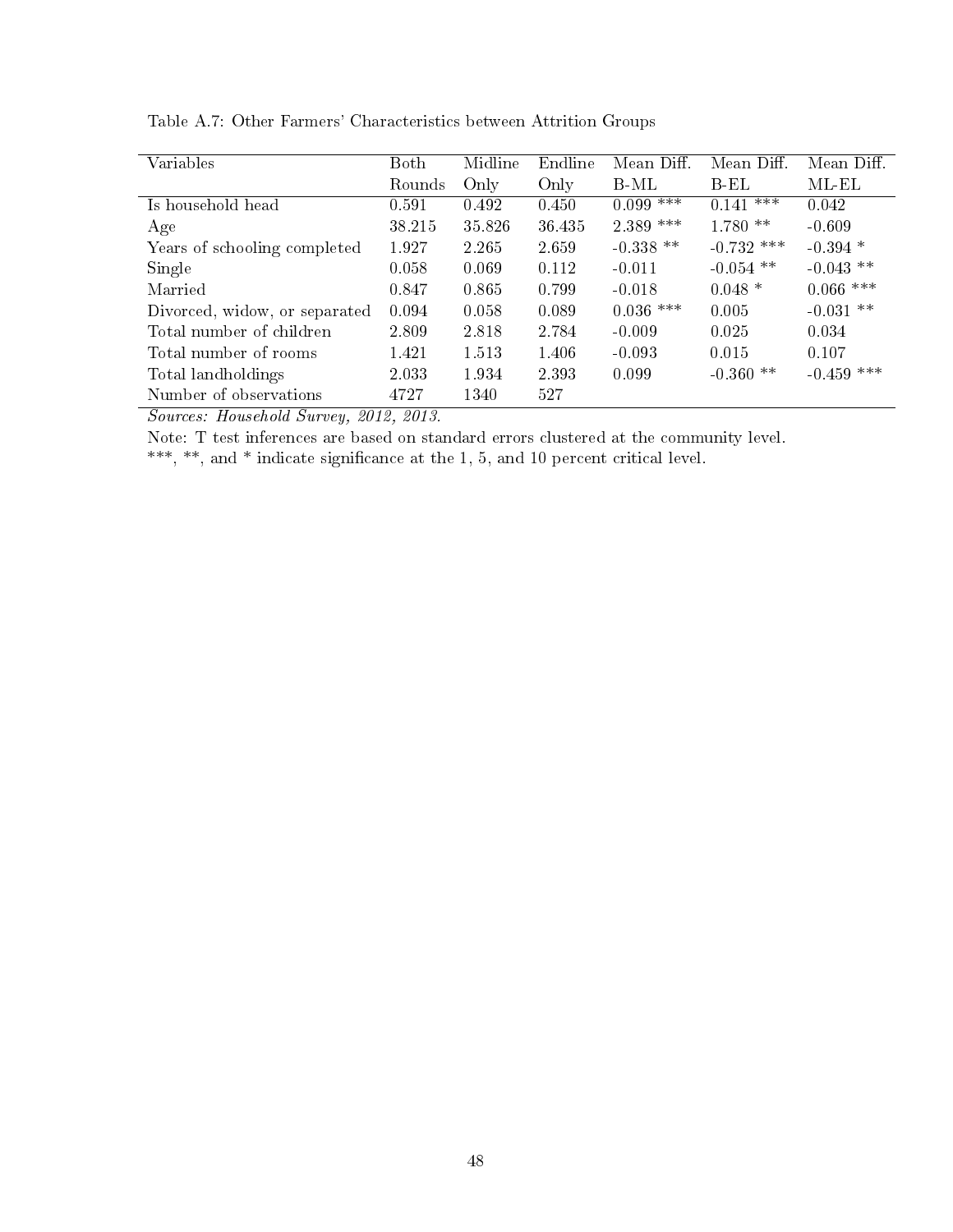Table A.7: Other Farmers' Characteristics between Attrition Groups

| Variables | Both Rounds | Midline Only | Endline Only | Mean Diff. B-ML | Mean Diff. B-EL | Mean Diff. ML-EL |
|---|---|---|---|---|---|---|
| Is household head | 0.591 | 0.492 | 0.450 | 0.099 *** | 0.141 *** | 0.042 |
| Age | 38.215 | 35.826 | 36.435 | 2.389 *** | 1.780 ** | -0.609 |
| Years of schooling completed | 1.927 | 2.265 | 2.659 | -0.338 ** | -0.732 *** | -0.394 * |
| Single | 0.058 | 0.069 | 0.112 | -0.011 | -0.054 ** | -0.043 ** |
| Married | 0.847 | 0.865 | 0.799 | -0.018 | 0.048 * | 0.066 *** |
| Divorced, widow, or separated | 0.094 | 0.058 | 0.089 | 0.036 *** | 0.005 | -0.031 ** |
| Total number of children | 2.809 | 2.818 | 2.784 | -0.009 | 0.025 | 0.034 |
| Total number of rooms | 1.421 | 1.513 | 1.406 | -0.093 | 0.015 | 0.107 |
| Total landholdings | 2.033 | 1.934 | 2.393 | 0.099 | -0.360 ** | -0.459 *** |
| Number of observations | 4727 | 1340 | 527 | | | |

*Sources: Household Survey, 2012, 2013.*

Note: T test inferences are based on standard errors clustered at the community level.

***, **, and * indicate significance at the 1, 5, and 10 percent critical level.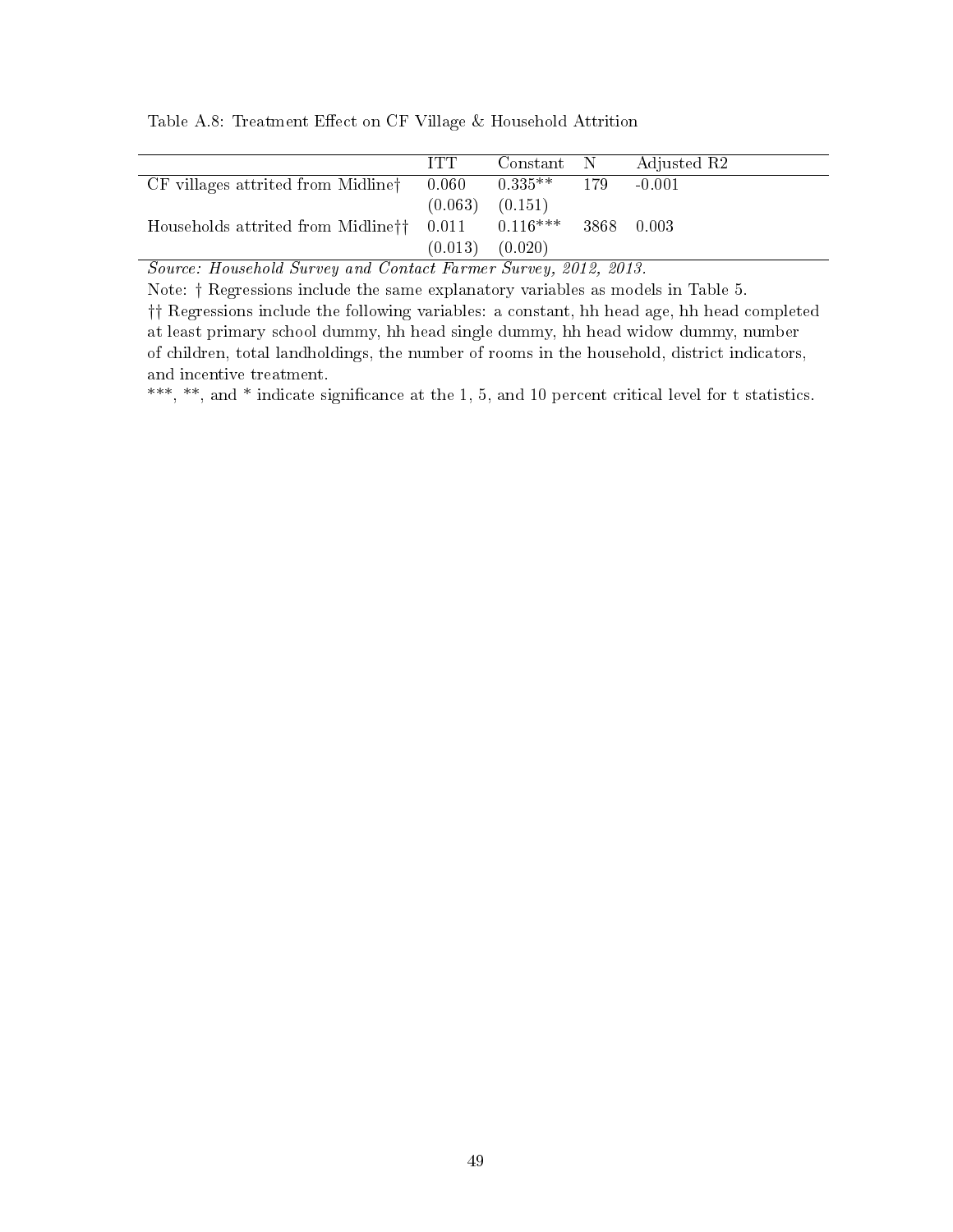Table A.8: Treatment Effect on CF Village & Household Attrition

| | ITT | Constant | N | Adjusted R2 |
|---|---|---|---|---|
| CF villages attrited from Midline† | 0.060 | 0.335** | 179 | -0.001 |
| | (0.063) | (0.151) | | |
| Households attrited from Midline†† | 0.011 | 0.116*** | 3868 | 0.003 |
| | (0.013) | (0.020) | | |

*Source: Household Survey and Contact Farmer Survey, 2012, 2013.*

Note: † Regressions include the same explanatory variables as models in Table 5.

†† Regressions include the following variables: a constant, hh head age, hh head completed at least primary school dummy, hh head single dummy, hh head widow dummy, number of children, total landholdings, the number of rooms in the household, district indicators, and incentive treatment.

***, **, and * indicate significance at the 1, 5, and 10 percent critical level for t statistics.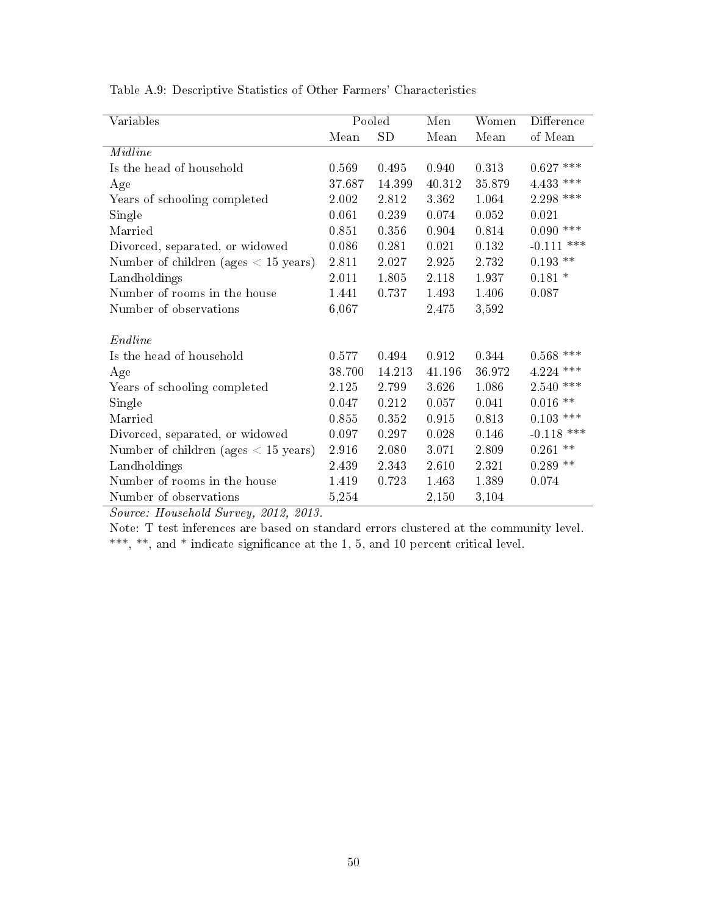Table A.9: Descriptive Statistics of Other Farmers' Characteristics

| Variables | Pooled | | Men | Women | Difference |
|---|---|---|---|---|---|
| | Mean | SD | Mean | Mean | of Mean |
| *Midline* | | | | | |
| Is the head of household | 0.569 | 0.495 | 0.940 | 0.313 | 0.627 *** |
| Age | 37.687 | 14.399 | 40.312 | 35.879 | 4.433 *** |
| Years of schooling completed | 2.002 | 2.812 | 3.362 | 1.064 | 2.298 *** |
| Single | 0.061 | 0.239 | 0.074 | 0.052 | 0.021 |
| Married | 0.851 | 0.356 | 0.904 | 0.814 | 0.090 *** |
| Divorced, separated, or widowed | 0.086 | 0.281 | 0.021 | 0.132 | -0.111 *** |
| Number of children (ages < 15 years) | 2.811 | 2.027 | 2.925 | 2.732 | 0.193 ** |
| Landholdings | 2.011 | 1.805 | 2.118 | 1.937 | 0.181 * |
| Number of rooms in the house | 1.441 | 0.737 | 1.493 | 1.406 | 0.087 |
| Number of observations | 6,067 | | 2,475 | 3,592 | |
| | | | | | |
| *Endline* | | | | | |
| Is the head of household | 0.577 | 0.494 | 0.912 | 0.344 | 0.568 *** |
| Age | 38.700 | 14.213 | 41.196 | 36.972 | 4.224 *** |
| Years of schooling completed | 2.125 | 2.799 | 3.626 | 1.086 | 2.540 *** |
| Single | 0.047 | 0.212 | 0.057 | 0.041 | 0.016 ** |
| Married | 0.855 | 0.352 | 0.915 | 0.813 | 0.103 *** |
| Divorced, separated, or widowed | 0.097 | 0.297 | 0.028 | 0.146 | -0.118 *** |
| Number of children (ages < 15 years) | 2.916 | 2.080 | 3.071 | 2.809 | 0.261 ** |
| Landholdings | 2.439 | 2.343 | 2.610 | 2.321 | 0.289 ** |
| Number of rooms in the house | 1.419 | 0.723 | 1.463 | 1.389 | 0.074 |
| Number of observations | 5,254 | | 2,150 | 3,104 | |

*Source: Household Survey, 2012, 2013.*

Note: T test inferences are based on standard errors clustered at the community level. ***, **, and * indicate significance at the 1, 5, and 10 percent critical level.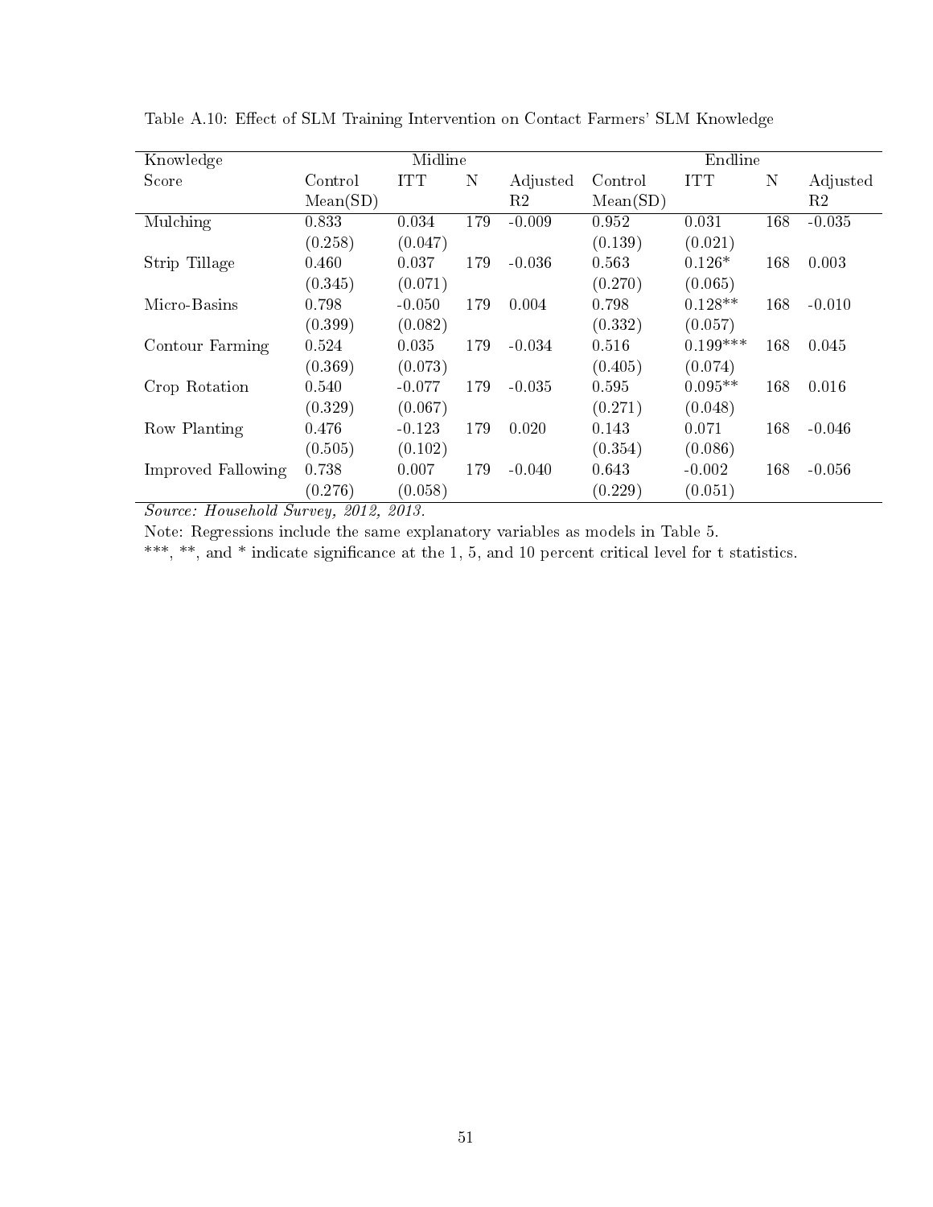Table A.10: Effect of SLM Training Intervention on Contact Farmers' SLM Knowledge

| Knowledge Score | Midline | | | | Endline | | | |
|---|---|---|---|---|---|---|---|---|
| | Control Mean(SD) | ITT | N | Adjusted R2 | Control Mean(SD) | ITT | N | Adjusted R2 |
| Mulching | 0.833 | 0.034 | 179 | -0.009 | 0.952 | 0.031 | 168 | -0.035 |
| | (0.258) | (0.047) | | | (0.139) | (0.021) | | |
| Strip Tillage | 0.460 | 0.037 | 179 | -0.036 | 0.563 | 0.126* | 168 | 0.003 |
| | (0.345) | (0.071) | | | (0.270) | (0.065) | | |
| Micro-Basins | 0.798 | -0.050 | 179 | 0.004 | 0.798 | 0.128** | 168 | -0.010 |
| | (0.399) | (0.082) | | | (0.332) | (0.057) | | |
| Contour Farming | 0.524 | 0.035 | 179 | -0.034 | 0.516 | 0.199*** | 168 | 0.045 |
| | (0.369) | (0.073) | | | (0.405) | (0.074) | | |
| Crop Rotation | 0.540 | -0.077 | 179 | -0.035 | 0.595 | 0.095** | 168 | 0.016 |
| | (0.329) | (0.067) | | | (0.271) | (0.048) | | |
| Row Planting | 0.476 | -0.123 | 179 | 0.020 | 0.143 | 0.071 | 168 | -0.046 |
| | (0.505) | (0.102) | | | (0.354) | (0.086) | | |
| Improved Fallowing | 0.738 | 0.007 | 179 | -0.040 | 0.643 | -0.002 | 168 | -0.056 |
| | (0.276) | (0.058) | | | (0.229) | (0.051) | | |

*Source: Household Survey, 2012, 2013.*

Note: Regressions include the same explanatory variables as models in Table 5.

***, **, and * indicate significance at the 1, 5, and 10 percent critical level for t statistics.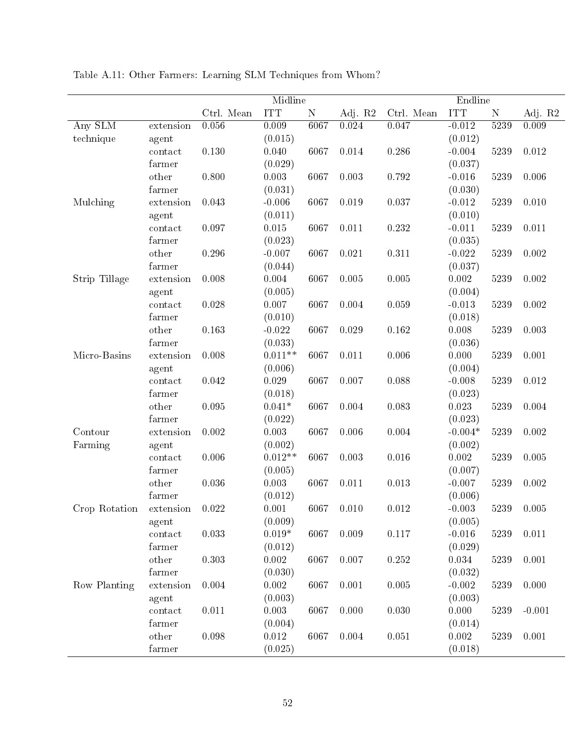Table A.11: Other Farmers: Learning SLM Techniques from Whom?

| | | Midline | | | | Endline | | | |
|---|---|---|---|---|---|---|---|---|---|
| | | Ctrl. Mean | ITT | N | Adj. R2 | Ctrl. Mean | ITT | N | Adj. R2 |
| Any SLM technique | extension agent | 0.056 | 0.009 | 6067 | 0.024 | 0.047 | -0.012 | 5239 | 0.009 |
| | | | (0.015) | | | | (0.012) | | |
| | contact farmer | 0.130 | 0.040 | 6067 | 0.014 | 0.286 | -0.004 | 5239 | 0.012 |
| | | | (0.029) | | | | (0.037) | | |
| | other farmer | 0.800 | 0.003 | 6067 | 0.003 | 0.792 | -0.016 | 5239 | 0.006 |
| | | | (0.031) | | | | (0.030) | | |
| Mulching | extension agent | 0.043 | -0.006 | 6067 | 0.019 | 0.037 | -0.012 | 5239 | 0.010 |
| | | | (0.011) | | | | (0.010) | | |
| | contact farmer | 0.097 | 0.015 | 6067 | 0.011 | 0.232 | -0.011 | 5239 | 0.011 |
| | | | (0.023) | | | | (0.035) | | |
| | other farmer | 0.296 | -0.007 | 6067 | 0.021 | 0.311 | -0.022 | 5239 | 0.002 |
| | | | (0.044) | | | | (0.037) | | |
| Strip Tillage | extension agent | 0.008 | 0.004 | 6067 | 0.005 | 0.005 | 0.002 | 5239 | 0.002 |
| | | | (0.005) | | | | (0.004) | | |
| | contact farmer | 0.028 | 0.007 | 6067 | 0.004 | 0.059 | -0.013 | 5239 | 0.002 |
| | | | (0.010) | | | | (0.018) | | |
| | other farmer | 0.163 | -0.022 | 6067 | 0.029 | 0.162 | 0.008 | 5239 | 0.003 |
| | | | (0.033) | | | | (0.036) | | |
| Micro-Basins | extension agent | 0.008 | 0.011** | 6067 | 0.011 | 0.006 | 0.000 | 5239 | 0.001 |
| | | | (0.006) | | | | (0.004) | | |
| | contact farmer | 0.042 | 0.029 | 6067 | 0.007 | 0.088 | -0.008 | 5239 | 0.012 |
| | | | (0.018) | | | | (0.023) | | |
| | other farmer | 0.095 | 0.041* | 6067 | 0.004 | 0.083 | 0.023 | 5239 | 0.004 |
| | | | (0.022) | | | | (0.023) | | |
| Contour Farming | extension agent | 0.002 | 0.003 | 6067 | 0.006 | 0.004 | -0.004* | 5239 | 0.002 |
| | | | (0.002) | | | | (0.002) | | |
| | contact farmer | 0.006 | 0.012** | 6067 | 0.003 | 0.016 | 0.002 | 5239 | 0.005 |
| | | | (0.005) | | | | (0.007) | | |
| | other farmer | 0.036 | 0.003 | 6067 | 0.011 | 0.013 | -0.007 | 5239 | 0.002 |
| | | | (0.012) | | | | (0.006) | | |
| Crop Rotation | extension agent | 0.022 | 0.001 | 6067 | 0.010 | 0.012 | -0.003 | 5239 | 0.005 |
| | | | (0.009) | | | | (0.005) | | |
| | contact farmer | 0.033 | 0.019* | 6067 | 0.009 | 0.117 | -0.016 | 5239 | 0.011 |
| | | | (0.012) | | | | (0.029) | | |
| | other farmer | 0.303 | 0.002 | 6067 | 0.007 | 0.252 | 0.034 | 5239 | 0.001 |
| | | | (0.030) | | | | (0.032) | | |
| Row Planting | extension agent | 0.004 | 0.002 | 6067 | 0.001 | 0.005 | -0.002 | 5239 | 0.000 |
| | | | (0.003) | | | | (0.003) | | |
| | contact farmer | 0.011 | 0.003 | 6067 | 0.000 | 0.030 | 0.000 | 5239 | -0.001 |
| | | | (0.004) | | | | (0.014) | | |
| | other farmer | 0.098 | 0.012 | 6067 | 0.004 | 0.051 | 0.002 | 5239 | 0.001 |
| | | | (0.025) | | | | (0.018) | | |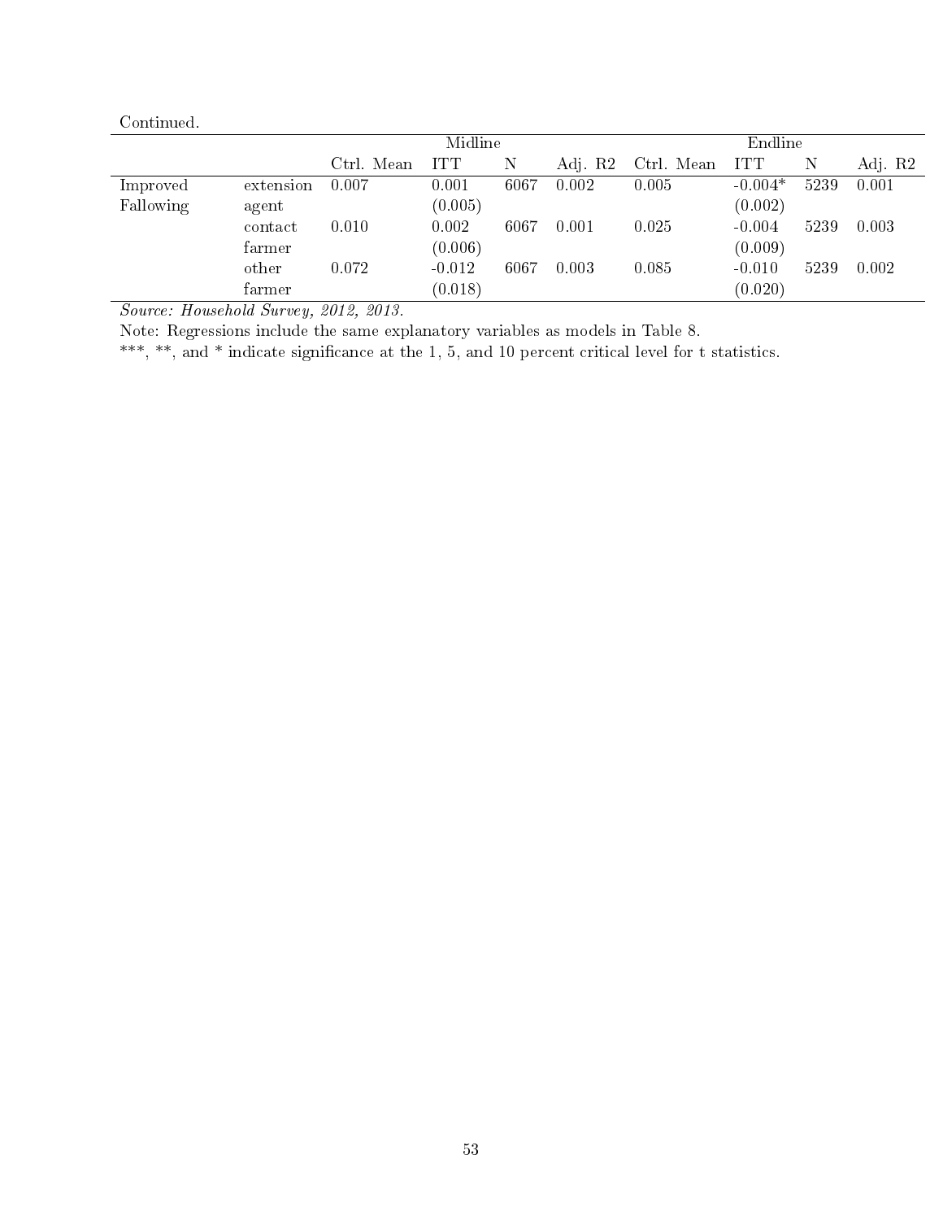Continued.

| | | Midline | | | | Endline | | | |
|---|---|---|---|---|---|---|---|---|---|
| | | Ctrl. Mean | ITT | N | Adj. R2 | Ctrl. Mean | ITT | N | Adj. R2 |
| Improved Fallowing | extension agent | 0.007 | 0.001 (0.005) | 6067 | 0.002 | 0.005 | -0.004* (0.002) | 5239 | 0.001 |
| | contact farmer | 0.010 | 0.002 (0.006) | 6067 | 0.001 | 0.025 | -0.004 (0.009) | 5239 | 0.003 |
| | other farmer | 0.072 | -0.012 (0.018) | 6067 | 0.003 | 0.085 | -0.010 (0.020) | 5239 | 0.002 |

*Source: Household Survey, 2012, 2013.*

Note: Regressions include the same explanatory variables as models in Table 8.

***, **, and * indicate significance at the 1, 5, and 10 percent critical level for t statistics.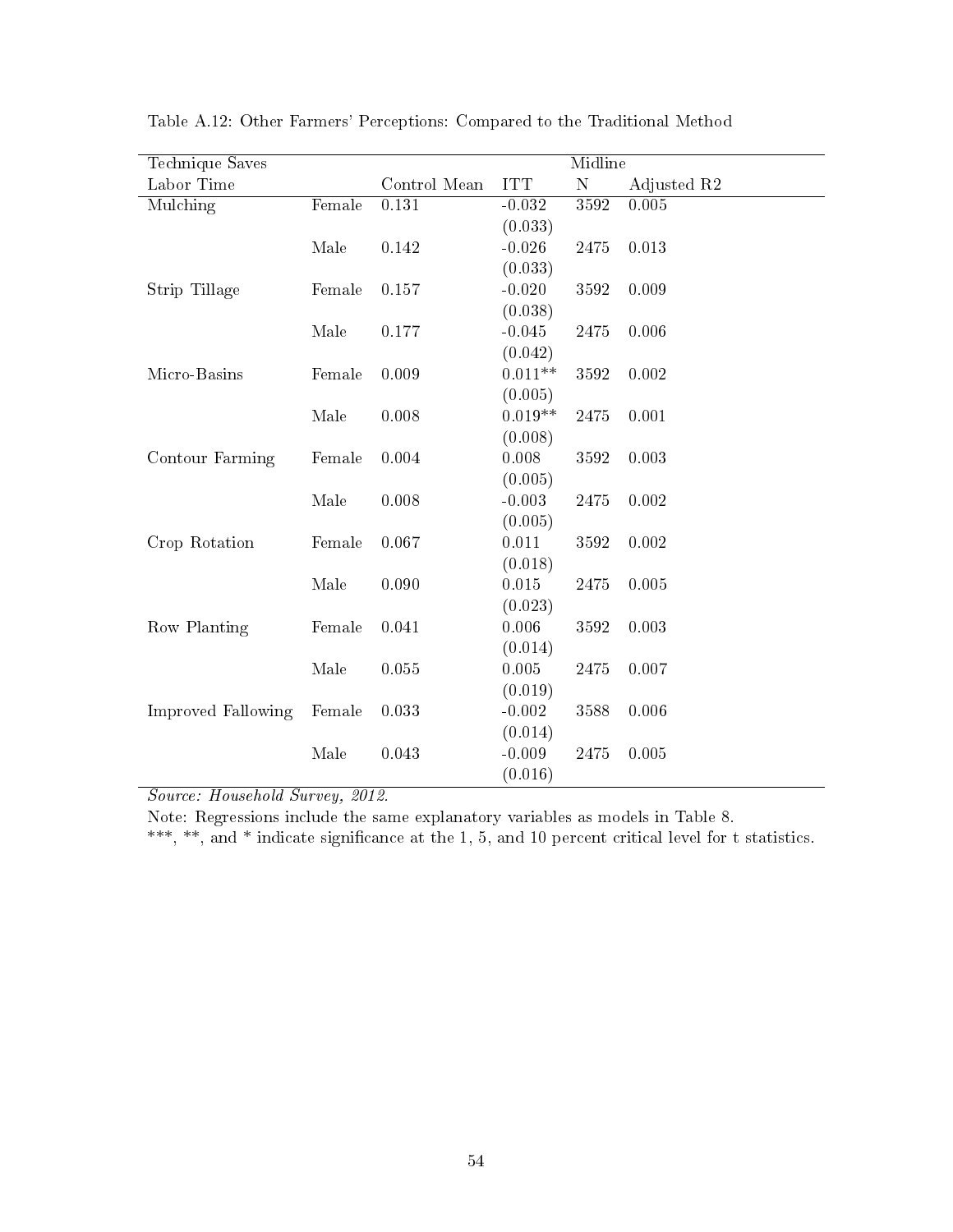Table A.12: Other Farmers' Perceptions: Compared to the Traditional Method

| Technique Saves | | | Midline | | |
|---|---|---|---|---|---|
| Labor Time | | Control Mean | ITT | N | Adjusted R2 |
| Mulching | Female | 0.131 | -0.032 | 3592 | 0.005 |
| | | | (0.033) | | |
| | Male | 0.142 | -0.026 | 2475 | 0.013 |
| | | | (0.033) | | |
| Strip Tillage | Female | 0.157 | -0.020 | 3592 | 0.009 |
| | | | (0.038) | | |
| | Male | 0.177 | -0.045 | 2475 | 0.006 |
| | | | (0.042) | | |
| Micro-Basins | Female | 0.009 | 0.011** | 3592 | 0.002 |
| | | | (0.005) | | |
| | Male | 0.008 | 0.019** | 2475 | 0.001 |
| | | | (0.008) | | |
| Contour Farming | Female | 0.004 | 0.008 | 3592 | 0.003 |
| | | | (0.005) | | |
| | Male | 0.008 | -0.003 | 2475 | 0.002 |
| | | | (0.005) | | |
| Crop Rotation | Female | 0.067 | 0.011 | 3592 | 0.002 |
| | | | (0.018) | | |
| | Male | 0.090 | 0.015 | 2475 | 0.005 |
| | | | (0.023) | | |
| Row Planting | Female | 0.041 | 0.006 | 3592 | 0.003 |
| | | | (0.014) | | |
| | Male | 0.055 | 0.005 | 2475 | 0.007 |
| | | | (0.019) | | |
| Improved Fallowing | Female | 0.033 | -0.002 | 3588 | 0.006 |
| | | | (0.014) | | |
| | Male | 0.043 | -0.009 | 2475 | 0.005 |
| | | | (0.016) | | |

*Source: Household Survey, 2012.*

Note: Regressions include the same explanatory variables as models in Table 8.

***, **, and * indicate significance at the 1, 5, and 10 percent critical level for t statistics.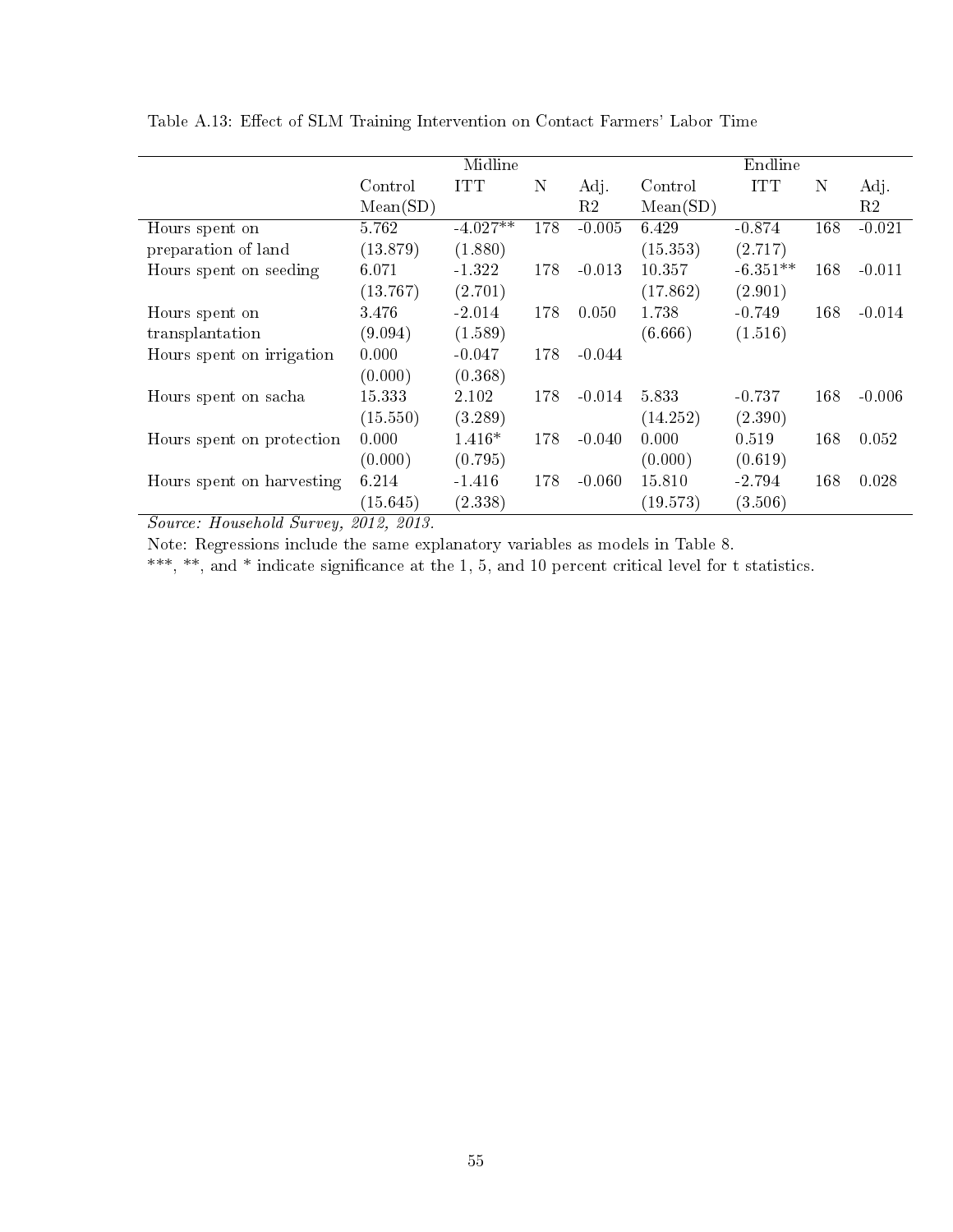Table A.13: Effect of SLM Training Intervention on Contact Farmers' Labor Time

| | Midline | | | | Endline | | | |
|---|---|---|---|---|---|---|---|---|
| | Control Mean(SD) | ITT | N | Adj. R2 | Control Mean(SD) | ITT | N | Adj. R2 |
| Hours spent on preparation of land | 5.762 | -4.027** | 178 | -0.005 | 6.429 | -0.874 | 168 | -0.021 |
| | (13.879) | (1.880) | | | (15.353) | (2.717) | | |
| Hours spent on seeding | 6.071 | -1.322 | 178 | -0.013 | 10.357 | -6.351** | 168 | -0.011 |
| | (13.767) | (2.701) | | | (17.862) | (2.901) | | |
| Hours spent on transplantation | 3.476 | -2.014 | 178 | 0.050 | 1.738 | -0.749 | 168 | -0.014 |
| | (9.094) | (1.589) | | | (6.666) | (1.516) | | |
| Hours spent on irrigation | 0.000 | -0.047 | 178 | -0.044 | | | | |
| | (0.000) | (0.368) | | | | | | |
| Hours spent on sacha | 15.333 | 2.102 | 178 | -0.014 | 5.833 | -0.737 | 168 | -0.006 |
| | (15.550) | (3.289) | | | (14.252) | (2.390) | | |
| Hours spent on protection | 0.000 | 1.416* | 178 | -0.040 | 0.000 | 0.519 | 168 | 0.052 |
| | (0.000) | (0.795) | | | (0.000) | (0.619) | | |
| Hours spent on harvesting | 6.214 | -1.416 | 178 | -0.060 | 15.810 | -2.794 | 168 | 0.028 |
| | (15.645) | (2.338) | | | (19.573) | (3.506) | | |

*Source: Household Survey, 2012, 2013.*

Note: Regressions include the same explanatory variables as models in Table 8.

***, **, and * indicate significance at the 1, 5, and 10 percent critical level for t statistics.